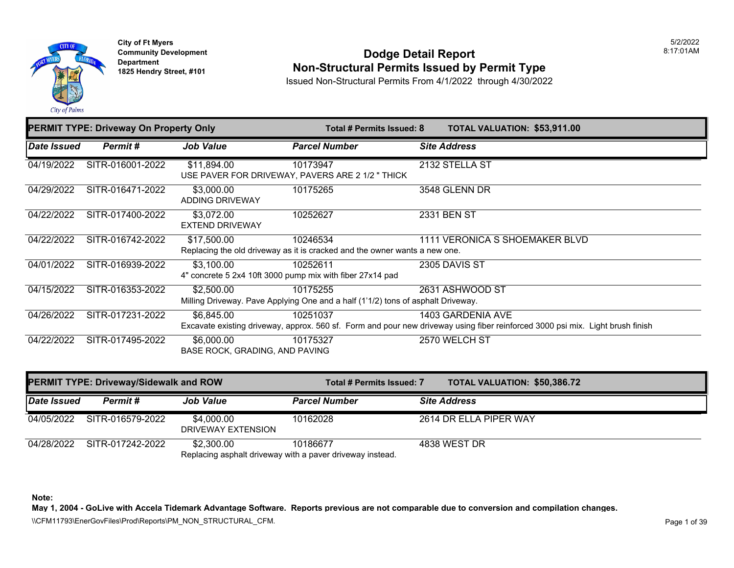City of Ft Myers
Community Development Department
1825 Hendry Street, #101

5/2/2022
8:17:01AM

# Dodge Detail Report
## Non-Structural Permits Issued by Permit Type

Issued Non-Structural Permits From 4/1/2022 through 4/30/2022

### PERMIT TYPE: Driveway On Property Only — Total # Permits Issued: 8 — TOTAL VALUATION: $53,911.00

| Date Issued | Permit # | Job Value | Parcel Number | Site Address |
| --- | --- | --- | --- | --- |
| 04/19/2022 | SITR-016001-2022 | $11,894.00 | 10173947 | 2132 STELLA ST |
| | | USE PAVER FOR DRIVEWAY, PAVERS ARE 2 1/2 " THICK | | |
| 04/29/2022 | SITR-016471-2022 | $3,000.00 | 10175265 | 3548 GLENN DR |
| | | ADDING DRIVEWAY | | |
| 04/22/2022 | SITR-017400-2022 | $3,072.00 | 10252627 | 2331 BEN ST |
| | | EXTEND DRIVEWAY | | |
| 04/22/2022 | SITR-016742-2022 | $17,500.00 | 10246534 | 1111 VERONICA S SHOEMAKER BLVD |
| | | Replacing the old driveway as it is cracked and the owner wants a new one. | | |
| 04/01/2022 | SITR-016939-2022 | $3,100.00 | 10252611 | 2305 DAVIS ST |
| | | 4" concrete 5 2x4 10ft 3000 pump mix with fiber 27x14 pad | | |
| 04/15/2022 | SITR-016353-2022 | $2,500.00 | 10175255 | 2631 ASHWOOD ST |
| | | Milling Driveway. Pave Applying One and a half (1'1/2) tons of asphalt Driveway. | | |
| 04/26/2022 | SITR-017231-2022 | $6,845.00 | 10251037 | 1403 GARDENIA AVE |
| | | Excavate existing driveway, approx. 560 sf. Form and pour new driveway using fiber reinforced 3000 psi mix. Light brush finish | | |
| 04/22/2022 | SITR-017495-2022 | $6,000.00 | 10175327 | 2570 WELCH ST |
| | | BASE ROCK, GRADING, AND PAVING | | |

### PERMIT TYPE: Driveway/Sidewalk and ROW — Total # Permits Issued: 7 — TOTAL VALUATION: $50,386.72

| Date Issued | Permit # | Job Value | Parcel Number | Site Address |
| --- | --- | --- | --- | --- |
| 04/05/2022 | SITR-016579-2022 | $4,000.00 | 10162028 | 2614 DR ELLA PIPER WAY |
| | | DRIVEWAY EXTENSION | | |
| 04/28/2022 | SITR-017242-2022 | $2,300.00 | 10186677 | 4838 WEST DR |
| | | Replacing asphalt driveway with a paver driveway instead. | | |

**Note:**
**May 1, 2004 - GoLive with Accela Tidemark Advantage Software. Reports previous are not comparable due to conversion and compilation changes.**

\\CFM11793\EnerGovFiles\Prod\Reports\PM_NON_STRUCTURAL_CFM.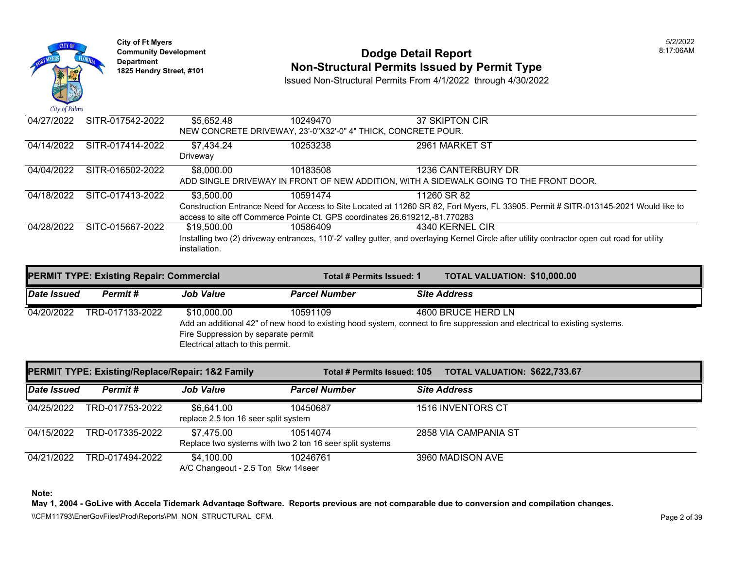| Date Issued | Permit # | Job Value | Parcel Number | Site Address |
|---|---|---|---|---|
| 04/27/2022 | SITR-017542-2022 | $5,652.48 | 10249470 | 37 SKIPTON CIR |
| | | NEW CONCRETE DRIVEWAY, 23'-0"X32'-0" 4" THICK, CONCRETE POUR. | | |
| 04/14/2022 | SITR-017414-2022 | $7,434.24 | 10253238 | 2961 MARKET ST |
| | | Driveway | | |
| 04/04/2022 | SITR-016502-2022 | $8,000.00 | 10183508 | 1236 CANTERBURY DR |
| | | ADD SINGLE DRIVEWAY IN FRONT OF NEW ADDITION, WITH A SIDEWALK GOING TO THE FRONT DOOR. | | |
| 04/18/2022 | SITC-017413-2022 | $3,500.00 | 10591474 | 11260 SR 82 |
| | | Construction Entrance Need for Access to Site Located at 11260 SR 82, Fort Myers, FL 33905. Permit # SITR-013145-2021 Would like to access to site off Commerce Pointe Ct. GPS coordinates 26.619212,-81.770283 | | |
| 04/28/2022 | SITC-015667-2022 | $19,500.00 | 10586409 | 4340 KERNEL CIR |
| | | Installing two (2) driveway entrances, 110'-2' valley gutter, and overlaying Kernel Circle after utility contractor open cut road for utility installation. | | |

## PERMIT TYPE: Existing Repair: Commercial

**Total # Permits Issued: 1** **TOTAL VALUATION: $10,000.00**

| Date Issued | Permit # | Job Value | Parcel Number | Site Address |
|---|---|---|---|---|
| 04/20/2022 | TRD-017133-2022 | $10,000.00 | 10591109 | 4600 BRUCE HERD LN |
| | | Add an additional 42" of new hood to existing hood system, connect to fire suppression and electrical to existing systems. Fire Suppression by separate permit Electrical attach to this permit. | | |

## PERMIT TYPE: Existing/Replace/Repair: 1&2 Family

**Total # Permits Issued: 105** **TOTAL VALUATION: $622,733.67**

| Date Issued | Permit # | Job Value | Parcel Number | Site Address |
|---|---|---|---|---|
| 04/25/2022 | TRD-017753-2022 | $6,641.00 | 10450687 | 1516 INVENTORS CT |
| | | replace 2.5 ton 16 seer split system | | |
| 04/15/2022 | TRD-017335-2022 | $7,475.00 | 10514074 | 2858 VIA CAMPANIA ST |
| | | Replace two systems with two 2 ton 16 seer split systems | | |
| 04/21/2022 | TRD-017494-2022 | $4,100.00 | 10246761 | 3960 MADISON AVE |
| | | A/C Changeout - 2.5 Ton 5kw 14seer | | |

**Note:**

**May 1, 2004 - GoLive with Accela Tidemark Advantage Software. Reports previous are not comparable due to conversion and compilation changes.**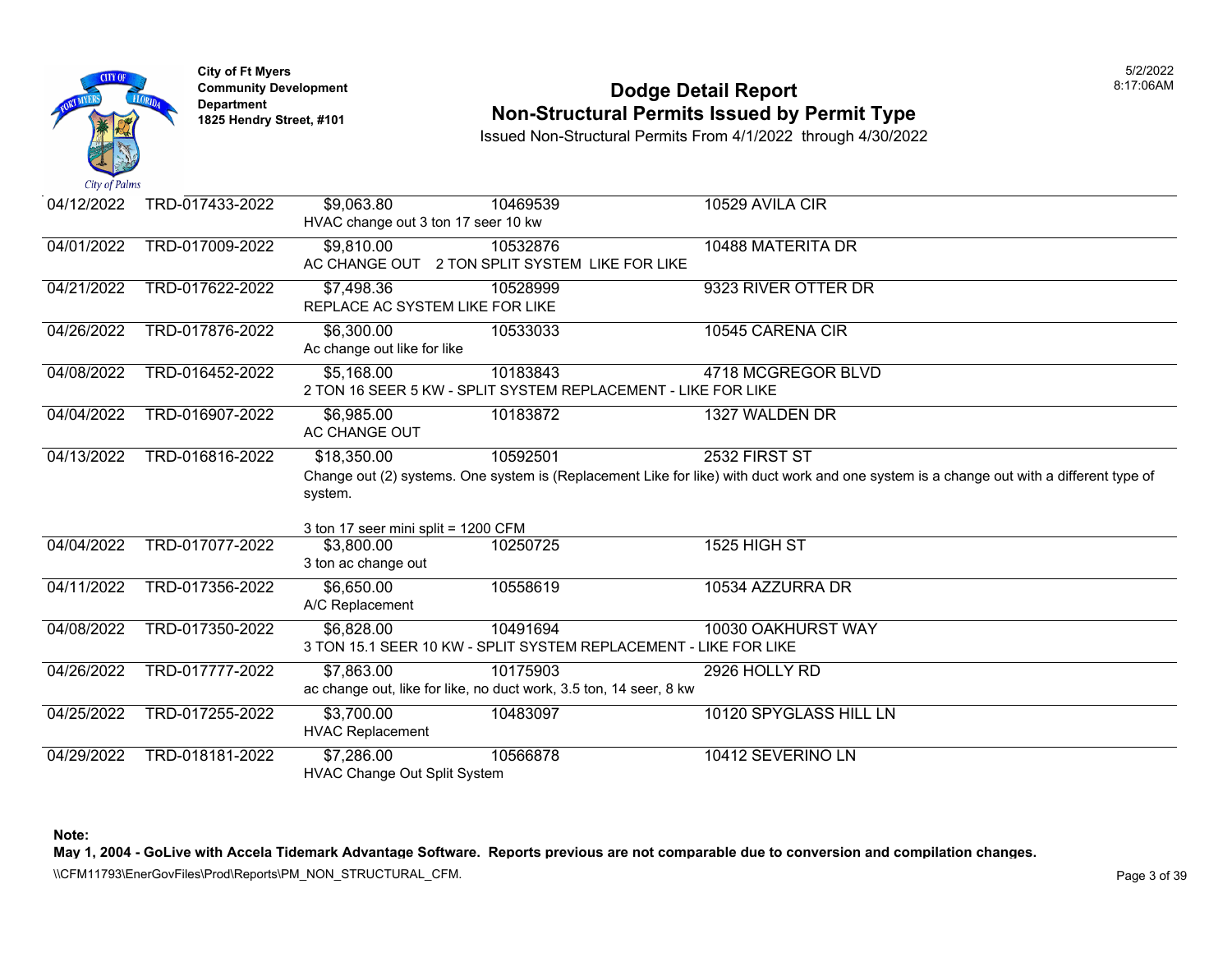City of Ft Myers
Community Development Department
1825 Hendry Street, #101

# Dodge Detail Report
## Non-Structural Permits Issued by Permit Type

Issued Non-Structural Permits From 4/1/2022 through 4/30/2022

| Date | Permit | Value | Parcel | Address |
|---|---|---|---|---|
| 04/12/2022 | TRD-017433-2022 | $9,063.80 | 10469539 | 10529 AVILA CIR |
| | | HVAC change out 3 ton 17 seer 10 kw | | |
| 04/01/2022 | TRD-017009-2022 | $9,810.00 | 10532876 | 10488 MATERITA DR |
| | | AC CHANGE OUT 2 TON SPLIT SYSTEM LIKE FOR LIKE | | |
| 04/21/2022 | TRD-017622-2022 | $7,498.36 | 10528999 | 9323 RIVER OTTER DR |
| | | REPLACE AC SYSTEM LIKE FOR LIKE | | |
| 04/26/2022 | TRD-017876-2022 | $6,300.00 | 10533033 | 10545 CARENA CIR |
| | | Ac change out like for like | | |
| 04/08/2022 | TRD-016452-2022 | $5,168.00 | 10183843 | 4718 MCGREGOR BLVD |
| | | 2 TON 16 SEER 5 KW - SPLIT SYSTEM REPLACEMENT - LIKE FOR LIKE | | |
| 04/04/2022 | TRD-016907-2022 | $6,985.00 | 10183872 | 1327 WALDEN DR |
| | | AC CHANGE OUT | | |
| 04/13/2022 | TRD-016816-2022 | $18,350.00 | 10592501 | 2532 FIRST ST |
| | | Change out (2) systems. One system is (Replacement Like for like) with duct work and one system is a change out with a different type of system. 3 ton 17 seer mini split = 1200 CFM | | |
| 04/04/2022 | TRD-017077-2022 | $3,800.00 | 10250725 | 1525 HIGH ST |
| | | 3 ton ac change out | | |
| 04/11/2022 | TRD-017356-2022 | $6,650.00 | 10558619 | 10534 AZZURRA DR |
| | | A/C Replacement | | |
| 04/08/2022 | TRD-017350-2022 | $6,828.00 | 10491694 | 10030 OAKHURST WAY |
| | | 3 TON 15.1 SEER 10 KW - SPLIT SYSTEM REPLACEMENT - LIKE FOR LIKE | | |
| 04/26/2022 | TRD-017777-2022 | $7,863.00 | 10175903 | 2926 HOLLY RD |
| | | ac change out, like for like, no duct work, 3.5 ton, 14 seer, 8 kw | | |
| 04/25/2022 | TRD-017255-2022 | $3,700.00 | 10483097 | 10120 SPYGLASS HILL LN |
| | | HVAC Replacement | | |
| 04/29/2022 | TRD-018181-2022 | $7,286.00 | 10566878 | 10412 SEVERINO LN |
| | | HVAC Change Out Split System | | |

**Note:**
**May 1, 2004 - GoLive with Accela Tidemark Advantage Software. Reports previous are not comparable due to conversion and compilation changes.**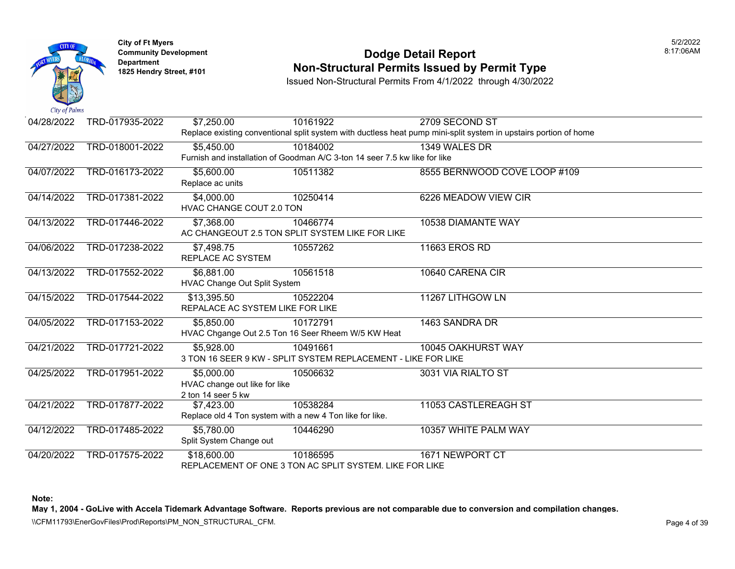City of Ft Myers
Community Development Department
1825 Hendry Street, #101

# Dodge Detail Report
## Non-Structural Permits Issued by Permit Type

Issued Non-Structural Permits From 4/1/2022 through 4/30/2022

5/2/2022
8:17:06AM

| Date | Permit # | Valuation | Parcel | Address |
|---|---|---|---|---|
| 04/28/2022 | TRD-017935-2022 | $7,250.00 | 10161922 | 2709 SECOND ST |
| | | Replace existing conventional split system with ductless heat pump mini-split system in upstairs portion of home | | |
| 04/27/2022 | TRD-018001-2022 | $5,450.00 | 10184002 | 1349 WALES DR |
| | | Furnish and installation of Goodman A/C 3-ton 14 seer 7.5 kw like for like | | |
| 04/07/2022 | TRD-016173-2022 | $5,600.00 | 10511382 | 8555 BERNWOOD COVE LOOP #109 |
| | | Replace ac units | | |
| 04/14/2022 | TRD-017381-2022 | $4,000.00 | 10250414 | 6226 MEADOW VIEW CIR |
| | | HVAC CHANGE COUT 2.0 TON | | |
| 04/13/2022 | TRD-017446-2022 | $7,368.00 | 10466774 | 10538 DIAMANTE WAY |
| | | AC CHANGEOUT 2.5 TON SPLIT SYSTEM LIKE FOR LIKE | | |
| 04/06/2022 | TRD-017238-2022 | $7,498.75 | 10557262 | 11663 EROS RD |
| | | REPLACE AC SYSTEM | | |
| 04/13/2022 | TRD-017552-2022 | $6,881.00 | 10561518 | 10640 CARENA CIR |
| | | HVAC Change Out Split System | | |
| 04/15/2022 | TRD-017544-2022 | $13,395.50 | 10522204 | 11267 LITHGOW LN |
| | | REPALACE AC SYSTEM LIKE FOR LIKE | | |
| 04/05/2022 | TRD-017153-2022 | $5,850.00 | 10172791 | 1463 SANDRA DR |
| | | HVAC Chgange Out 2.5 Ton 16 Seer Rheem W/5 KW Heat | | |
| 04/21/2022 | TRD-017721-2022 | $5,928.00 | 10491661 | 10045 OAKHURST WAY |
| | | 3 TON 16 SEER 9 KW - SPLIT SYSTEM REPLACEMENT - LIKE FOR LIKE | | |
| 04/25/2022 | TRD-017951-2022 | $5,000.00 | 10506632 | 3031 VIA RIALTO ST |
| | | HVAC change out like for like 2 ton 14 seer 5 kw | | |
| 04/21/2022 | TRD-017877-2022 | $7,423.00 | 10538284 | 11053 CASTLEREAGH ST |
| | | Replace old 4 Ton system with a new 4 Ton like for like. | | |
| 04/12/2022 | TRD-017485-2022 | $5,780.00 | 10446290 | 10357 WHITE PALM WAY |
| | | Split System Change out | | |
| 04/20/2022 | TRD-017575-2022 | $18,600.00 | 10186595 | 1671 NEWPORT CT |
| | | REPLACEMENT OF ONE 3 TON AC SPLIT SYSTEM. LIKE FOR LIKE | | |

**Note:**
**May 1, 2004 - GoLive with Accela Tidemark Advantage Software. Reports previous are not comparable due to conversion and compilation changes.**

\\CFM11793\EnerGovFiles\Prod\Reports\PM_NON_STRUCTURAL_CFM.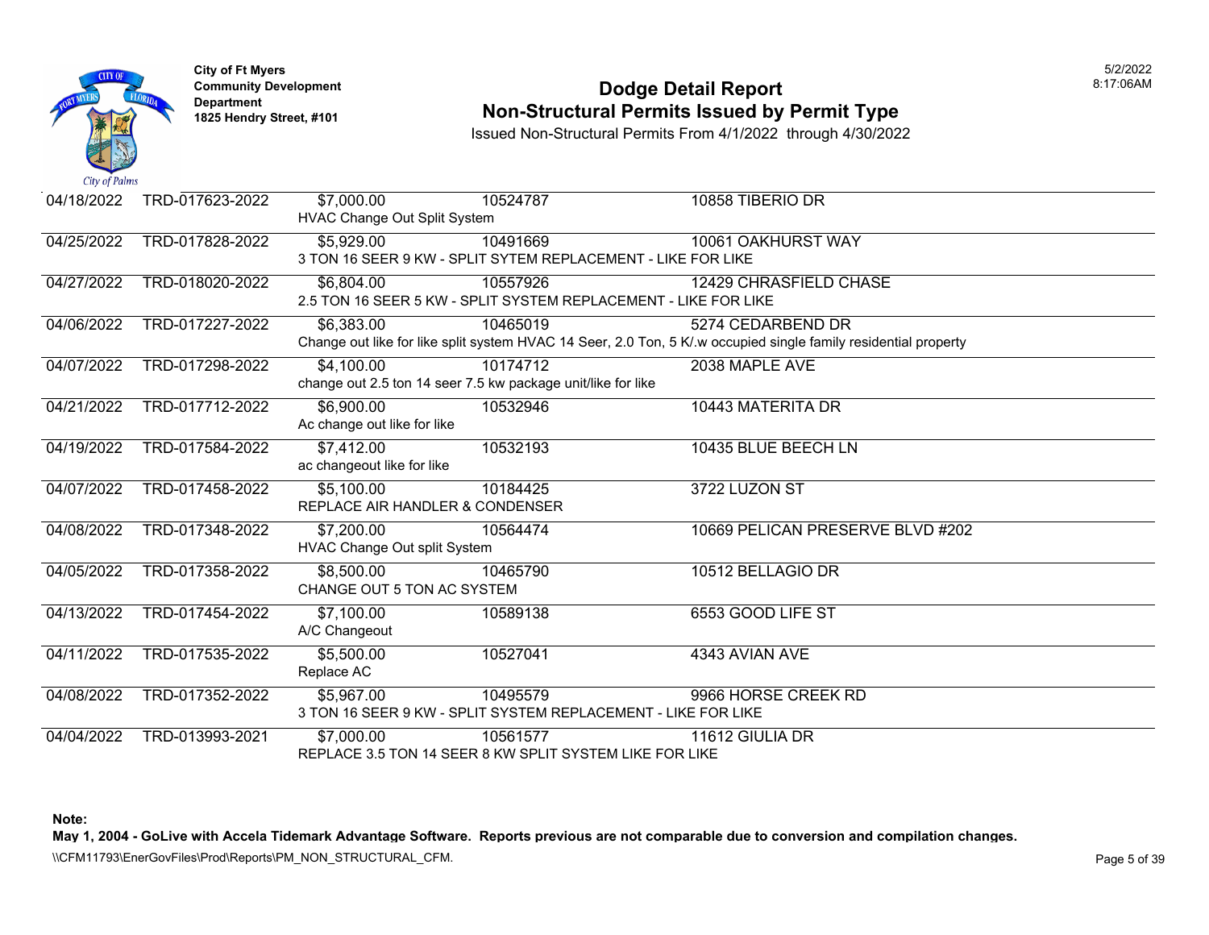**City of Ft Myers**
**Community Development Department**
**1825 Hendry Street, #101**

# Dodge Detail Report
## Non-Structural Permits Issued by Permit Type

Issued Non-Structural Permits From 4/1/2022 through 4/30/2022

5/2/2022
8:17:06AM

| Date | Permit # | Value | Parcel | Address |
|---|---|---|---|---|
| 04/18/2022 | TRD-017623-2022 | $7,000.00 | 10524787 | 10858 TIBERIO DR |
| | | HVAC Change Out Split System | | |
| 04/25/2022 | TRD-017828-2022 | $5,929.00 | 10491669 | 10061 OAKHURST WAY |
| | | 3 TON 16 SEER 9 KW - SPLIT SYTEM REPLACEMENT - LIKE FOR LIKE | | |
| 04/27/2022 | TRD-018020-2022 | $6,804.00 | 10557926 | 12429 CHRASFIELD CHASE |
| | | 2.5 TON 16 SEER 5 KW - SPLIT SYSTEM REPLACEMENT - LIKE FOR LIKE | | |
| 04/06/2022 | TRD-017227-2022 | $6,383.00 | 10465019 | 5274 CEDARBEND DR |
| | | Change out like for like split system HVAC 14 Seer, 2.0 Ton, 5 K/.w occupied single family residential property | | |
| 04/07/2022 | TRD-017298-2022 | $4,100.00 | 10174712 | 2038 MAPLE AVE |
| | | change out 2.5 ton 14 seer 7.5 kw package unit/like for like | | |
| 04/21/2022 | TRD-017712-2022 | $6,900.00 | 10532946 | 10443 MATERITA DR |
| | | Ac change out like for like | | |
| 04/19/2022 | TRD-017584-2022 | $7,412.00 | 10532193 | 10435 BLUE BEECH LN |
| | | ac changeout like for like | | |
| 04/07/2022 | TRD-017458-2022 | $5,100.00 | 10184425 | 3722 LUZON ST |
| | | REPLACE AIR HANDLER & CONDENSER | | |
| 04/08/2022 | TRD-017348-2022 | $7,200.00 | 10564474 | 10669 PELICAN PRESERVE BLVD #202 |
| | | HVAC Change Out split System | | |
| 04/05/2022 | TRD-017358-2022 | $8,500.00 | 10465790 | 10512 BELLAGIO DR |
| | | CHANGE OUT 5 TON AC SYSTEM | | |
| 04/13/2022 | TRD-017454-2022 | $7,100.00 | 10589138 | 6553 GOOD LIFE ST |
| | | A/C Changeout | | |
| 04/11/2022 | TRD-017535-2022 | $5,500.00 | 10527041 | 4343 AVIAN AVE |
| | | Replace AC | | |
| 04/08/2022 | TRD-017352-2022 | $5,967.00 | 10495579 | 9966 HORSE CREEK RD |
| | | 3 TON 16 SEER 9 KW - SPLIT SYSTEM REPLACEMENT - LIKE FOR LIKE | | |
| 04/04/2022 | TRD-013993-2021 | $7,000.00 | 10561577 | 11612 GIULIA DR |
| | | REPLACE 3.5 TON 14 SEER 8 KW SPLIT SYSTEM LIKE FOR LIKE | | |

**Note:**
**May 1, 2004 - GoLive with Accela Tidemark Advantage Software. Reports previous are not comparable due to conversion and compilation changes.**

\\CFM11793\EnerGovFiles\Prod\Reports\PM_NON_STRUCTURAL_CFM.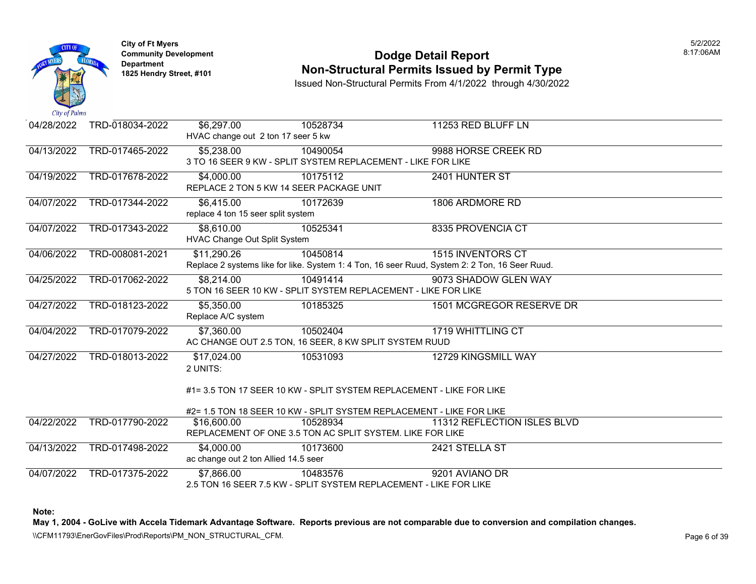City of Ft Myers
Community Development Department
1825 Hendry Street, #101

# Dodge Detail Report
## Non-Structural Permits Issued by Permit Type

Issued Non-Structural Permits From 4/1/2022 through 4/30/2022

5/2/2022
8:17:06AM

| Date | Permit Number | Valuation | Parcel | Address |
|---|---|---|---|---|
| 04/28/2022 | TRD-018034-2022 | $6,297.00 | 10528734 | 11253 RED BLUFF LN |
| | HVAC change out 2 ton 17 seer 5 kw | | | |
| 04/13/2022 | TRD-017465-2022 | $5,238.00 | 10490054 | 9988 HORSE CREEK RD |
| | 3 TO 16 SEER 9 KW - SPLIT SYSTEM REPLACEMENT - LIKE FOR LIKE | | | |
| 04/19/2022 | TRD-017678-2022 | $4,000.00 | 10175112 | 2401 HUNTER ST |
| | REPLACE 2 TON 5 KW 14 SEER PACKAGE UNIT | | | |
| 04/07/2022 | TRD-017344-2022 | $6,415.00 | 10172639 | 1806 ARDMORE RD |
| | replace 4 ton 15 seer split system | | | |
| 04/07/2022 | TRD-017343-2022 | $8,610.00 | 10525341 | 8335 PROVENCIA CT |
| | HVAC Change Out Split System | | | |
| 04/06/2022 | TRD-008081-2021 | $11,290.26 | 10450814 | 1515 INVENTORS CT |
| | Replace 2 systems like for like. System 1: 4 Ton, 16 seer Ruud, System 2: 2 Ton, 16 Seer Ruud. | | | |
| 04/25/2022 | TRD-017062-2022 | $8,214.00 | 10491414 | 9073 SHADOW GLEN WAY |
| | 5 TON 16 SEER 10 KW - SPLIT SYSTEM REPLACEMENT - LIKE FOR LIKE | | | |
| 04/27/2022 | TRD-018123-2022 | $5,350.00 | 10185325 | 1501 MCGREGOR RESERVE DR |
| | Replace A/C system | | | |
| 04/04/2022 | TRD-017079-2022 | $7,360.00 | 10502404 | 1719 WHITTLING CT |
| | AC CHANGE OUT 2.5 TON, 16 SEER, 8 KW SPLIT SYSTEM RUUD | | | |
| 04/27/2022 | TRD-018013-2022 | $17,024.00 | 10531093 | 12729 KINGSMILL WAY |
| | 2 UNITS: #1= 3.5 TON 17 SEER 10 KW - SPLIT SYSTEM REPLACEMENT - LIKE FOR LIKE #2= 1.5 TON 18 SEER 10 KW - SPLIT SYSTEM REPLACEMENT - LIKE FOR LIKE | | | |
| 04/22/2022 | TRD-017790-2022 | $16,600.00 | 10528934 | 11312 REFLECTION ISLES BLVD |
| | REPLACEMENT OF ONE 3.5 TON AC SPLIT SYSTEM. LIKE FOR LIKE | | | |
| 04/13/2022 | TRD-017498-2022 | $4,000.00 | 10173600 | 2421 STELLA ST |
| | ac change out 2 ton Allied 14.5 seer | | | |
| 04/07/2022 | TRD-017375-2022 | $7,866.00 | 10483576 | 9201 AVIANO DR |
| | 2.5 TON 16 SEER 7.5 KW - SPLIT SYSTEM REPLACEMENT - LIKE FOR LIKE | | | |

**Note:**
**May 1, 2004 - GoLive with Accela Tidemark Advantage Software. Reports previous are not comparable due to conversion and compilation changes.**

\\CFM11793\EnerGovFiles\Prod\Reports\PM_NON_STRUCTURAL_CFM.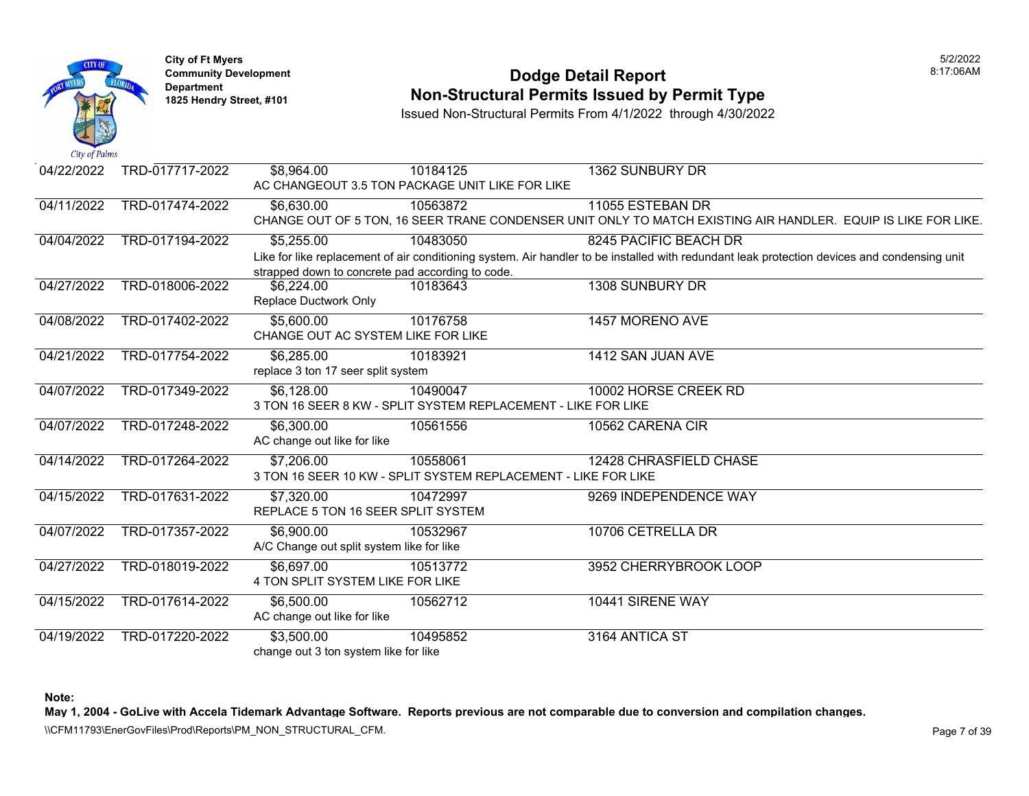City of Ft Myers
Community Development Department
1825 Hendry Street, #101

# Dodge Detail Report
## Non-Structural Permits Issued by Permit Type

Issued Non-Structural Permits From 4/1/2022 through 4/30/2022

| Date | Permit # | Valuation | Parcel | Address |
|---|---|---|---|---|
| 04/22/2022 | TRD-017717-2022 | $8,964.00 | 10184125 | 1362 SUNBURY DR |
| | | AC CHANGEOUT 3.5 TON PACKAGE UNIT LIKE FOR LIKE | | |
| 04/11/2022 | TRD-017474-2022 | $6,630.00 | 10563872 | 11055 ESTEBAN DR |
| | | CHANGE OUT OF 5 TON, 16 SEER TRANE CONDENSER UNIT ONLY TO MATCH EXISTING AIR HANDLER. EQUIP IS LIKE FOR LIKE. | | |
| 04/04/2022 | TRD-017194-2022 | $5,255.00 | 10483050 | 8245 PACIFIC BEACH DR |
| | | Like for like replacement of air conditioning system. Air handler to be installed with redundant leak protection devices and condensing unit strapped down to concrete pad according to code. | | |
| 04/27/2022 | TRD-018006-2022 | $6,224.00 | 10183643 | 1308 SUNBURY DR |
| | | Replace Ductwork Only | | |
| 04/08/2022 | TRD-017402-2022 | $5,600.00 | 10176758 | 1457 MORENO AVE |
| | | CHANGE OUT AC SYSTEM LIKE FOR LIKE | | |
| 04/21/2022 | TRD-017754-2022 | $6,285.00 | 10183921 | 1412 SAN JUAN AVE |
| | | replace 3 ton 17 seer split system | | |
| 04/07/2022 | TRD-017349-2022 | $6,128.00 | 10490047 | 10002 HORSE CREEK RD |
| | | 3 TON 16 SEER 8 KW - SPLIT SYSTEM REPLACEMENT - LIKE FOR LIKE | | |
| 04/07/2022 | TRD-017248-2022 | $6,300.00 | 10561556 | 10562 CARENA CIR |
| | | AC change out like for like | | |
| 04/14/2022 | TRD-017264-2022 | $7,206.00 | 10558061 | 12428 CHRASFIELD CHASE |
| | | 3 TON 16 SEER 10 KW - SPLIT SYSTEM REPLACEMENT - LIKE FOR LIKE | | |
| 04/15/2022 | TRD-017631-2022 | $7,320.00 | 10472997 | 9269 INDEPENDENCE WAY |
| | | REPLACE 5 TON 16 SEER SPLIT SYSTEM | | |
| 04/07/2022 | TRD-017357-2022 | $6,900.00 | 10532967 | 10706 CETRELLA DR |
| | | A/C Change out split system like for like | | |
| 04/27/2022 | TRD-018019-2022 | $6,697.00 | 10513772 | 3952 CHERRYBROOK LOOP |
| | | 4 TON SPLIT SYSTEM LIKE FOR LIKE | | |
| 04/15/2022 | TRD-017614-2022 | $6,500.00 | 10562712 | 10441 SIRENE WAY |
| | | AC change out like for like | | |
| 04/19/2022 | TRD-017220-2022 | $3,500.00 | 10495852 | 3164 ANTICA ST |
| | | change out 3 ton system like for like | | |

**Note:**
**May 1, 2004 - GoLive with Accela Tidemark Advantage Software. Reports previous are not comparable due to conversion and compilation changes.**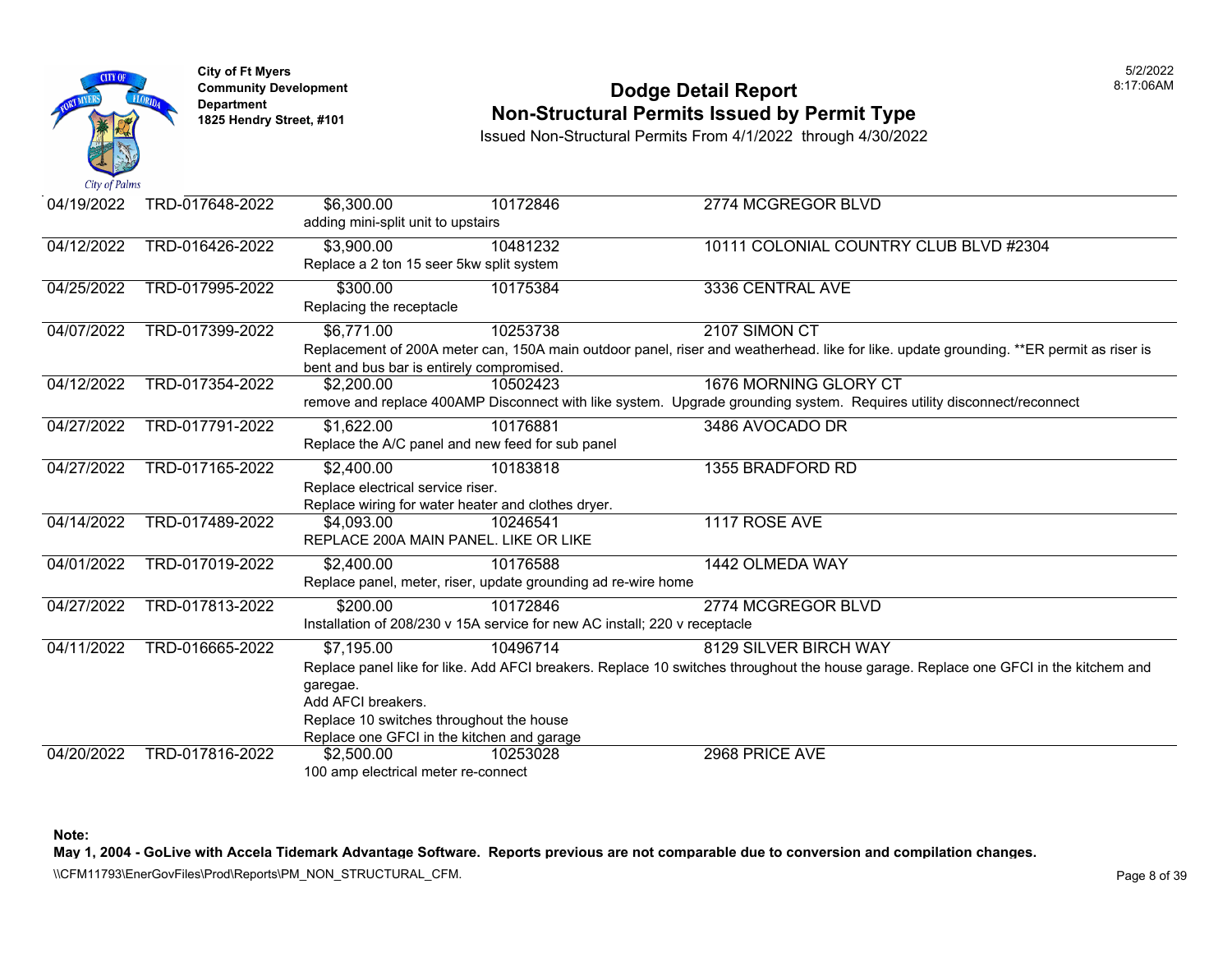City of Ft Myers
Community Development Department
1825 Hendry Street, #101

# Dodge Detail Report
## Non-Structural Permits Issued by Permit Type

Issued Non-Structural Permits From 4/1/2022 through 4/30/2022

| Date | Permit Number | Valuation | Parcel | Address |
|---|---|---|---|---|
| 04/19/2022 | TRD-017648-2022 | $6,300.00 | 10172846 | 2774 MCGREGOR BLVD |
| | | adding mini-split unit to upstairs | | |
| 04/12/2022 | TRD-016426-2022 | $3,900.00 | 10481232 | 10111 COLONIAL COUNTRY CLUB BLVD #2304 |
| | | Replace a 2 ton 15 seer 5kw split system | | |
| 04/25/2022 | TRD-017995-2022 | $300.00 | 10175384 | 3336 CENTRAL AVE |
| | | Replacing the receptacle | | |
| 04/07/2022 | TRD-017399-2022 | $6,771.00 | 10253738 | 2107 SIMON CT |
| | | Replacement of 200A meter can, 150A main outdoor panel, riser and weatherhead. like for like. update grounding. **ER permit as riser is bent and bus bar is entirely compromised. | | |
| 04/12/2022 | TRD-017354-2022 | $2,200.00 | 10502423 | 1676 MORNING GLORY CT |
| | | remove and replace 400AMP Disconnect with like system. Upgrade grounding system. Requires utility disconnect/reconnect | | |
| 04/27/2022 | TRD-017791-2022 | $1,622.00 | 10176881 | 3486 AVOCADO DR |
| | | Replace the A/C panel and new feed for sub panel | | |
| 04/27/2022 | TRD-017165-2022 | $2,400.00 | 10183818 | 1355 BRADFORD RD |
| | | Replace electrical service riser.<br>Replace wiring for water heater and clothes dryer. | | |
| 04/14/2022 | TRD-017489-2022 | $4,093.00 | 10246541 | 1117 ROSE AVE |
| | | REPLACE 200A MAIN PANEL. LIKE OR LIKE | | |
| 04/01/2022 | TRD-017019-2022 | $2,400.00 | 10176588 | 1442 OLMEDA WAY |
| | | Replace panel, meter, riser, update grounding ad re-wire home | | |
| 04/27/2022 | TRD-017813-2022 | $200.00 | 10172846 | 2774 MCGREGOR BLVD |
| | | Installation of 208/230 v 15A service for new AC install; 220 v receptacle | | |
| 04/11/2022 | TRD-016665-2022 | $7,195.00 | 10496714 | 8129 SILVER BIRCH WAY |
| | | Replace panel like for like. Add AFCI breakers. Replace 10 switches throughout the house garage. Replace one GFCI in the kitchem and garegae.<br>Add AFCI breakers.<br>Replace 10 switches throughout the house<br>Replace one GFCI in the kitchen and garage | | |
| 04/20/2022 | TRD-017816-2022 | $2,500.00 | 10253028 | 2968 PRICE AVE |
| | | 100 amp electrical meter re-connect | | |

**Note:**
**May 1, 2004 - GoLive with Accela Tidemark Advantage Software. Reports previous are not comparable due to conversion and compilation changes.**

\\CFM11793\EnerGovFiles\Prod\Reports\PM_NON_STRUCTURAL_CFM.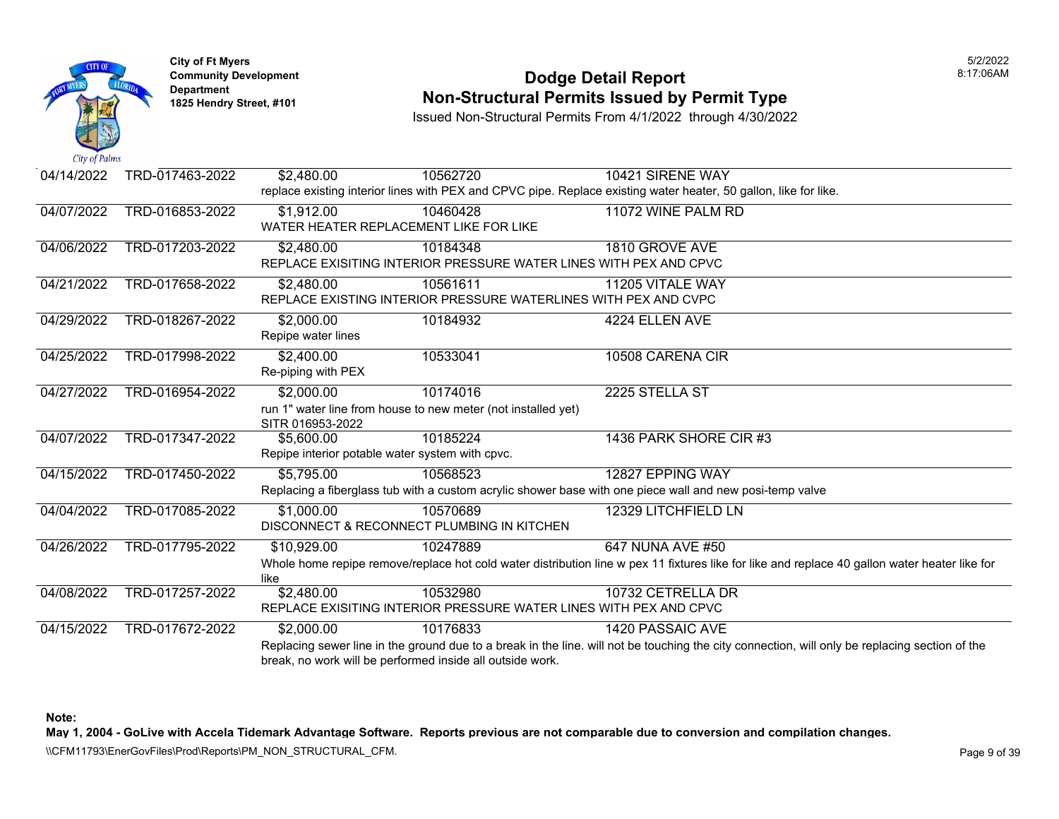City of Ft Myers
Community Development Department
1825 Hendry Street, #101

# Dodge Detail Report
## Non-Structural Permits Issued by Permit Type

Issued Non-Structural Permits From 4/1/2022 through 4/30/2022

| Date | Permit # | Value | Parcel | Address |
|---|---|---|---|---|
| 04/14/2022 | TRD-017463-2022 | $2,480.00 | 10562720 | 10421 SIRENE WAY |
| | replace existing interior lines with PEX and CPVC pipe. Replace existing water heater, 50 gallon, like for like. | | | |
| 04/07/2022 | TRD-016853-2022 | $1,912.00 | 10460428 | 11072 WINE PALM RD |
| | WATER HEATER REPLACEMENT LIKE FOR LIKE | | | |
| 04/06/2022 | TRD-017203-2022 | $2,480.00 | 10184348 | 1810 GROVE AVE |
| | REPLACE EXISITING INTERIOR PRESSURE WATER LINES WITH PEX AND CPVC | | | |
| 04/21/2022 | TRD-017658-2022 | $2,480.00 | 10561611 | 11205 VITALE WAY |
| | REPLACE EXISTING INTERIOR PRESSURE WATERLINES WITH PEX AND CVPC | | | |
| 04/29/2022 | TRD-018267-2022 | $2,000.00 | 10184932 | 4224 ELLEN AVE |
| | Repipe water lines | | | |
| 04/25/2022 | TRD-017998-2022 | $2,400.00 | 10533041 | 10508 CARENA CIR |
| | Re-piping with PEX | | | |
| 04/27/2022 | TRD-016954-2022 | $2,000.00 | 10174016 | 2225 STELLA ST |
| | run 1" water line from house to new meter (not installed yet) SITR 016953-2022 | | | |
| 04/07/2022 | TRD-017347-2022 | $5,600.00 | 10185224 | 1436 PARK SHORE CIR #3 |
| | Repipe interior potable water system with cpvc. | | | |
| 04/15/2022 | TRD-017450-2022 | $5,795.00 | 10568523 | 12827 EPPING WAY |
| | Replacing a fiberglass tub with a custom acrylic shower base with one piece wall and new posi-temp valve | | | |
| 04/04/2022 | TRD-017085-2022 | $1,000.00 | 10570689 | 12329 LITCHFIELD LN |
| | DISCONNECT & RECONNECT PLUMBING IN KITCHEN | | | |
| 04/26/2022 | TRD-017795-2022 | $10,929.00 | 10247889 | 647 NUNA AVE #50 |
| | Whole home repipe remove/replace hot cold water distribution line w pex 11 fixtures like for like and replace 40 gallon water heater like for like | | | |
| 04/08/2022 | TRD-017257-2022 | $2,480.00 | 10532980 | 10732 CETRELLA DR |
| | REPLACE EXISITING INTERIOR PRESSURE WATER LINES WITH PEX AND CPVC | | | |
| 04/15/2022 | TRD-017672-2022 | $2,000.00 | 10176833 | 1420 PASSAIC AVE |
| | Replacing sewer line in the ground due to a break in the line. will not be touching the city connection, will only be replacing section of the break, no work will be performed inside all outside work. | | | |

**Note:**
**May 1, 2004 - GoLive with Accela Tidemark Advantage Software. Reports previous are not comparable due to conversion and compilation changes.**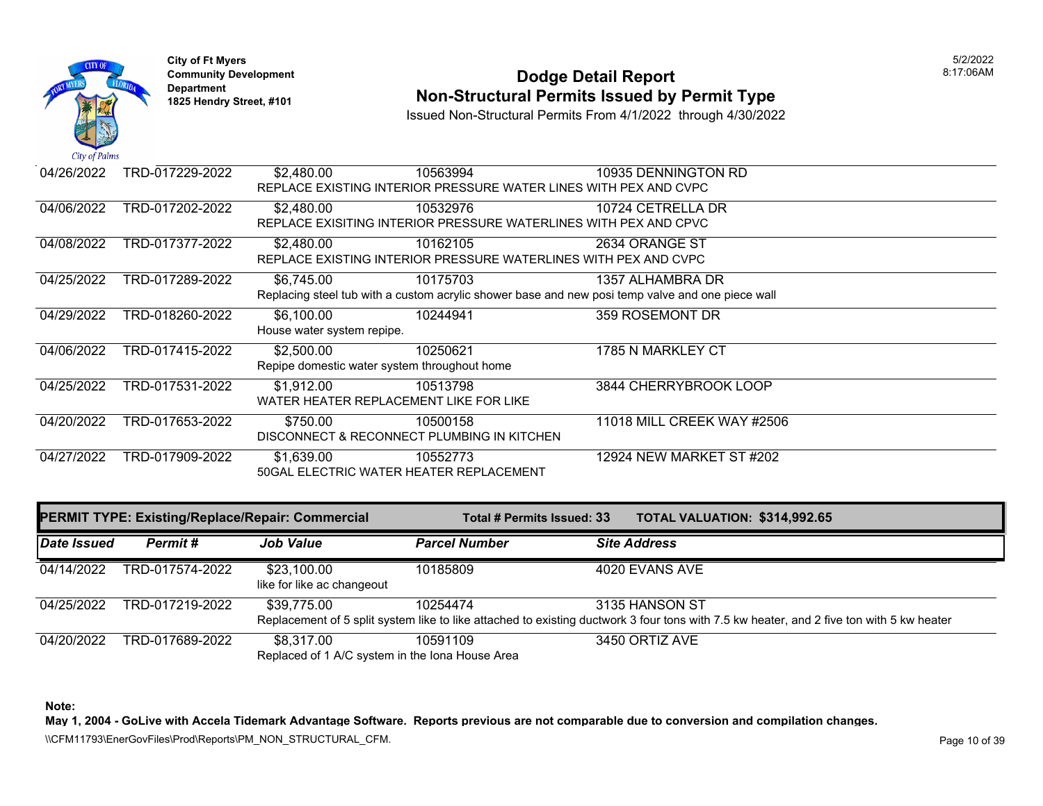City of Ft Myers
Community Development Department
1825 Hendry Street, #101

# Dodge Detail Report
## Non-Structural Permits Issued by Permit Type

Issued Non-Structural Permits From 4/1/2022 through 4/30/2022

| Date Issued | Permit # | Job Value | Parcel Number | Site Address |
|---|---|---|---|---|
| 04/26/2022 | TRD-017229-2022 | $2,480.00 | 10563994 | 10935 DENNINGTON RD |
| | | REPLACE EXISTING INTERIOR PRESSURE WATER LINES WITH PEX AND CVPC | | |
| 04/06/2022 | TRD-017202-2022 | $2,480.00 | 10532976 | 10724 CETRELLA DR |
| | | REPLACE EXISITING INTERIOR PRESSURE WATERLINES WITH PEX AND CPVC | | |
| 04/08/2022 | TRD-017377-2022 | $2,480.00 | 10162105 | 2634 ORANGE ST |
| | | REPLACE EXISTING INTERIOR PRESSURE WATERLINES WITH PEX AND CVPC | | |
| 04/25/2022 | TRD-017289-2022 | $6,745.00 | 10175703 | 1357 ALHAMBRA DR |
| | | Replacing steel tub with a custom acrylic shower base and new posi temp valve and one piece wall | | |
| 04/29/2022 | TRD-018260-2022 | $6,100.00 | 10244941 | 359 ROSEMONT DR |
| | | House water system repipe. | | |
| 04/06/2022 | TRD-017415-2022 | $2,500.00 | 10250621 | 1785 N MARKLEY CT |
| | | Repipe domestic water system throughout home | | |
| 04/25/2022 | TRD-017531-2022 | $1,912.00 | 10513798 | 3844 CHERRYBROOK LOOP |
| | | WATER HEATER REPLACEMENT LIKE FOR LIKE | | |
| 04/20/2022 | TRD-017653-2022 | $750.00 | 10500158 | 11018 MILL CREEK WAY #2506 |
| | | DISCONNECT & RECONNECT PLUMBING IN KITCHEN | | |
| 04/27/2022 | TRD-017909-2022 | $1,639.00 | 10552773 | 12924 NEW MARKET ST #202 |
| | | 50GAL ELECTRIC WATER HEATER REPLACEMENT | | |

**PERMIT TYPE: Existing/Replace/Repair: Commercial** | **Total # Permits Issued: 33** | **TOTAL VALUATION: $314,992.65**

| Date Issued | Permit # | Job Value | Parcel Number | Site Address |
|---|---|---|---|---|
| 04/14/2022 | TRD-017574-2022 | $23,100.00 | 10185809 | 4020 EVANS AVE |
| | | like for like ac changeout | | |
| 04/25/2022 | TRD-017219-2022 | $39,775.00 | 10254474 | 3135 HANSON ST |
| | | Replacement of 5 split system like to like attached to existing ductwork 3 four tons with 7.5 kw heater, and 2 five ton with 5 kw heater | | |
| 04/20/2022 | TRD-017689-2022 | $8,317.00 | 10591109 | 3450 ORTIZ AVE |
| | | Replaced of 1 A/C system in the Iona House Area | | |

**Note:**
**May 1, 2004 - GoLive with Accela Tidemark Advantage Software. Reports previous are not comparable due to conversion and compilation changes.**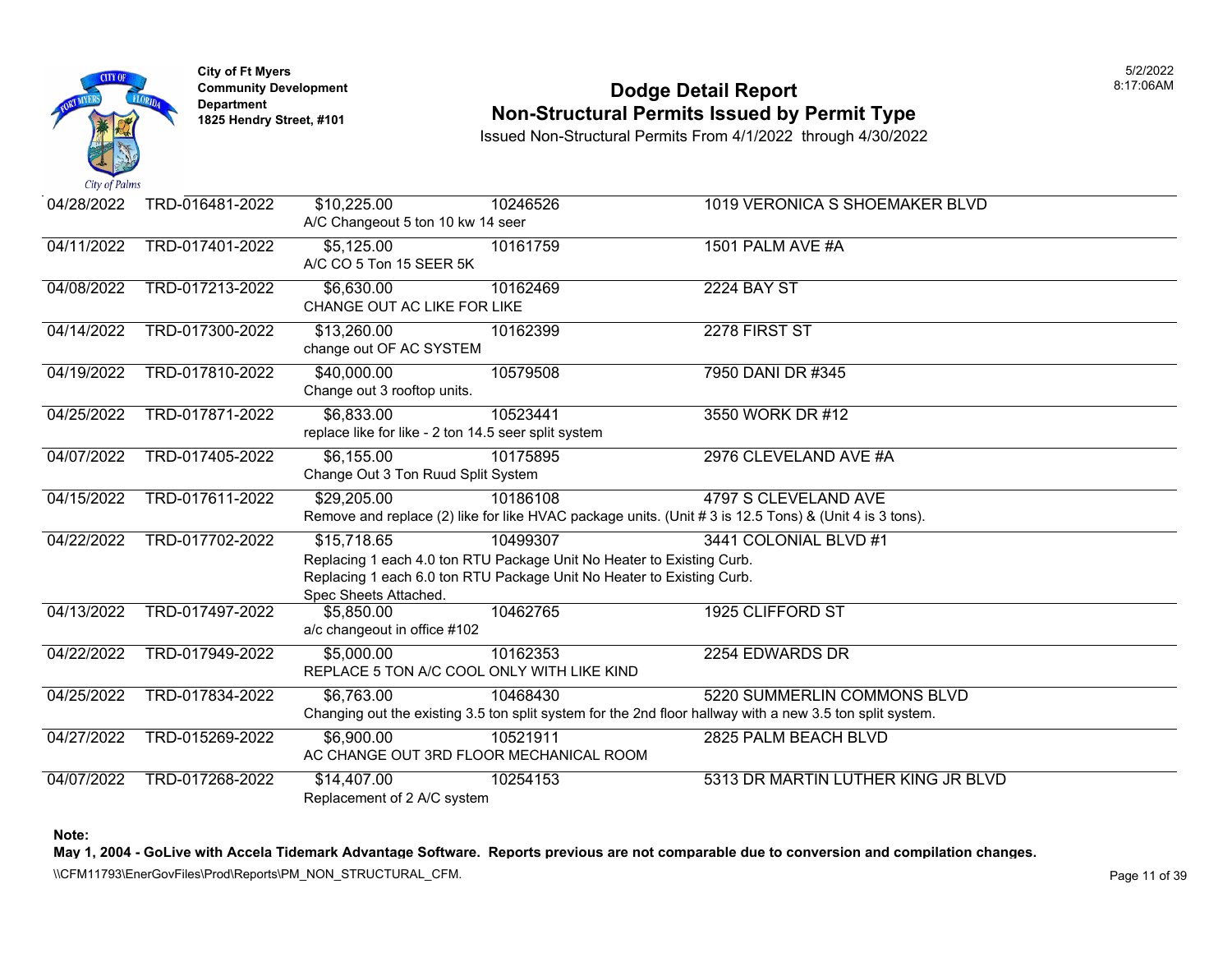City of Ft Myers
Community Development Department
1825 Hendry Street, #101

# Dodge Detail Report
## Non-Structural Permits Issued by Permit Type

Issued Non-Structural Permits From 4/1/2022 through 4/30/2022

| Date | Permit # | Valuation | Parcel | Address |
|---|---|---|---|---|
| 04/28/2022 | TRD-016481-2022 | $10,225.00 | 10246526 | 1019 VERONICA S SHOEMAKER BLVD |
| | | A/C Changeout 5 ton 10 kw 14 seer | | |
| 04/11/2022 | TRD-017401-2022 | $5,125.00 | 10161759 | 1501 PALM AVE #A |
| | | A/C CO 5 Ton 15 SEER 5K | | |
| 04/08/2022 | TRD-017213-2022 | $6,630.00 | 10162469 | 2224 BAY ST |
| | | CHANGE OUT AC LIKE FOR LIKE | | |
| 04/14/2022 | TRD-017300-2022 | $13,260.00 | 10162399 | 2278 FIRST ST |
| | | change out OF AC SYSTEM | | |
| 04/19/2022 | TRD-017810-2022 | $40,000.00 | 10579508 | 7950 DANI DR #345 |
| | | Change out 3 rooftop units. | | |
| 04/25/2022 | TRD-017871-2022 | $6,833.00 | 10523441 | 3550 WORK DR #12 |
| | | replace like for like - 2 ton 14.5 seer split system | | |
| 04/07/2022 | TRD-017405-2022 | $6,155.00 | 10175895 | 2976 CLEVELAND AVE #A |
| | | Change Out 3 Ton Ruud Split System | | |
| 04/15/2022 | TRD-017611-2022 | $29,205.00 | 10186108 | 4797 S CLEVELAND AVE |
| | | Remove and replace (2) like for like HVAC package units. (Unit # 3 is 12.5 Tons) & (Unit 4 is 3 tons). | | |
| 04/22/2022 | TRD-017702-2022 | $15,718.65 | 10499307 | 3441 COLONIAL BLVD #1 |
| | | Replacing 1 each 4.0 ton RTU Package Unit No Heater to Existing Curb. Replacing 1 each 6.0 ton RTU Package Unit No Heater to Existing Curb. Spec Sheets Attached. | | |
| 04/13/2022 | TRD-017497-2022 | $5,850.00 | 10462765 | 1925 CLIFFORD ST |
| | | a/c changeout in office #102 | | |
| 04/22/2022 | TRD-017949-2022 | $5,000.00 | 10162353 | 2254 EDWARDS DR |
| | | REPLACE 5 TON A/C COOL ONLY WITH LIKE KIND | | |
| 04/25/2022 | TRD-017834-2022 | $6,763.00 | 10468430 | 5220 SUMMERLIN COMMONS BLVD |
| | | Changing out the existing 3.5 ton split system for the 2nd floor hallway with a new 3.5 ton split system. | | |
| 04/27/2022 | TRD-015269-2022 | $6,900.00 | 10521911 | 2825 PALM BEACH BLVD |
| | | AC CHANGE OUT 3RD FLOOR MECHANICAL ROOM | | |
| 04/07/2022 | TRD-017268-2022 | $14,407.00 | 10254153 | 5313 DR MARTIN LUTHER KING JR BLVD |
| | | Replacement of 2 A/C system | | |

**Note:**
**May 1, 2004 - GoLive with Accela Tidemark Advantage Software. Reports previous are not comparable due to conversion and compilation changes.**

\\CFM11793\EnerGovFiles\Prod\Reports\PM_NON_STRUCTURAL_CFM.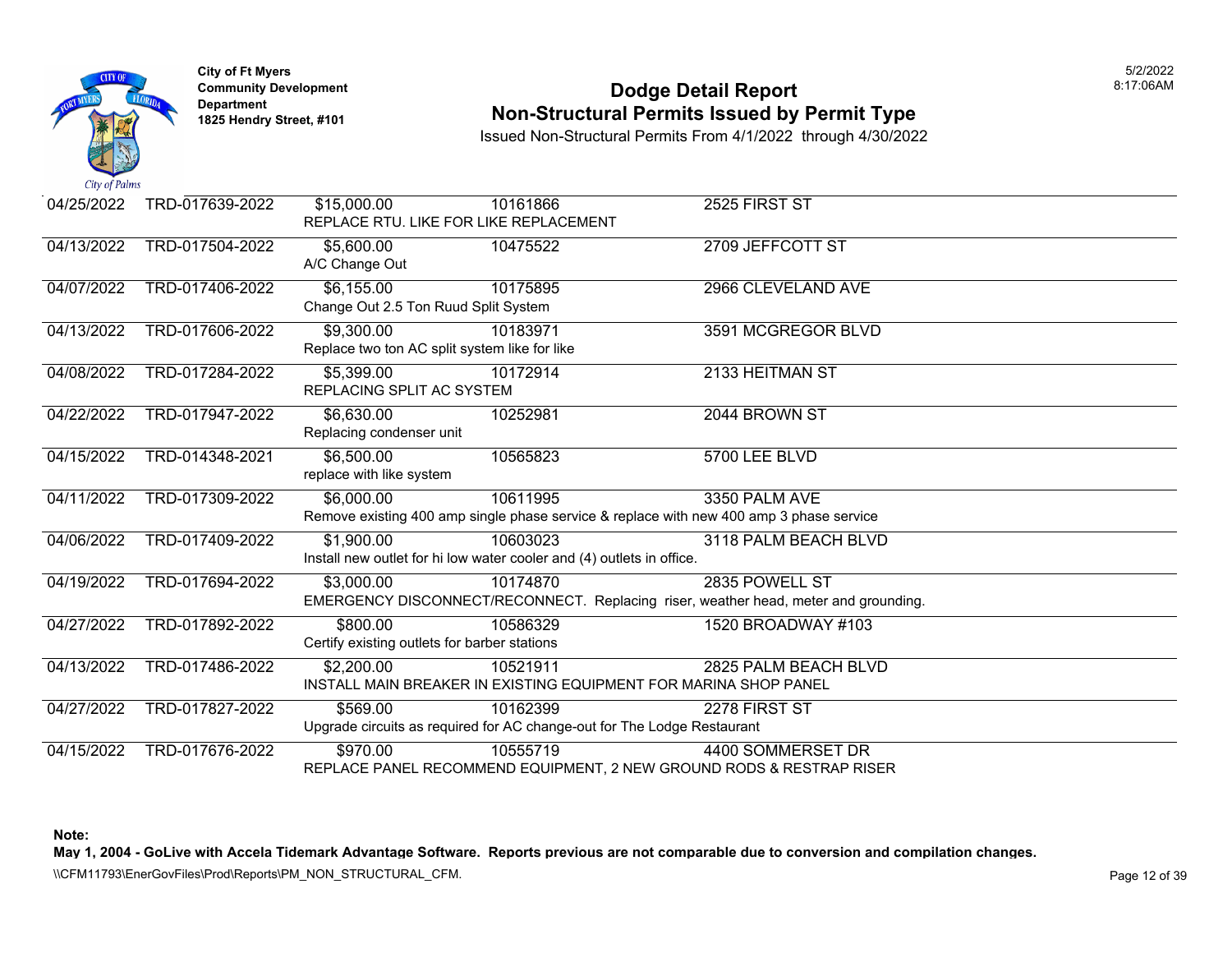City of Ft Myers
Community Development Department
1825 Hendry Street, #101

# Dodge Detail Report
## Non-Structural Permits Issued by Permit Type

Issued Non-Structural Permits From 4/1/2022 through 4/30/2022

5/2/2022
8:17:06AM

| Date | Permit # | Value | Parcel | Address |
|---|---|---|---|---|
| 04/25/2022 | TRD-017639-2022 | $15,000.00 | 10161866 | 2525 FIRST ST |
| | | REPLACE RTU. LIKE FOR LIKE REPLACEMENT | | |
| 04/13/2022 | TRD-017504-2022 | $5,600.00 | 10475522 | 2709 JEFFCOTT ST |
| | | A/C Change Out | | |
| 04/07/2022 | TRD-017406-2022 | $6,155.00 | 10175895 | 2966 CLEVELAND AVE |
| | | Change Out 2.5 Ton Ruud Split System | | |
| 04/13/2022 | TRD-017606-2022 | $9,300.00 | 10183971 | 3591 MCGREGOR BLVD |
| | | Replace two ton AC split system like for like | | |
| 04/08/2022 | TRD-017284-2022 | $5,399.00 | 10172914 | 2133 HEITMAN ST |
| | | REPLACING SPLIT AC SYSTEM | | |
| 04/22/2022 | TRD-017947-2022 | $6,630.00 | 10252981 | 2044 BROWN ST |
| | | Replacing condenser unit | | |
| 04/15/2022 | TRD-014348-2021 | $6,500.00 | 10565823 | 5700 LEE BLVD |
| | | replace with like system | | |
| 04/11/2022 | TRD-017309-2022 | $6,000.00 | 10611995 | 3350 PALM AVE |
| | | Remove existing 400 amp single phase service & replace with new 400 amp 3 phase service | | |
| 04/06/2022 | TRD-017409-2022 | $1,900.00 | 10603023 | 3118 PALM BEACH BLVD |
| | | Install new outlet for hi low water cooler and (4) outlets in office. | | |
| 04/19/2022 | TRD-017694-2022 | $3,000.00 | 10174870 | 2835 POWELL ST |
| | | EMERGENCY DISCONNECT/RECONNECT. Replacing riser, weather head, meter and grounding. | | |
| 04/27/2022 | TRD-017892-2022 | $800.00 | 10586329 | 1520 BROADWAY #103 |
| | | Certify existing outlets for barber stations | | |
| 04/13/2022 | TRD-017486-2022 | $2,200.00 | 10521911 | 2825 PALM BEACH BLVD |
| | | INSTALL MAIN BREAKER IN EXISTING EQUIPMENT FOR MARINA SHOP PANEL | | |
| 04/27/2022 | TRD-017827-2022 | $569.00 | 10162399 | 2278 FIRST ST |
| | | Upgrade circuits as required for AC change-out for The Lodge Restaurant | | |
| 04/15/2022 | TRD-017676-2022 | $970.00 | 10555719 | 4400 SOMMERSET DR |
| | | REPLACE PANEL RECOMMEND EQUIPMENT, 2 NEW GROUND RODS & RESTRAP RISER | | |

**Note:**
**May 1, 2004 - GoLive with Accela Tidemark Advantage Software. Reports previous are not comparable due to conversion and compilation changes.**

\\CFM11793\EnerGovFiles\Prod\Reports\PM_NON_STRUCTURAL_CFM.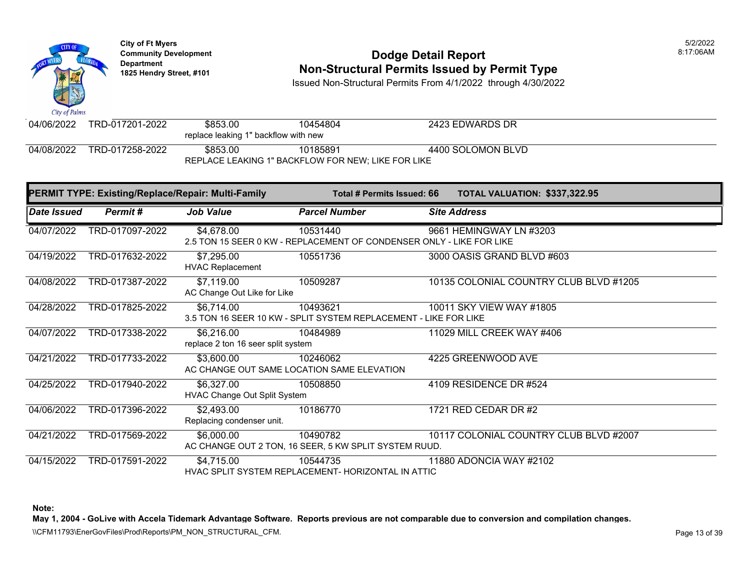| Date Issued | Permit # | Job Value | Parcel Number | Site Address |
|---|---|---|---|---|
| 04/06/2022 | TRD-017201-2022 | $853.00 | 10454804 | 2423 EDWARDS DR |
| | | replace leaking 1" backflow with new | | |
| 04/08/2022 | TRD-017258-2022 | $853.00 | 10185891 | 4400 SOLOMON BLVD |
| | | REPLACE LEAKING 1" BACKFLOW FOR NEW; LIKE FOR LIKE | | |

**PERMIT TYPE: Existing/Replace/Repair: Multi-Family** — **Total # Permits Issued: 66** — **TOTAL VALUATION: $337,322.95**

| Date Issued | Permit # | Job Value | Parcel Number | Site Address |
|---|---|---|---|---|
| 04/07/2022 | TRD-017097-2022 | $4,678.00 | 10531440 | 9661 HEMINGWAY LN #3203 |
| | | 2.5 TON 15 SEER 0 KW - REPLACEMENT OF CONDENSER ONLY - LIKE FOR LIKE | | |
| 04/19/2022 | TRD-017632-2022 | $7,295.00 | 10551736 | 3000 OASIS GRAND BLVD #603 |
| | | HVAC Replacement | | |
| 04/08/2022 | TRD-017387-2022 | $7,119.00 | 10509287 | 10135 COLONIAL COUNTRY CLUB BLVD #1205 |
| | | AC Change Out Like for Like | | |
| 04/28/2022 | TRD-017825-2022 | $6,714.00 | 10493621 | 10011 SKY VIEW WAY #1805 |
| | | 3.5 TON 16 SEER 10 KW - SPLIT SYSTEM REPLACEMENT - LIKE FOR LIKE | | |
| 04/07/2022 | TRD-017338-2022 | $6,216.00 | 10484989 | 11029 MILL CREEK WAY #406 |
| | | replace 2 ton 16 seer split system | | |
| 04/21/2022 | TRD-017733-2022 | $3,600.00 | 10246062 | 4225 GREENWOOD AVE |
| | | AC CHANGE OUT SAME LOCATION SAME ELEVATION | | |
| 04/25/2022 | TRD-017940-2022 | $6,327.00 | 10508850 | 4109 RESIDENCE DR #524 |
| | | HVAC Change Out Split System | | |
| 04/06/2022 | TRD-017396-2022 | $2,493.00 | 10186770 | 1721 RED CEDAR DR #2 |
| | | Replacing condenser unit. | | |
| 04/21/2022 | TRD-017569-2022 | $6,000.00 | 10490782 | 10117 COLONIAL COUNTRY CLUB BLVD #2007 |
| | | AC CHANGE OUT 2 TON, 16 SEER, 5 KW SPLIT SYSTEM RUUD. | | |
| 04/15/2022 | TRD-017591-2022 | $4,715.00 | 10544735 | 11880 ADONCIA WAY #2102 |
| | | HVAC SPLIT SYSTEM REPLACEMENT- HORIZONTAL IN ATTIC | | |

**Note:**

**May 1, 2004 - GoLive with Accela Tidemark Advantage Software. Reports previous are not comparable due to conversion and compilation changes.**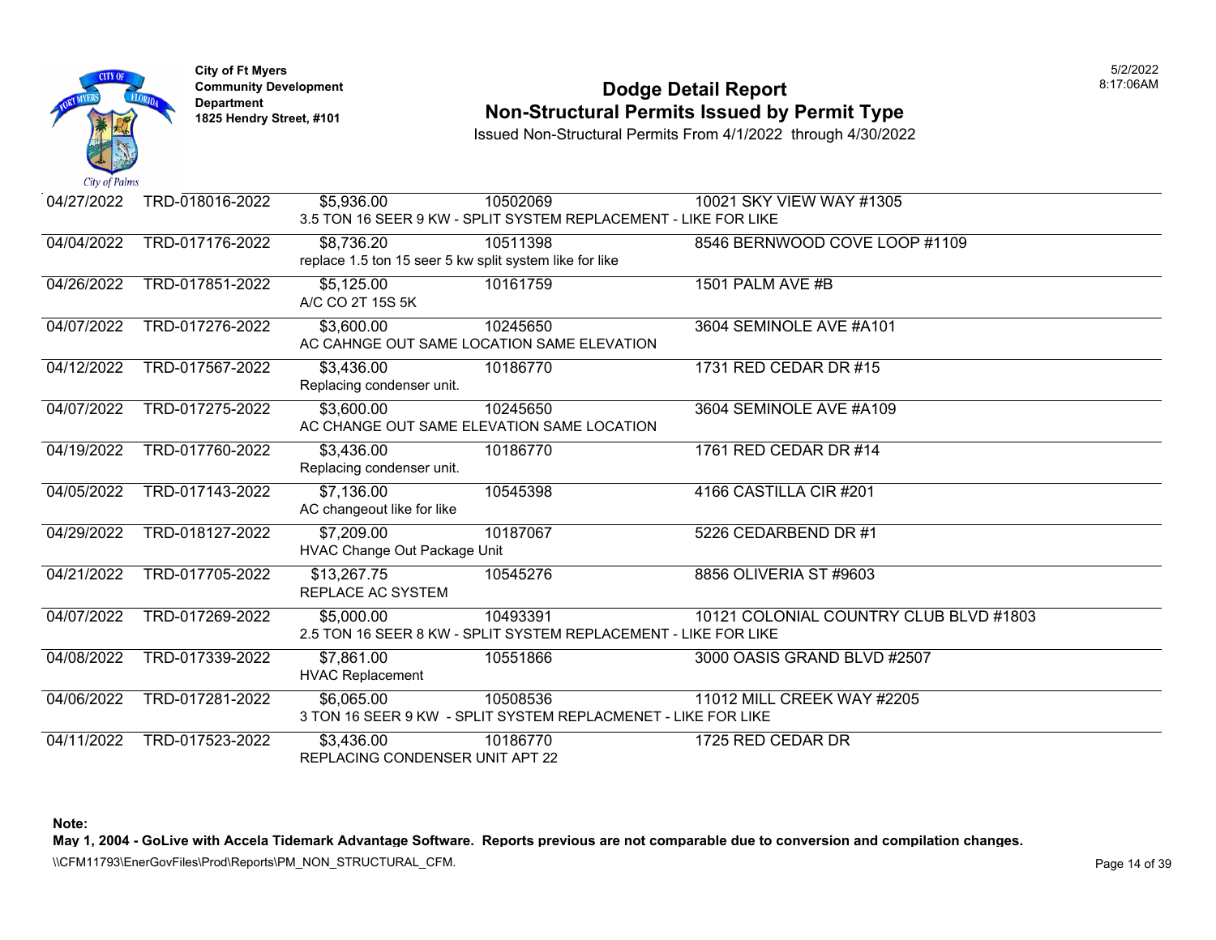**City of Ft Myers**
**Community Development Department**
**1825 Hendry Street, #101**

# Dodge Detail Report
## Non-Structural Permits Issued by Permit Type

Issued Non-Structural Permits From 4/1/2022 through 4/30/2022

5/2/2022
8:17:06AM

| Date | Permit # | Value | Parcel | Address |
|---|---|---|---|---|
| 04/27/2022 | TRD-018016-2022 | $5,936.00 | 10502069 | 10021 SKY VIEW WAY #1305 |
| | | 3.5 TON 16 SEER 9 KW - SPLIT SYSTEM REPLACEMENT - LIKE FOR LIKE | | |
| 04/04/2022 | TRD-017176-2022 | $8,736.20 | 10511398 | 8546 BERNWOOD COVE LOOP #1109 |
| | | replace 1.5 ton 15 seer 5 kw split system like for like | | |
| 04/26/2022 | TRD-017851-2022 | $5,125.00 | 10161759 | 1501 PALM AVE #B |
| | | A/C CO 2T 15S 5K | | |
| 04/07/2022 | TRD-017276-2022 | $3,600.00 | 10245650 | 3604 SEMINOLE AVE #A101 |
| | | AC CAHNGE OUT SAME LOCATION SAME ELEVATION | | |
| 04/12/2022 | TRD-017567-2022 | $3,436.00 | 10186770 | 1731 RED CEDAR DR #15 |
| | | Replacing condenser unit. | | |
| 04/07/2022 | TRD-017275-2022 | $3,600.00 | 10245650 | 3604 SEMINOLE AVE #A109 |
| | | AC CHANGE OUT SAME ELEVATION SAME LOCATION | | |
| 04/19/2022 | TRD-017760-2022 | $3,436.00 | 10186770 | 1761 RED CEDAR DR #14 |
| | | Replacing condenser unit. | | |
| 04/05/2022 | TRD-017143-2022 | $7,136.00 | 10545398 | 4166 CASTILLA CIR #201 |
| | | AC changeout like for like | | |
| 04/29/2022 | TRD-018127-2022 | $7,209.00 | 10187067 | 5226 CEDARBEND DR #1 |
| | | HVAC Change Out Package Unit | | |
| 04/21/2022 | TRD-017705-2022 | $13,267.75 | 10545276 | 8856 OLIVERIA ST #9603 |
| | | REPLACE AC SYSTEM | | |
| 04/07/2022 | TRD-017269-2022 | $5,000.00 | 10493391 | 10121 COLONIAL COUNTRY CLUB BLVD #1803 |
| | | 2.5 TON 16 SEER 8 KW - SPLIT SYSTEM REPLACEMENT - LIKE FOR LIKE | | |
| 04/08/2022 | TRD-017339-2022 | $7,861.00 | 10551866 | 3000 OASIS GRAND BLVD #2507 |
| | | HVAC Replacement | | |
| 04/06/2022 | TRD-017281-2022 | $6,065.00 | 10508536 | 11012 MILL CREEK WAY #2205 |
| | | 3 TON 16 SEER 9 KW - SPLIT SYSTEM REPLACMENET - LIKE FOR LIKE | | |
| 04/11/2022 | TRD-017523-2022 | $3,436.00 | 10186770 | 1725 RED CEDAR DR |
| | | REPLACING CONDENSER UNIT APT 22 | | |

**Note:**
**May 1, 2004 - GoLive with Accela Tidemark Advantage Software. Reports previous are not comparable due to conversion and compilation changes.**

\\CFM11793\EnerGovFiles\Prod\Reports\PM_NON_STRUCTURAL_CFM.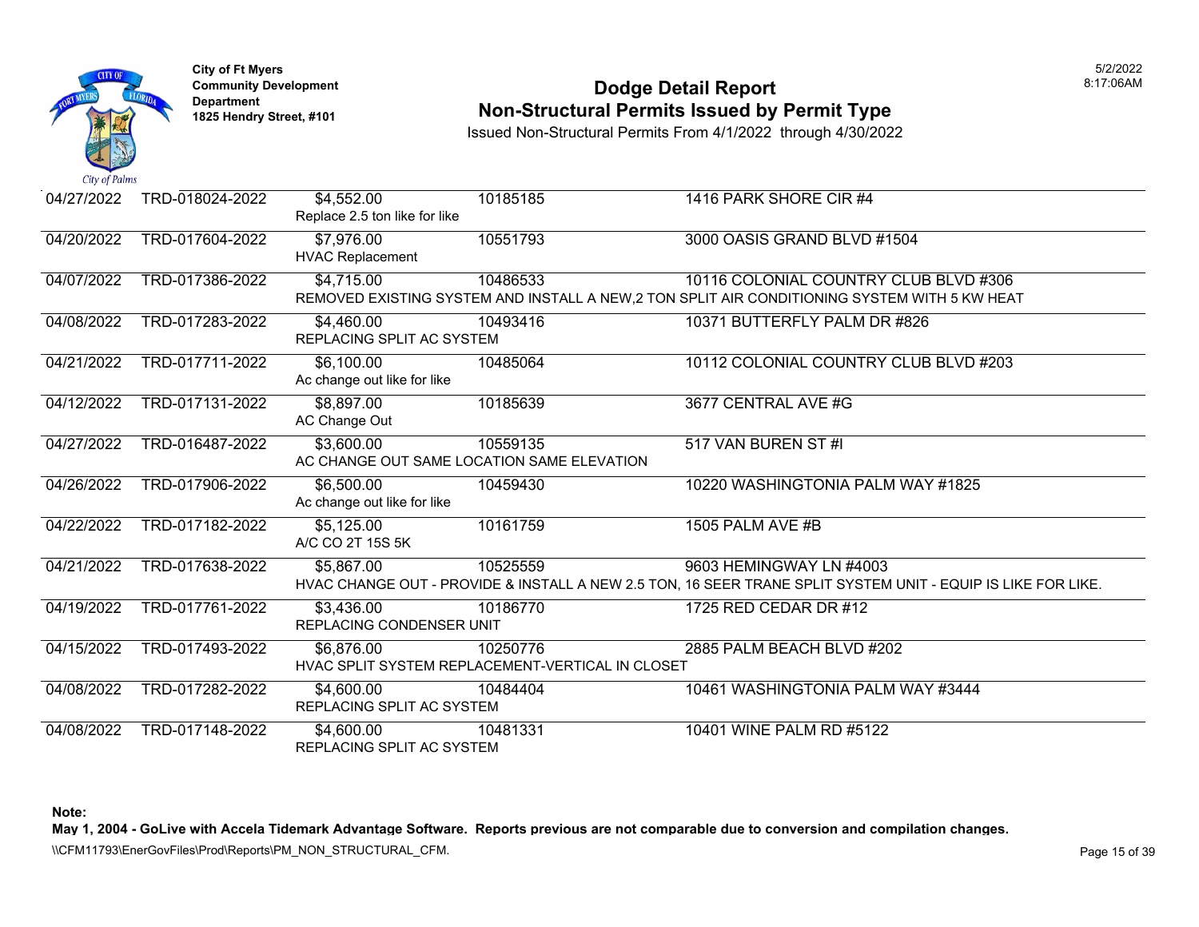City of Ft Myers
Community Development Department
1825 Hendry Street, #101

# Dodge Detail Report
## Non-Structural Permits Issued by Permit Type

Issued Non-Structural Permits From 4/1/2022 through 4/30/2022

| Date | Permit # | Valuation / Description | Parcel | Address |
|---|---|---|---|---|
| 04/27/2022 | TRD-018024-2022 | $4,552.00<br>Replace 2.5 ton like for like | 10185185 | 1416 PARK SHORE CIR #4 |
| 04/20/2022 | TRD-017604-2022 | $7,976.00<br>HVAC Replacement | 10551793 | 3000 OASIS GRAND BLVD #1504 |
| 04/07/2022 | TRD-017386-2022 | $4,715.00<br>REMOVED EXISTING SYSTEM AND INSTALL A NEW,2 TON SPLIT AIR CONDITIONING SYSTEM WITH 5 KW HEAT | 10486533 | 10116 COLONIAL COUNTRY CLUB BLVD #306 |
| 04/08/2022 | TRD-017283-2022 | $4,460.00<br>REPLACING SPLIT AC SYSTEM | 10493416 | 10371 BUTTERFLY PALM DR #826 |
| 04/21/2022 | TRD-017711-2022 | $6,100.00<br>Ac change out like for like | 10485064 | 10112 COLONIAL COUNTRY CLUB BLVD #203 |
| 04/12/2022 | TRD-017131-2022 | $8,897.00<br>AC Change Out | 10185639 | 3677 CENTRAL AVE #G |
| 04/27/2022 | TRD-016487-2022 | $3,600.00<br>AC CHANGE OUT SAME LOCATION SAME ELEVATION | 10559135 | 517 VAN BUREN ST #I |
| 04/26/2022 | TRD-017906-2022 | $6,500.00<br>Ac change out like for like | 10459430 | 10220 WASHINGTONIA PALM WAY #1825 |
| 04/22/2022 | TRD-017182-2022 | $5,125.00<br>A/C CO 2T 15S 5K | 10161759 | 1505 PALM AVE #B |
| 04/21/2022 | TRD-017638-2022 | $5,867.00<br>HVAC CHANGE OUT - PROVIDE & INSTALL A NEW 2.5 TON, 16 SEER TRANE SPLIT SYSTEM UNIT - EQUIP IS LIKE FOR LIKE. | 10525559 | 9603 HEMINGWAY LN #4003 |
| 04/19/2022 | TRD-017761-2022 | $3,436.00<br>REPLACING CONDENSER UNIT | 10186770 | 1725 RED CEDAR DR #12 |
| 04/15/2022 | TRD-017493-2022 | $6,876.00<br>HVAC SPLIT SYSTEM REPLACEMENT-VERTICAL IN CLOSET | 10250776 | 2885 PALM BEACH BLVD #202 |
| 04/08/2022 | TRD-017282-2022 | $4,600.00<br>REPLACING SPLIT AC SYSTEM | 10484404 | 10461 WASHINGTONIA PALM WAY #3444 |
| 04/08/2022 | TRD-017148-2022 | $4,600.00<br>REPLACING SPLIT AC SYSTEM | 10481331 | 10401 WINE PALM RD #5122 |

**Note:**
**May 1, 2004 - GoLive with Accela Tidemark Advantage Software. Reports previous are not comparable due to conversion and compilation changes.**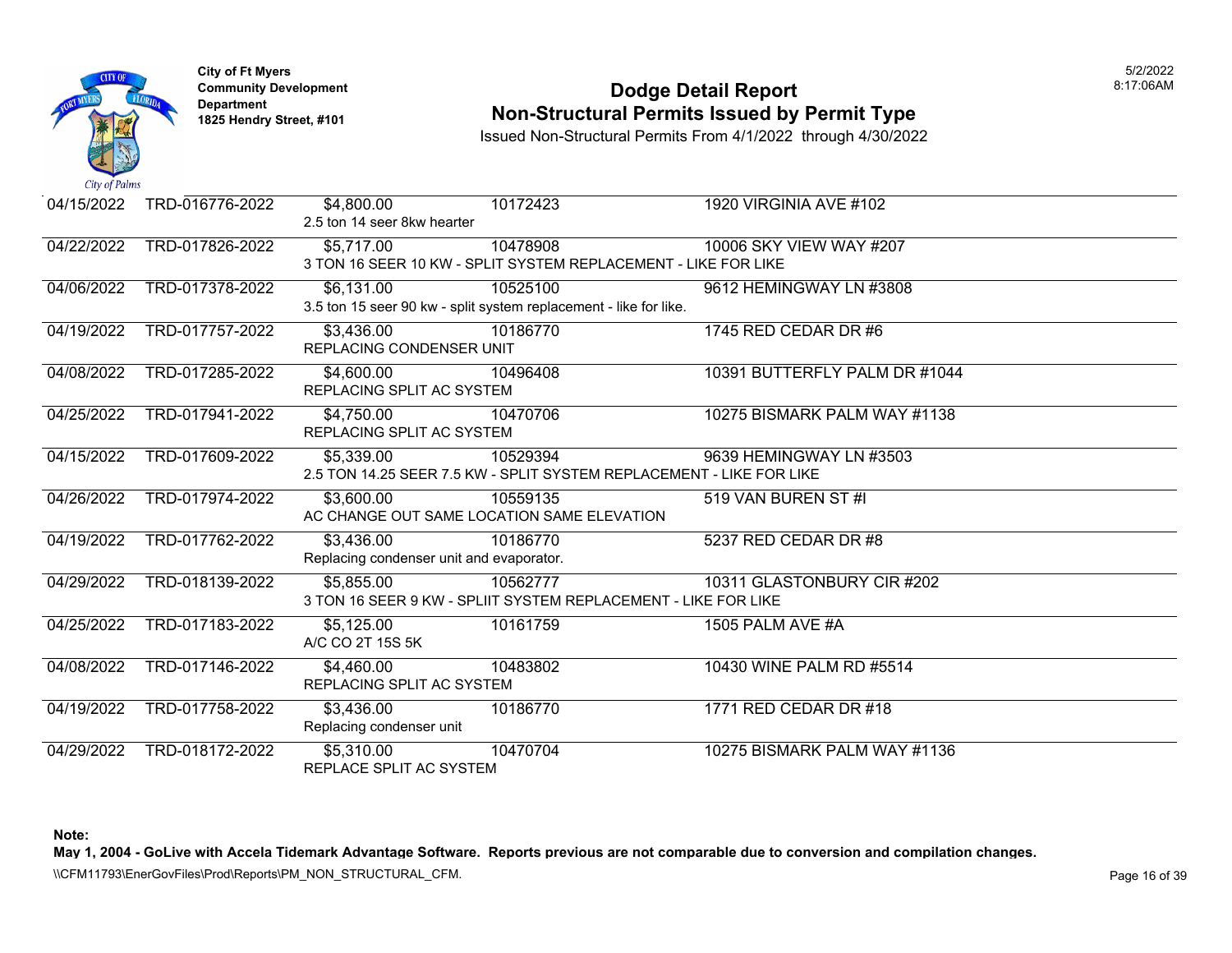City of Ft Myers
Community Development Department
1825 Hendry Street, #101

# Dodge Detail Report
## Non-Structural Permits Issued by Permit Type

Issued Non-Structural Permits From 4/1/2022 through 4/30/2022

| Date | Permit | Value | Parcel | Address |
|---|---|---|---|---|
| 04/15/2022 | TRD-016776-2022 | $4,800.00 | 10172423 | 1920 VIRGINIA AVE #102 |
| | | 2.5 ton 14 seer 8kw hearter | | |
| 04/22/2022 | TRD-017826-2022 | $5,717.00 | 10478908 | 10006 SKY VIEW WAY #207 |
| | | 3 TON 16 SEER 10 KW - SPLIT SYSTEM REPLACEMENT - LIKE FOR LIKE | | |
| 04/06/2022 | TRD-017378-2022 | $6,131.00 | 10525100 | 9612 HEMINGWAY LN #3808 |
| | | 3.5 ton 15 seer 90 kw - split system replacement - like for like. | | |
| 04/19/2022 | TRD-017757-2022 | $3,436.00 | 10186770 | 1745 RED CEDAR DR #6 |
| | | REPLACING CONDENSER UNIT | | |
| 04/08/2022 | TRD-017285-2022 | $4,600.00 | 10496408 | 10391 BUTTERFLY PALM DR #1044 |
| | | REPLACING SPLIT AC SYSTEM | | |
| 04/25/2022 | TRD-017941-2022 | $4,750.00 | 10470706 | 10275 BISMARK PALM WAY #1138 |
| | | REPLACING SPLIT AC SYSTEM | | |
| 04/15/2022 | TRD-017609-2022 | $5,339.00 | 10529394 | 9639 HEMINGWAY LN #3503 |
| | | 2.5 TON 14.25 SEER 7.5 KW - SPLIT SYSTEM REPLACEMENT - LIKE FOR LIKE | | |
| 04/26/2022 | TRD-017974-2022 | $3,600.00 | 10559135 | 519 VAN BUREN ST #I |
| | | AC CHANGE OUT SAME LOCATION SAME ELEVATION | | |
| 04/19/2022 | TRD-017762-2022 | $3,436.00 | 10186770 | 5237 RED CEDAR DR #8 |
| | | Replacing condenser unit and evaporator. | | |
| 04/29/2022 | TRD-018139-2022 | $5,855.00 | 10562777 | 10311 GLASTONBURY CIR #202 |
| | | 3 TON 16 SEER 9 KW - SPLIIT SYSTEM REPLACEMENT - LIKE FOR LIKE | | |
| 04/25/2022 | TRD-017183-2022 | $5,125.00 | 10161759 | 1505 PALM AVE #A |
| | | A/C CO 2T 15S 5K | | |
| 04/08/2022 | TRD-017146-2022 | $4,460.00 | 10483802 | 10430 WINE PALM RD #5514 |
| | | REPLACING SPLIT AC SYSTEM | | |
| 04/19/2022 | TRD-017758-2022 | $3,436.00 | 10186770 | 1771 RED CEDAR DR #18 |
| | | Replacing condenser unit | | |
| 04/29/2022 | TRD-018172-2022 | $5,310.00 | 10470704 | 10275 BISMARK PALM WAY #1136 |
| | | REPLACE SPLIT AC SYSTEM | | |

**Note:**
**May 1, 2004 - GoLive with Accela Tidemark Advantage Software. Reports previous are not comparable due to conversion and compilation changes.**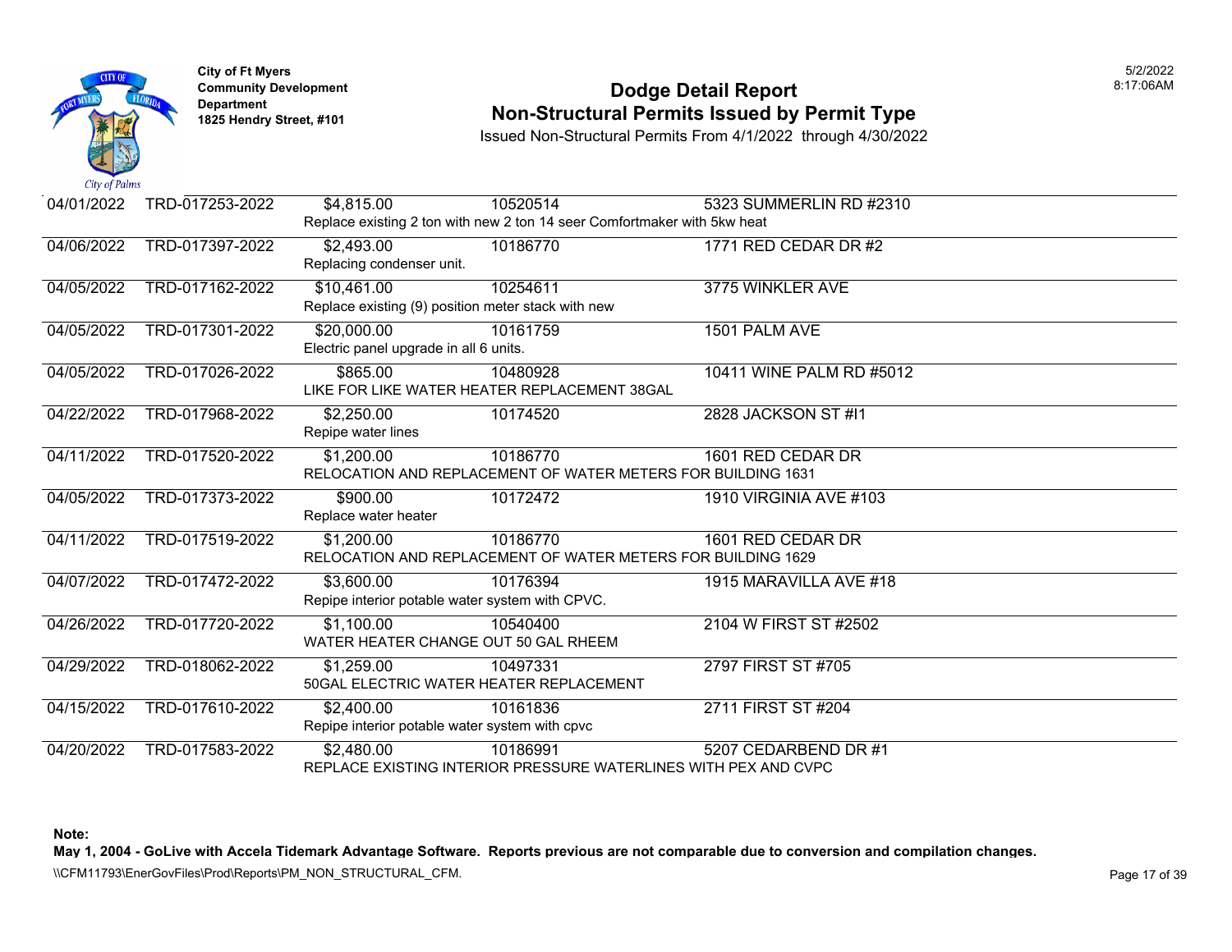City of Ft Myers
Community Development Department
1825 Hendry Street, #101

# Dodge Detail Report
## Non-Structural Permits Issued by Permit Type

Issued Non-Structural Permits From 4/1/2022 through 4/30/2022

5/2/2022
8:17:06AM

| Date | Permit # | Value | Parcel | Address |
|---|---|---|---|---|
| 04/01/2022 | TRD-017253-2022 | $4,815.00 | 10520514 | 5323 SUMMERLIN RD #2310 |
| | | Replace existing 2 ton with new 2 ton 14 seer Comfortmaker with 5kw heat | | |
| 04/06/2022 | TRD-017397-2022 | $2,493.00 | 10186770 | 1771 RED CEDAR DR #2 |
| | | Replacing condenser unit. | | |
| 04/05/2022 | TRD-017162-2022 | $10,461.00 | 10254611 | 3775 WINKLER AVE |
| | | Replace existing (9) position meter stack with new | | |
| 04/05/2022 | TRD-017301-2022 | $20,000.00 | 10161759 | 1501 PALM AVE |
| | | Electric panel upgrade in all 6 units. | | |
| 04/05/2022 | TRD-017026-2022 | $865.00 | 10480928 | 10411 WINE PALM RD #5012 |
| | | LIKE FOR LIKE WATER HEATER REPLACEMENT 38GAL | | |
| 04/22/2022 | TRD-017968-2022 | $2,250.00 | 10174520 | 2828 JACKSON ST #I1 |
| | | Repipe water lines | | |
| 04/11/2022 | TRD-017520-2022 | $1,200.00 | 10186770 | 1601 RED CEDAR DR |
| | | RELOCATION AND REPLACEMENT OF WATER METERS FOR BUILDING 1631 | | |
| 04/05/2022 | TRD-017373-2022 | $900.00 | 10172472 | 1910 VIRGINIA AVE #103 |
| | | Replace water heater | | |
| 04/11/2022 | TRD-017519-2022 | $1,200.00 | 10186770 | 1601 RED CEDAR DR |
| | | RELOCATION AND REPLACEMENT OF WATER METERS FOR BUILDING 1629 | | |
| 04/07/2022 | TRD-017472-2022 | $3,600.00 | 10176394 | 1915 MARAVILLA AVE #18 |
| | | Repipe interior potable water system with CPVC. | | |
| 04/26/2022 | TRD-017720-2022 | $1,100.00 | 10540400 | 2104 W FIRST ST #2502 |
| | | WATER HEATER CHANGE OUT 50 GAL RHEEM | | |
| 04/29/2022 | TRD-018062-2022 | $1,259.00 | 10497331 | 2797 FIRST ST #705 |
| | | 50GAL ELECTRIC WATER HEATER REPLACEMENT | | |
| 04/15/2022 | TRD-017610-2022 | $2,400.00 | 10161836 | 2711 FIRST ST #204 |
| | | Repipe interior potable water system with cpvc | | |
| 04/20/2022 | TRD-017583-2022 | $2,480.00 | 10186991 | 5207 CEDARBEND DR #1 |
| | | REPLACE EXISTING INTERIOR PRESSURE WATERLINES WITH PEX AND CVPC | | |

**Note:**
**May 1, 2004 - GoLive with Accela Tidemark Advantage Software. Reports previous are not comparable due to conversion and compilation changes.**

\\CFM11793\EnerGovFiles\Prod\Reports\PM_NON_STRUCTURAL_CFM.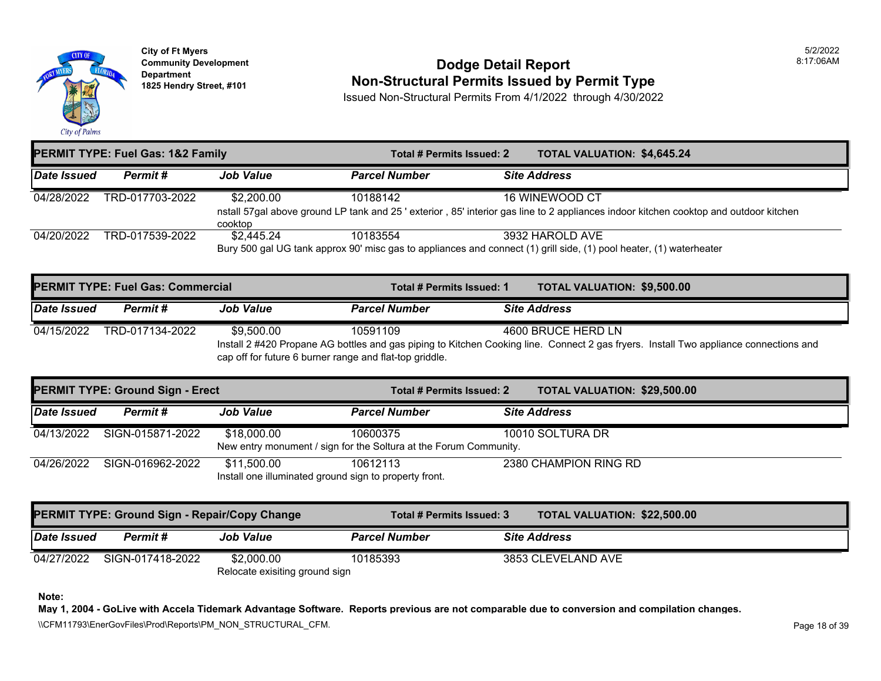City of Ft Myers
Community Development Department
1825 Hendry Street, #101

# Dodge Detail Report
## Non-Structural Permits Issued by Permit Type

Issued Non-Structural Permits From 4/1/2022 through 4/30/2022

5/2/2022
8:17:06AM

**PERMIT TYPE: Fuel Gas: 1&2 Family** — **Total # Permits Issued: 2** — **TOTAL VALUATION: $4,645.24**

| Date Issued | Permit # | Job Value | Parcel Number | Site Address |
|---|---|---|---|---|
| 04/28/2022 | TRD-017703-2022 | $2,200.00 | 10188142 | 16 WINEWOOD CT |
| | | nstall 57gal above ground LP tank and 25 ' exterior , 85' interior gas line to 2 appliances indoor kitchen cooktop and outdoor kitchen cooktop | | |
| 04/20/2022 | TRD-017539-2022 | $2,445.24 | 10183554 | 3932 HAROLD AVE |
| | | Bury 500 gal UG tank approx 90' misc gas to appliances and connect (1) grill side, (1) pool heater, (1) waterheater | | |

**PERMIT TYPE: Fuel Gas: Commercial** — **Total # Permits Issued: 1** — **TOTAL VALUATION: $9,500.00**

| Date Issued | Permit # | Job Value | Parcel Number | Site Address |
|---|---|---|---|---|
| 04/15/2022 | TRD-017134-2022 | $9,500.00 | 10591109 | 4600 BRUCE HERD LN |
| | | Install 2 #420 Propane AG bottles and gas piping to Kitchen Cooking line. Connect 2 gas fryers. Install Two appliance connections and cap off for future 6 burner range and flat-top griddle. | | |

**PERMIT TYPE: Ground Sign - Erect** — **Total # Permits Issued: 2** — **TOTAL VALUATION: $29,500.00**

| Date Issued | Permit # | Job Value | Parcel Number | Site Address |
|---|---|---|---|---|
| 04/13/2022 | SIGN-015871-2022 | $18,000.00 | 10600375 | 10010 SOLTURA DR |
| | | New entry monument / sign for the Soltura at the Forum Community. | | |
| 04/26/2022 | SIGN-016962-2022 | $11,500.00 | 10612113 | 2380 CHAMPION RING RD |
| | | Install one illuminated ground sign to property front. | | |

**PERMIT TYPE: Ground Sign - Repair/Copy Change** — **Total # Permits Issued: 3** — **TOTAL VALUATION: $22,500.00**

| Date Issued | Permit # | Job Value | Parcel Number | Site Address |
|---|---|---|---|---|
| 04/27/2022 | SIGN-017418-2022 | $2,000.00 | 10185393 | 3853 CLEVELAND AVE |
| | | Relocate exisiting ground sign | | |

**Note:**
**May 1, 2004 - GoLive with Accela Tidemark Advantage Software. Reports previous are not comparable due to conversion and compilation changes.**

\\CFM11793\EnerGovFiles\Prod\Reports\PM_NON_STRUCTURAL_CFM.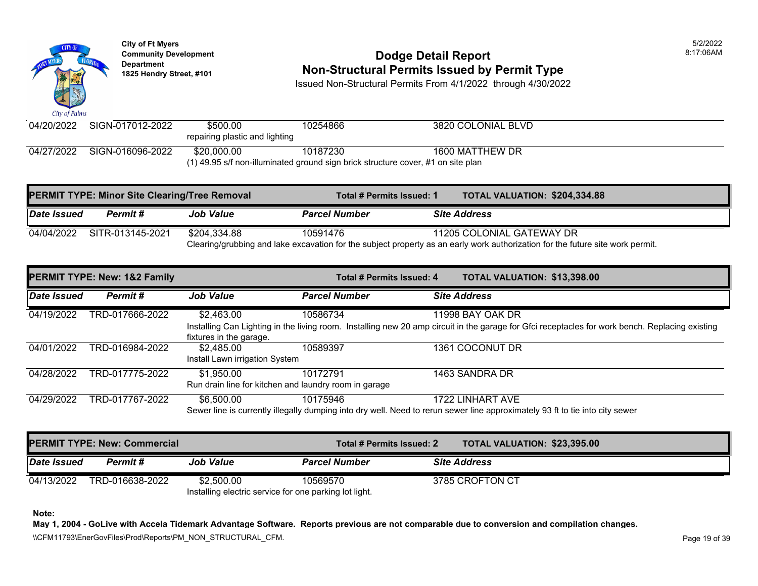City of Ft Myers
Community Development Department
1825 Hendry Street, #101

# Dodge Detail Report
## Non-Structural Permits Issued by Permit Type

Issued Non-Structural Permits From 4/1/2022 through 4/30/2022

| Date Issued | Permit # | Job Value | Parcel Number | Site Address |
|---|---|---|---|---|
| 04/20/2022 | SIGN-017012-2022 | $500.00 | 10254866 | 3820 COLONIAL BLVD |
| | | repairing plastic and lighting | | |
| 04/27/2022 | SIGN-016096-2022 | $20,000.00 | 10187230 | 1600 MATTHEW DR |
| | | (1) 49.95 s/f non-illuminated ground sign brick structure cover, #1 on site plan | | |

**PERMIT TYPE: Minor Site Clearing/Tree Removal** — **Total # Permits Issued: 1** — **TOTAL VALUATION: $204,334.88**

| Date Issued | Permit # | Job Value | Parcel Number | Site Address |
|---|---|---|---|---|
| 04/04/2022 | SITR-013145-2021 | $204,334.88 | 10591476 | 11205 COLONIAL GATEWAY DR |
| | | Clearing/grubbing and lake excavation for the subject property as an early work authorization for the future site work permit. | | |

**PERMIT TYPE: New: 1&2 Family** — **Total # Permits Issued: 4** — **TOTAL VALUATION: $13,398.00**

| Date Issued | Permit # | Job Value | Parcel Number | Site Address |
|---|---|---|---|---|
| 04/19/2022 | TRD-017666-2022 | $2,463.00 | 10586734 | 11998 BAY OAK DR |
| | | Installing Can Lighting in the living room. Installing new 20 amp circuit in the garage for Gfci receptacles for work bench. Replacing existing fixtures in the garage. | | |
| 04/01/2022 | TRD-016984-2022 | $2,485.00 | 10589397 | 1361 COCONUT DR |
| | | Install Lawn irrigation System | | |
| 04/28/2022 | TRD-017775-2022 | $1,950.00 | 10172791 | 1463 SANDRA DR |
| | | Run drain line for kitchen and laundry room in garage | | |
| 04/29/2022 | TRD-017767-2022 | $6,500.00 | 10175946 | 1722 LINHART AVE |
| | | Sewer line is currently illegally dumping into dry well. Need to rerun sewer line approximately 93 ft to tie into city sewer | | |

**PERMIT TYPE: New: Commercial** — **Total # Permits Issued: 2** — **TOTAL VALUATION: $23,395.00**

| Date Issued | Permit # | Job Value | Parcel Number | Site Address |
|---|---|---|---|---|
| 04/13/2022 | TRD-016638-2022 | $2,500.00 | 10569570 | 3785 CROFTON CT |
| | | Installing electric service for one parking lot light. | | |

**Note:**
**May 1, 2004 - GoLive with Accela Tidemark Advantage Software. Reports previous are not comparable due to conversion and compilation changes.**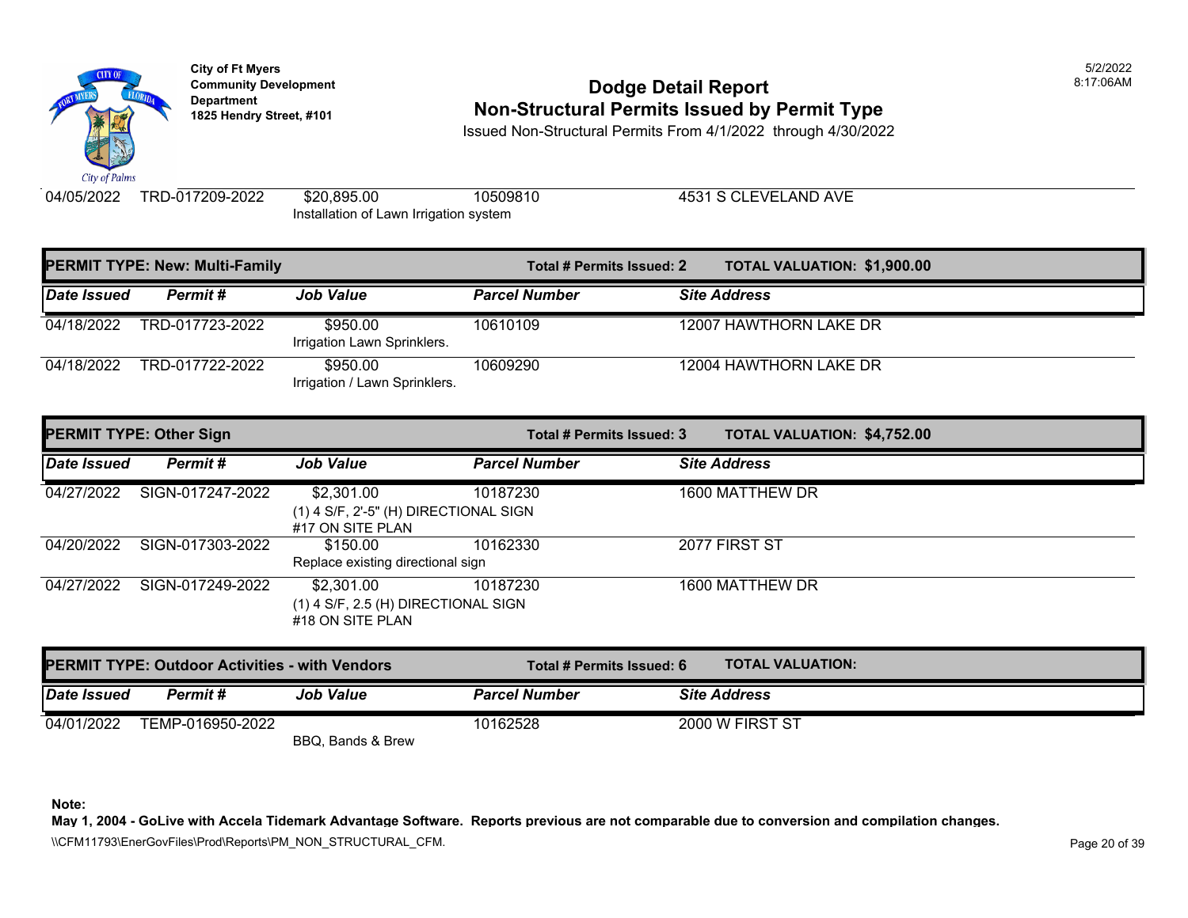| Date Issued | Permit # | Job Value | Parcel Number | Site Address |
|---|---|---|---|---|
| 04/05/2022 | TRD-017209-2022 | $20,895.00<br>Installation of Lawn Irrigation system | 10509810 | 4531 S CLEVELAND AVE |

**PERMIT TYPE: New: Multi-Family** — **Total # Permits Issued: 2** — **TOTAL VALUATION: $1,900.00**

| Date Issued | Permit # | Job Value | Parcel Number | Site Address |
|---|---|---|---|---|
| 04/18/2022 | TRD-017723-2022 | $950.00<br>Irrigation Lawn Sprinklers. | 10610109 | 12007 HAWTHORN LAKE DR |
| 04/18/2022 | TRD-017722-2022 | $950.00<br>Irrigation / Lawn Sprinklers. | 10609290 | 12004 HAWTHORN LAKE DR |

**PERMIT TYPE: Other Sign** — **Total # Permits Issued: 3** — **TOTAL VALUATION: $4,752.00**

| Date Issued | Permit # | Job Value | Parcel Number | Site Address |
|---|---|---|---|---|
| 04/27/2022 | SIGN-017247-2022 | $2,301.00<br>(1) 4 S/F, 2'-5" (H) DIRECTIONAL SIGN #17 ON SITE PLAN | 10187230 | 1600 MATTHEW DR |
| 04/20/2022 | SIGN-017303-2022 | $150.00<br>Replace existing directional sign | 10162330 | 2077 FIRST ST |
| 04/27/2022 | SIGN-017249-2022 | $2,301.00<br>(1) 4 S/F, 2.5 (H) DIRECTIONAL SIGN #18 ON SITE PLAN | 10187230 | 1600 MATTHEW DR |

**PERMIT TYPE: Outdoor Activities - with Vendors** — **Total # Permits Issued: 6** — **TOTAL VALUATION:**

| Date Issued | Permit # | Job Value | Parcel Number | Site Address |
|---|---|---|---|---|
| 04/01/2022 | TEMP-016950-2022 | BBQ, Bands & Brew | 10162528 | 2000 W FIRST ST |

**Note:**
**May 1, 2004 - GoLive with Accela Tidemark Advantage Software. Reports previous are not comparable due to conversion and compilation changes.**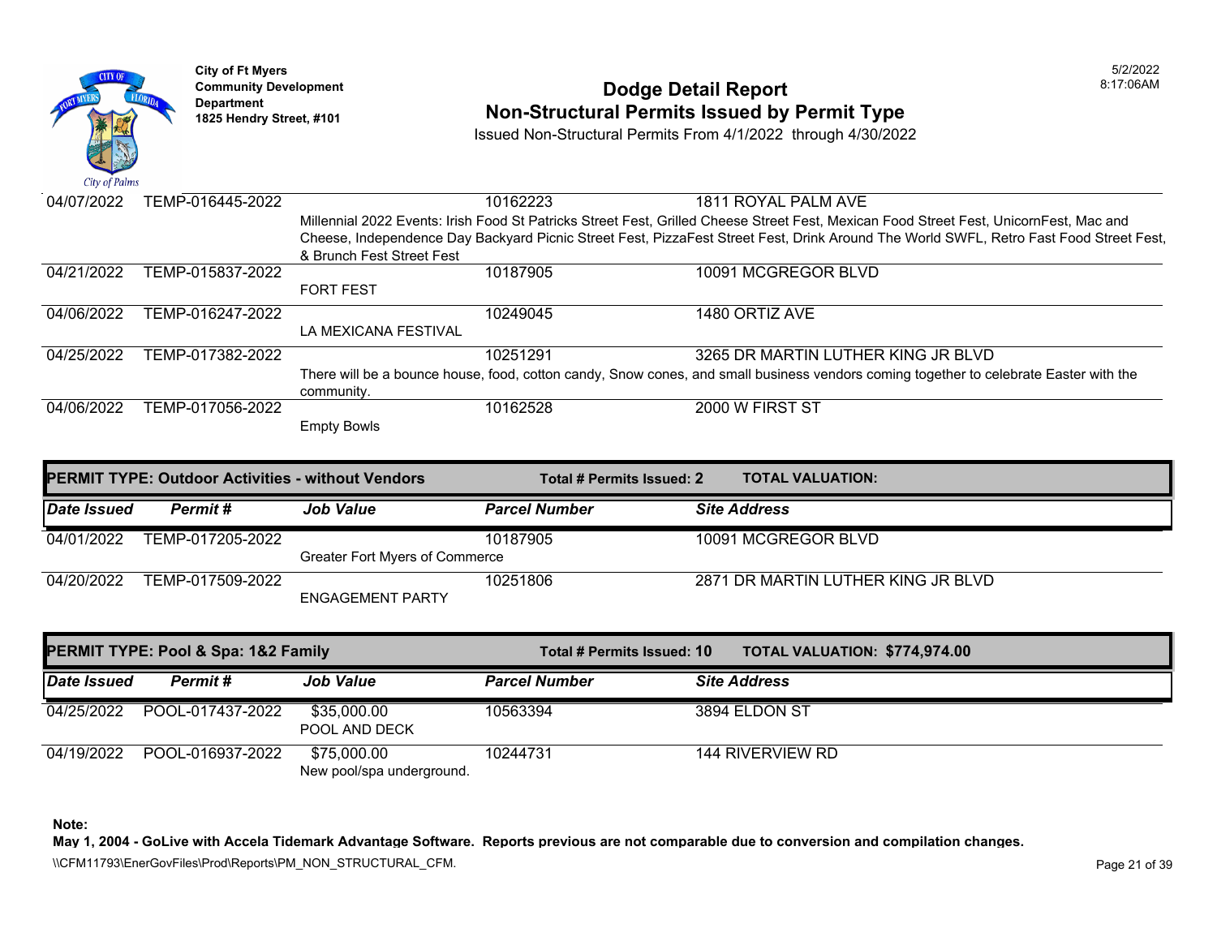| Date Issued | Permit # | Job Value | Parcel Number | Site Address |
|---|---|---|---|---|
| 04/07/2022 | TEMP-016445-2022 | Millennial 2022 Events: Irish Food St Patricks Street Fest, Grilled Cheese Street Fest, Mexican Food Street Fest, UnicornFest, Mac and Cheese, Independence Day Backyard Picnic Street Fest, PizzaFest Street Fest, Drink Around The World SWFL, Retro Fast Food Street Fest, & Brunch Fest Street Fest | 10162223 | 1811 ROYAL PALM AVE |
| 04/21/2022 | TEMP-015837-2022 | FORT FEST | 10187905 | 10091 MCGREGOR BLVD |
| 04/06/2022 | TEMP-016247-2022 | LA MEXICANA FESTIVAL | 10249045 | 1480 ORTIZ AVE |
| 04/25/2022 | TEMP-017382-2022 | There will be a bounce house, food, cotton candy, Snow cones, and small business vendors coming together to celebrate Easter with the community. | 10251291 | 3265 DR MARTIN LUTHER KING JR BLVD |
| 04/06/2022 | TEMP-017056-2022 | Empty Bowls | 10162528 | 2000 W FIRST ST |

**PERMIT TYPE: Outdoor Activities - without Vendors** | **Total # Permits Issued: 2** | **TOTAL VALUATION:**

| Date Issued | Permit # | Job Value | Parcel Number | Site Address |
|---|---|---|---|---|
| 04/01/2022 | TEMP-017205-2022 | Greater Fort Myers of Commerce | 10187905 | 10091 MCGREGOR BLVD |
| 04/20/2022 | TEMP-017509-2022 | ENGAGEMENT PARTY | 10251806 | 2871 DR MARTIN LUTHER KING JR BLVD |

**PERMIT TYPE: Pool & Spa: 1&2 Family** | **Total # Permits Issued: 10** | **TOTAL VALUATION: $774,974.00**

| Date Issued | Permit # | Job Value | Parcel Number | Site Address |
|---|---|---|---|---|
| 04/25/2022 | POOL-017437-2022 | $35,000.00 POOL AND DECK | 10563394 | 3894 ELDON ST |
| 04/19/2022 | POOL-016937-2022 | $75,000.00 New pool/spa underground. | 10244731 | 144 RIVERVIEW RD |

**Note:**
**May 1, 2004 - GoLive with Accela Tidemark Advantage Software. Reports previous are not comparable due to conversion and compilation changes.**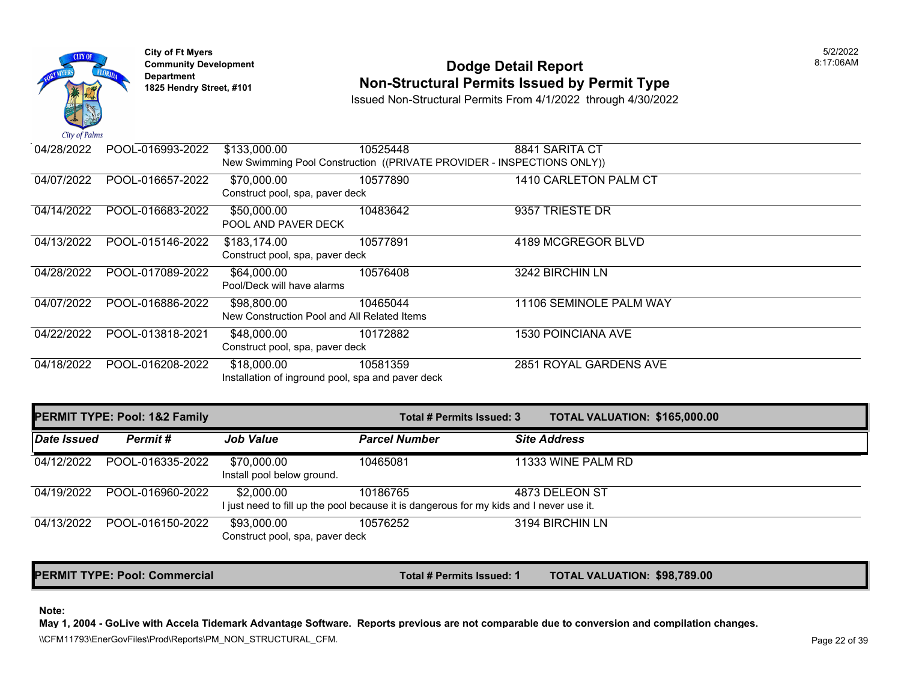| Date Issued | Permit # | Job Value | Parcel Number | Site Address |
|---|---|---|---|---|
| 04/28/2022 | POOL-016993-2022 | $133,000.00 | 10525448 | 8841 SARITA CT |
| | | New Swimming Pool Construction ((PRIVATE PROVIDER - INSPECTIONS ONLY)) | | |
| 04/07/2022 | POOL-016657-2022 | $70,000.00 | 10577890 | 1410 CARLETON PALM CT |
| | | Construct pool, spa, paver deck | | |
| 04/14/2022 | POOL-016683-2022 | $50,000.00 | 10483642 | 9357 TRIESTE DR |
| | | POOL AND PAVER DECK | | |
| 04/13/2022 | POOL-015146-2022 | $183,174.00 | 10577891 | 4189 MCGREGOR BLVD |
| | | Construct pool, spa, paver deck | | |
| 04/28/2022 | POOL-017089-2022 | $64,000.00 | 10576408 | 3242 BIRCHIN LN |
| | | Pool/Deck will have alarms | | |
| 04/07/2022 | POOL-016886-2022 | $98,800.00 | 10465044 | 11106 SEMINOLE PALM WAY |
| | | New Construction Pool and All Related Items | | |
| 04/22/2022 | POOL-013818-2021 | $48,000.00 | 10172882 | 1530 POINCIANA AVE |
| | | Construct pool, spa, paver deck | | |
| 04/18/2022 | POOL-016208-2022 | $18,000.00 | 10581359 | 2851 ROYAL GARDENS AVE |
| | | Installation of inground pool, spa and paver deck | | |

**PERMIT TYPE: Pool: 1&2 Family** — **Total # Permits Issued: 3** — **TOTAL VALUATION: $165,000.00**

| *Date Issued* | *Permit #* | *Job Value* | *Parcel Number* | *Site Address* |
|---|---|---|---|---|
| 04/12/2022 | POOL-016335-2022 | $70,000.00 | 10465081 | 11333 WINE PALM RD |
| | | Install pool below ground. | | |
| 04/19/2022 | POOL-016960-2022 | $2,000.00 | 10186765 | 4873 DELEON ST |
| | | I just need to fill up the pool because it is dangerous for my kids and I never use it. | | |
| 04/13/2022 | POOL-016150-2022 | $93,000.00 | 10576252 | 3194 BIRCHIN LN |
| | | Construct pool, spa, paver deck | | |

**PERMIT TYPE: Pool: Commercial** — **Total # Permits Issued: 1** — **TOTAL VALUATION: $98,789.00**

**Note:**

**May 1, 2004 - GoLive with Accela Tidemark Advantage Software. Reports previous are not comparable due to conversion and compilation changes.**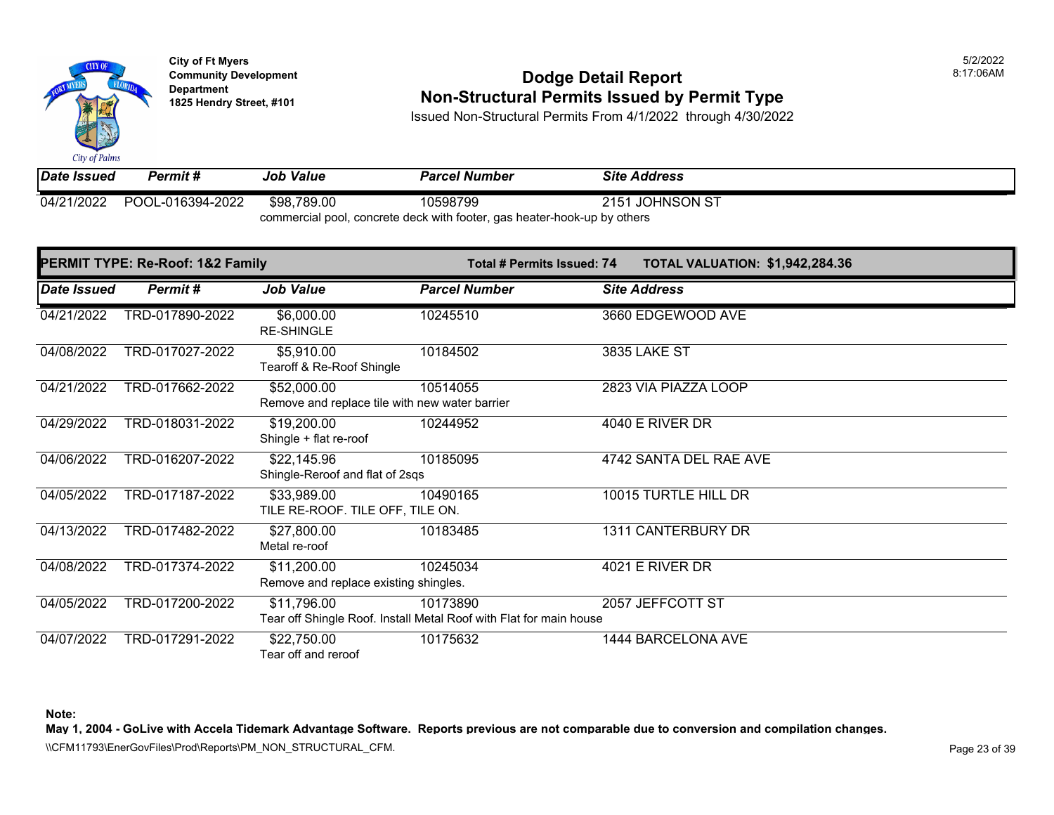| Date Issued | Permit # | Job Value | Parcel Number | Site Address |
|---|---|---|---|---|
| 04/21/2022 | POOL-016394-2022 | $98,789.00 | 10598799 | 2151 JOHNSON ST |
| | | commercial pool, concrete deck with footer, gas heater-hook-up by others | | |

**PERMIT TYPE: Re-Roof: 1&2 Family** — **Total # Permits Issued: 74** — **TOTAL VALUATION: $1,942,284.36**

| Date Issued | Permit # | Job Value | Parcel Number | Site Address |
|---|---|---|---|---|
| 04/21/2022 | TRD-017890-2022 | $6,000.00<br>RE-SHINGLE | 10245510 | 3660 EDGEWOOD AVE |
| 04/08/2022 | TRD-017027-2022 | $5,910.00<br>Tearoff & Re-Roof Shingle | 10184502 | 3835 LAKE ST |
| 04/21/2022 | TRD-017662-2022 | $52,000.00<br>Remove and replace tile with new water barrier | 10514055 | 2823 VIA PIAZZA LOOP |
| 04/29/2022 | TRD-018031-2022 | $19,200.00<br>Shingle + flat re-roof | 10244952 | 4040 E RIVER DR |
| 04/06/2022 | TRD-016207-2022 | $22,145.96<br>Shingle-Reroof and flat of 2sqs | 10185095 | 4742 SANTA DEL RAE AVE |
| 04/05/2022 | TRD-017187-2022 | $33,989.00<br>TILE RE-ROOF. TILE OFF, TILE ON. | 10490165 | 10015 TURTLE HILL DR |
| 04/13/2022 | TRD-017482-2022 | $27,800.00<br>Metal re-roof | 10183485 | 1311 CANTERBURY DR |
| 04/08/2022 | TRD-017374-2022 | $11,200.00<br>Remove and replace existing shingles. | 10245034 | 4021 E RIVER DR |
| 04/05/2022 | TRD-017200-2022 | $11,796.00<br>Tear off Shingle Roof. Install Metal Roof with Flat for main house | 10173890 | 2057 JEFFCOTT ST |
| 04/07/2022 | TRD-017291-2022 | $22,750.00<br>Tear off and reroof | 10175632 | 1444 BARCELONA AVE |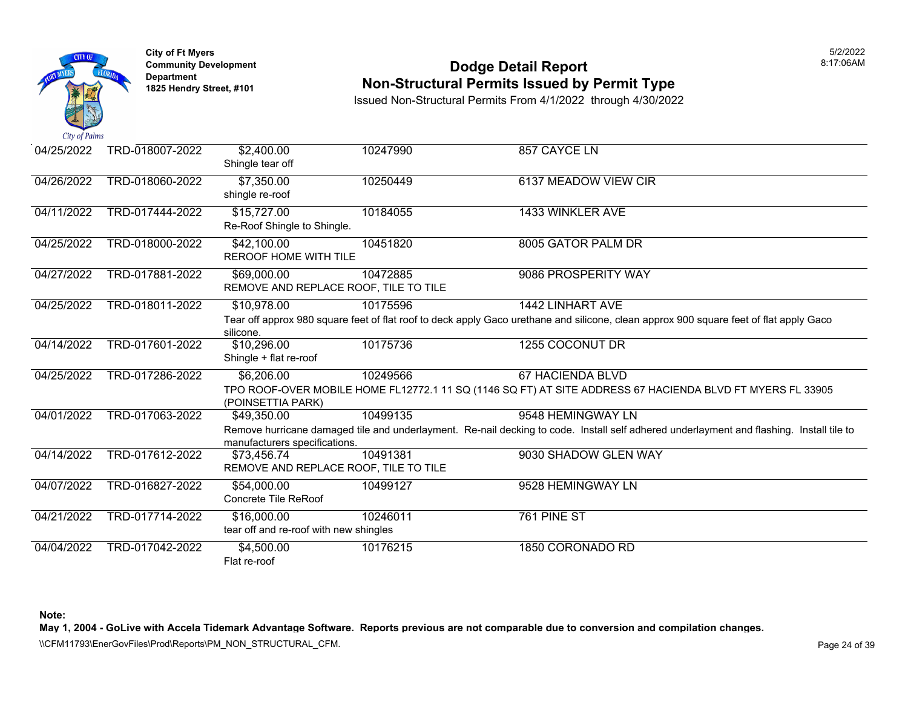City of Ft Myers
Community Development Department
1825 Hendry Street, #101

# Dodge Detail Report
## Non-Structural Permits Issued by Permit Type

Issued Non-Structural Permits From 4/1/2022 through 4/30/2022

| Date | Permit Number | Valuation / Description | Parcel | Address |
|---|---|---|---|---|
| 04/25/2022 | TRD-018007-2022 | $2,400.00<br>Shingle tear off | 10247990 | 857 CAYCE LN |
| 04/26/2022 | TRD-018060-2022 | $7,350.00<br>shingle re-roof | 10250449 | 6137 MEADOW VIEW CIR |
| 04/11/2022 | TRD-017444-2022 | $15,727.00<br>Re-Roof Shingle to Shingle. | 10184055 | 1433 WINKLER AVE |
| 04/25/2022 | TRD-018000-2022 | $42,100.00<br>REROOF HOME WITH TILE | 10451820 | 8005 GATOR PALM DR |
| 04/27/2022 | TRD-017881-2022 | $69,000.00<br>REMOVE AND REPLACE ROOF, TILE TO TILE | 10472885 | 9086 PROSPERITY WAY |
| 04/25/2022 | TRD-018011-2022 | $10,978.00<br>Tear off approx 980 square feet of flat roof to deck apply Gaco urethane and silicone, clean approx 900 square feet of flat apply Gaco silicone. | 10175596 | 1442 LINHART AVE |
| 04/14/2022 | TRD-017601-2022 | $10,296.00<br>Shingle + flat re-roof | 10175736 | 1255 COCONUT DR |
| 04/25/2022 | TRD-017286-2022 | $6,206.00<br>TPO ROOF-OVER MOBILE HOME FL12772.1 11 SQ (1146 SQ FT) AT SITE ADDRESS 67 HACIENDA BLVD FT MYERS FL 33905 (POINSETTIA PARK) | 10249566 | 67 HACIENDA BLVD |
| 04/01/2022 | TRD-017063-2022 | $49,350.00<br>Remove hurricane damaged tile and underlayment. Re-nail decking to code. Install self adhered underlayment and flashing. Install tile to manufacturers specifications. | 10499135 | 9548 HEMINGWAY LN |
| 04/14/2022 | TRD-017612-2022 | $73,456.74<br>REMOVE AND REPLACE ROOF, TILE TO TILE | 10491381 | 9030 SHADOW GLEN WAY |
| 04/07/2022 | TRD-016827-2022 | $54,000.00<br>Concrete Tile ReRoof | 10499127 | 9528 HEMINGWAY LN |
| 04/21/2022 | TRD-017714-2022 | $16,000.00<br>tear off and re-roof with new shingles | 10246011 | 761 PINE ST |
| 04/04/2022 | TRD-017042-2022 | $4,500.00<br>Flat re-roof | 10176215 | 1850 CORONADO RD |

**Note:**
**May 1, 2004 - GoLive with Accela Tidemark Advantage Software. Reports previous are not comparable due to conversion and compilation changes.**

\\CFM11793\EnerGovFiles\Prod\Reports\PM_NON_STRUCTURAL_CFM.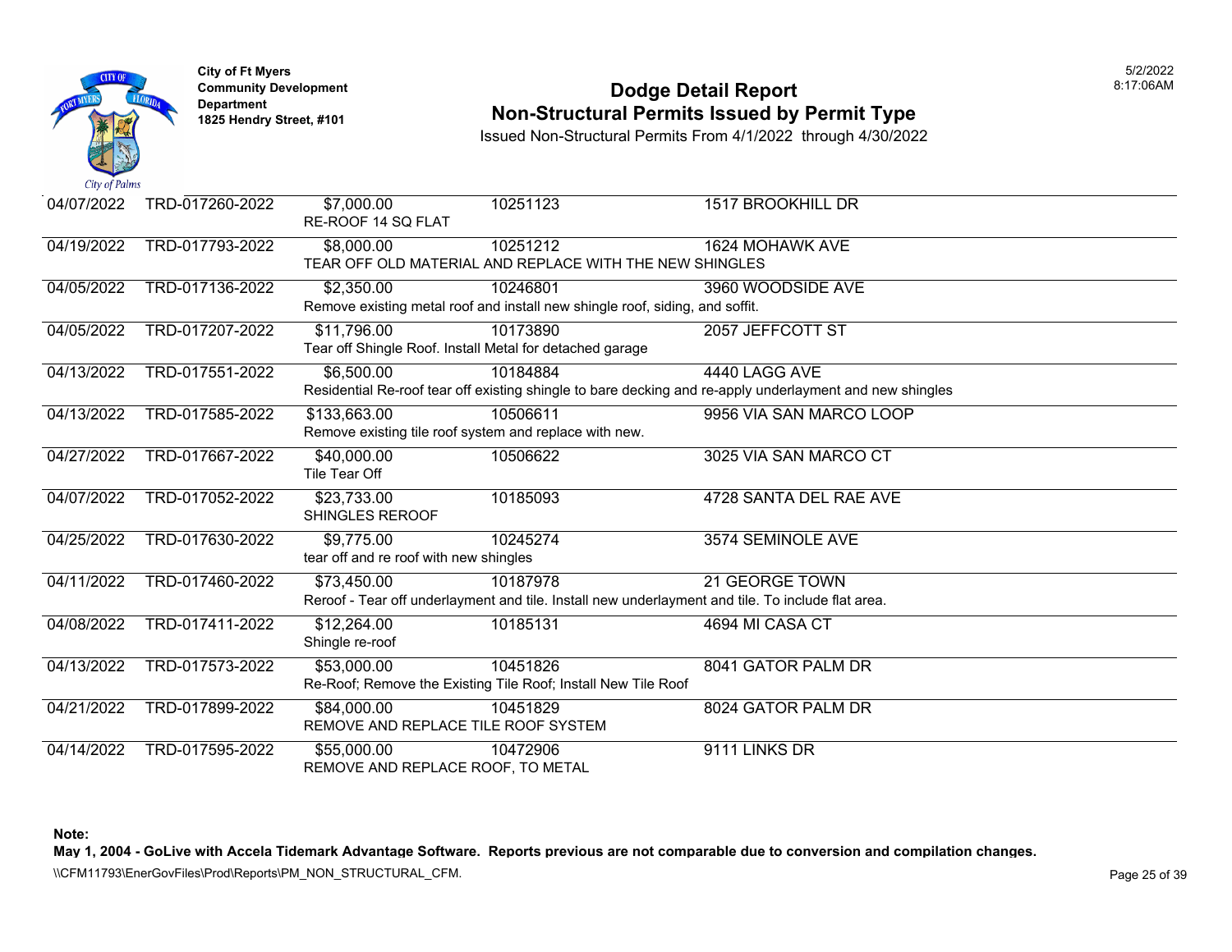City of Ft Myers
Community Development Department
1825 Hendry Street, #101

# Dodge Detail Report
## Non-Structural Permits Issued by Permit Type

Issued Non-Structural Permits From 4/1/2022 through 4/30/2022

5/2/2022
8:17:06AM

| Date | Permit # | Valuation | Parcel | Address |
|---|---|---|---|---|
| 04/07/2022 | TRD-017260-2022 | $7,000.00 | 10251123 | 1517 BROOKHILL DR |
| | | RE-ROOF 14 SQ FLAT | | |
| 04/19/2022 | TRD-017793-2022 | $8,000.00 | 10251212 | 1624 MOHAWK AVE |
| | | TEAR OFF OLD MATERIAL AND REPLACE WITH THE NEW SHINGLES | | |
| 04/05/2022 | TRD-017136-2022 | $2,350.00 | 10246801 | 3960 WOODSIDE AVE |
| | | Remove existing metal roof and install new shingle roof, siding, and soffit. | | |
| 04/05/2022 | TRD-017207-2022 | $11,796.00 | 10173890 | 2057 JEFFCOTT ST |
| | | Tear off Shingle Roof. Install Metal for detached garage | | |
| 04/13/2022 | TRD-017551-2022 | $6,500.00 | 10184884 | 4440 LAGG AVE |
| | | Residential Re-roof tear off existing shingle to bare decking and re-apply underlayment and new shingles | | |
| 04/13/2022 | TRD-017585-2022 | $133,663.00 | 10506611 | 9956 VIA SAN MARCO LOOP |
| | | Remove existing tile roof system and replace with new. | | |
| 04/27/2022 | TRD-017667-2022 | $40,000.00 | 10506622 | 3025 VIA SAN MARCO CT |
| | | Tile Tear Off | | |
| 04/07/2022 | TRD-017052-2022 | $23,733.00 | 10185093 | 4728 SANTA DEL RAE AVE |
| | | SHINGLES REROOF | | |
| 04/25/2022 | TRD-017630-2022 | $9,775.00 | 10245274 | 3574 SEMINOLE AVE |
| | | tear off and re roof with new shingles | | |
| 04/11/2022 | TRD-017460-2022 | $73,450.00 | 10187978 | 21 GEORGE TOWN |
| | | Reroof - Tear off underlayment and tile. Install new underlayment and tile. To include flat area. | | |
| 04/08/2022 | TRD-017411-2022 | $12,264.00 | 10185131 | 4694 MI CASA CT |
| | | Shingle re-roof | | |
| 04/13/2022 | TRD-017573-2022 | $53,000.00 | 10451826 | 8041 GATOR PALM DR |
| | | Re-Roof; Remove the Existing Tile Roof; Install New Tile Roof | | |
| 04/21/2022 | TRD-017899-2022 | $84,000.00 | 10451829 | 8024 GATOR PALM DR |
| | | REMOVE AND REPLACE TILE ROOF SYSTEM | | |
| 04/14/2022 | TRD-017595-2022 | $55,000.00 | 10472906 | 9111 LINKS DR |
| | | REMOVE AND REPLACE ROOF, TO METAL | | |

**Note:**
**May 1, 2004 - GoLive with Accela Tidemark Advantage Software. Reports previous are not comparable due to conversion and compilation changes.**

\\CFM11793\EnerGovFiles\Prod\Reports\PM_NON_STRUCTURAL_CFM.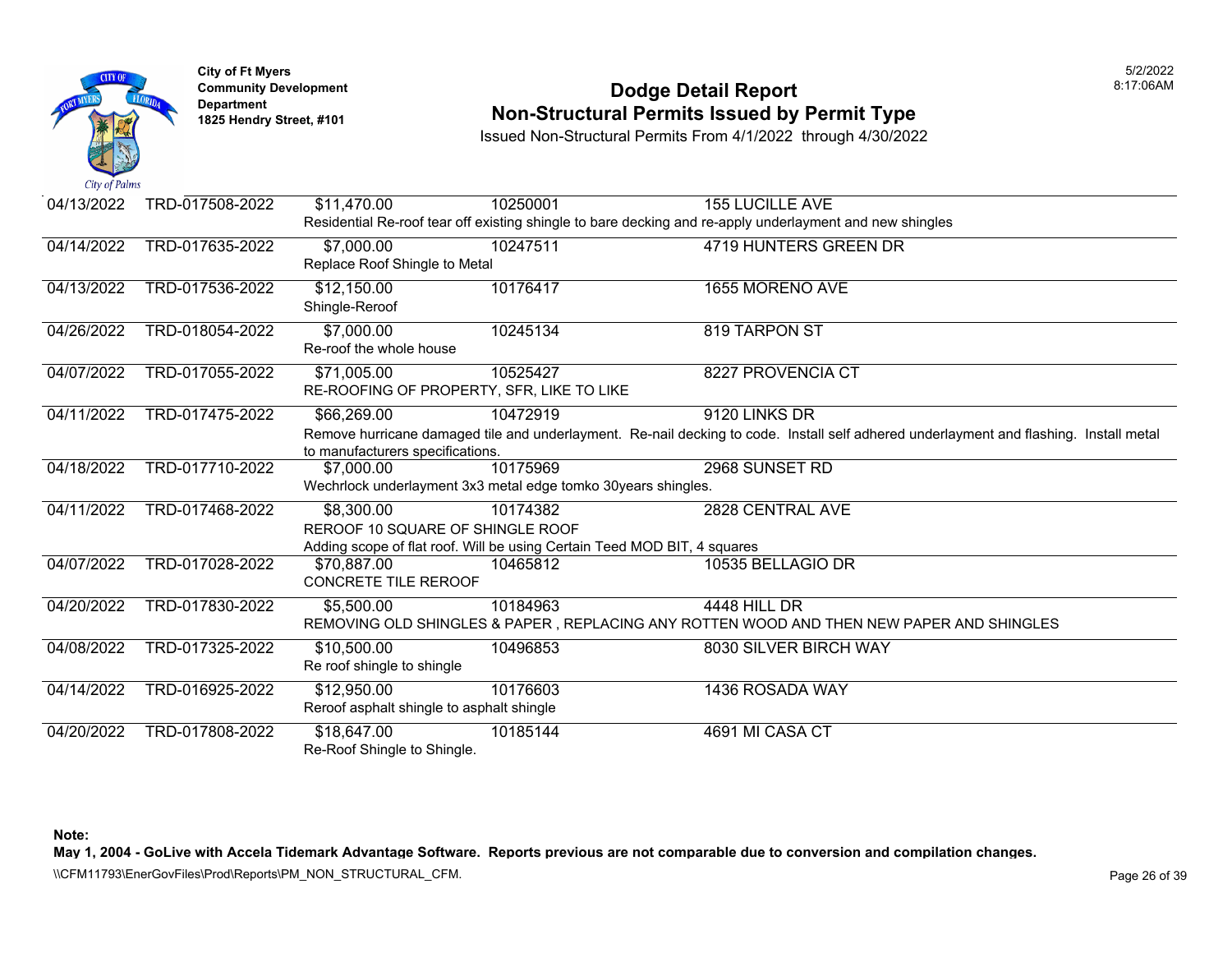City of Ft Myers
Community Development Department
1825 Hendry Street, #101

# Dodge Detail Report
## Non-Structural Permits Issued by Permit Type

Issued Non-Structural Permits From 4/1/2022 through 4/30/2022

| Date | Permit Number | Value | Parcel | Address |
|---|---|---|---|---|
| 04/13/2022 | TRD-017508-2022 | $11,470.00 | 10250001 | 155 LUCILLE AVE |
| | | Residential Re-roof tear off existing shingle to bare decking and re-apply underlayment and new shingles | | |
| 04/14/2022 | TRD-017635-2022 | $7,000.00 | 10247511 | 4719 HUNTERS GREEN DR |
| | | Replace Roof Shingle to Metal | | |
| 04/13/2022 | TRD-017536-2022 | $12,150.00 | 10176417 | 1655 MORENO AVE |
| | | Shingle-Reroof | | |
| 04/26/2022 | TRD-018054-2022 | $7,000.00 | 10245134 | 819 TARPON ST |
| | | Re-roof the whole house | | |
| 04/07/2022 | TRD-017055-2022 | $71,005.00 | 10525427 | 8227 PROVENCIA CT |
| | | RE-ROOFING OF PROPERTY, SFR, LIKE TO LIKE | | |
| 04/11/2022 | TRD-017475-2022 | $66,269.00 | 10472919 | 9120 LINKS DR |
| | | Remove hurricane damaged tile and underlayment. Re-nail decking to code. Install self adhered underlayment and flashing. Install metal to manufacturers specifications. | | |
| 04/18/2022 | TRD-017710-2022 | $7,000.00 | 10175969 | 2968 SUNSET RD |
| | | Wechrlock underlayment 3x3 metal edge tomko 30years shingles. | | |
| 04/11/2022 | TRD-017468-2022 | $8,300.00 | 10174382 | 2828 CENTRAL AVE |
| | | REROOF 10 SQUARE OF SHINGLE ROOF Adding scope of flat roof. Will be using Certain Teed MOD BIT, 4 squares | | |
| 04/07/2022 | TRD-017028-2022 | $70,887.00 | 10465812 | 10535 BELLAGIO DR |
| | | CONCRETE TILE REROOF | | |
| 04/20/2022 | TRD-017830-2022 | $5,500.00 | 10184963 | 4448 HILL DR |
| | | REMOVING OLD SHINGLES & PAPER , REPLACING ANY ROTTEN WOOD AND THEN NEW PAPER AND SHINGLES | | |
| 04/08/2022 | TRD-017325-2022 | $10,500.00 | 10496853 | 8030 SILVER BIRCH WAY |
| | | Re roof shingle to shingle | | |
| 04/14/2022 | TRD-016925-2022 | $12,950.00 | 10176603 | 1436 ROSADA WAY |
| | | Reroof asphalt shingle to asphalt shingle | | |
| 04/20/2022 | TRD-017808-2022 | $18,647.00 | 10185144 | 4691 MI CASA CT |
| | | Re-Roof Shingle to Shingle. | | |

**Note:**
**May 1, 2004 - GoLive with Accela Tidemark Advantage Software. Reports previous are not comparable due to conversion and compilation changes.**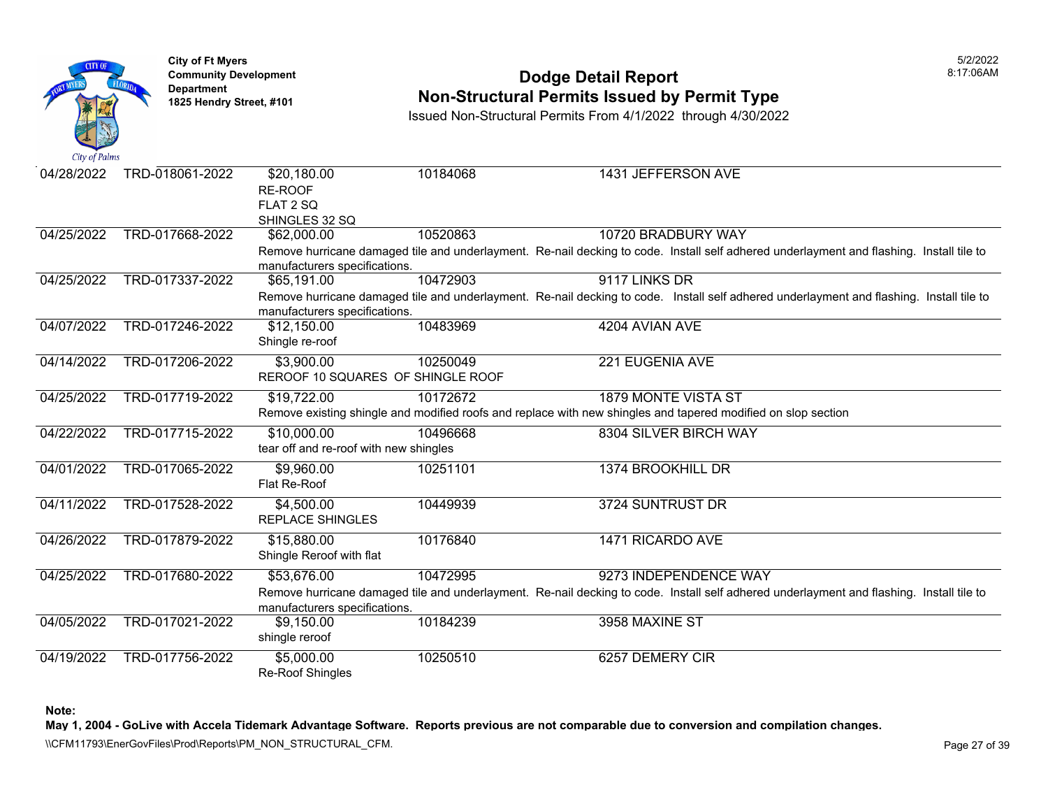City of Ft Myers
Community Development Department
1825 Hendry Street, #101

# Dodge Detail Report
## Non-Structural Permits Issued by Permit Type

Issued Non-Structural Permits From 4/1/2022 through 4/30/2022

| Date | Permit No. | Valuation / Description | Parcel | Address |
|---|---|---|---|---|
| 04/28/2022 | TRD-018061-2022 | $20,180.00<br>RE-ROOF<br>FLAT 2 SQ<br>SHINGLES 32 SQ | 10184068 | 1431 JEFFERSON AVE |
| 04/25/2022 | TRD-017668-2022 | $62,000.00<br>Remove hurricane damaged tile and underlayment. Re-nail decking to code. Install self adhered underlayment and flashing. Install tile to manufacturers specifications. | 10520863 | 10720 BRADBURY WAY |
| 04/25/2022 | TRD-017337-2022 | $65,191.00<br>Remove hurricane damaged tile and underlayment. Re-nail decking to code. Install self adhered underlayment and flashing. Install tile to manufacturers specifications. | 10472903 | 9117 LINKS DR |
| 04/07/2022 | TRD-017246-2022 | $12,150.00<br>Shingle re-roof | 10483969 | 4204 AVIAN AVE |
| 04/14/2022 | TRD-017206-2022 | $3,900.00<br>REROOF 10 SQUARES OF SHINGLE ROOF | 10250049 | 221 EUGENIA AVE |
| 04/25/2022 | TRD-017719-2022 | $19,722.00<br>Remove existing shingle and modified roofs and replace with new shingles and tapered modified on slop section | 10172672 | 1879 MONTE VISTA ST |
| 04/22/2022 | TRD-017715-2022 | $10,000.00<br>tear off and re-roof with new shingles | 10496668 | 8304 SILVER BIRCH WAY |
| 04/01/2022 | TRD-017065-2022 | $9,960.00<br>Flat Re-Roof | 10251101 | 1374 BROOKHILL DR |
| 04/11/2022 | TRD-017528-2022 | $4,500.00<br>REPLACE SHINGLES | 10449939 | 3724 SUNTRUST DR |
| 04/26/2022 | TRD-017879-2022 | $15,880.00<br>Shingle Reroof with flat | 10176840 | 1471 RICARDO AVE |
| 04/25/2022 | TRD-017680-2022 | $53,676.00<br>Remove hurricane damaged tile and underlayment. Re-nail decking to code. Install self adhered underlayment and flashing. Install tile to manufacturers specifications. | 10472995 | 9273 INDEPENDENCE WAY |
| 04/05/2022 | TRD-017021-2022 | $9,150.00<br>shingle reroof | 10184239 | 3958 MAXINE ST |
| 04/19/2022 | TRD-017756-2022 | $5,000.00<br>Re-Roof Shingles | 10250510 | 6257 DEMERY CIR |

**Note:**
**May 1, 2004 - GoLive with Accela Tidemark Advantage Software. Reports previous are not comparable due to conversion and compilation changes.**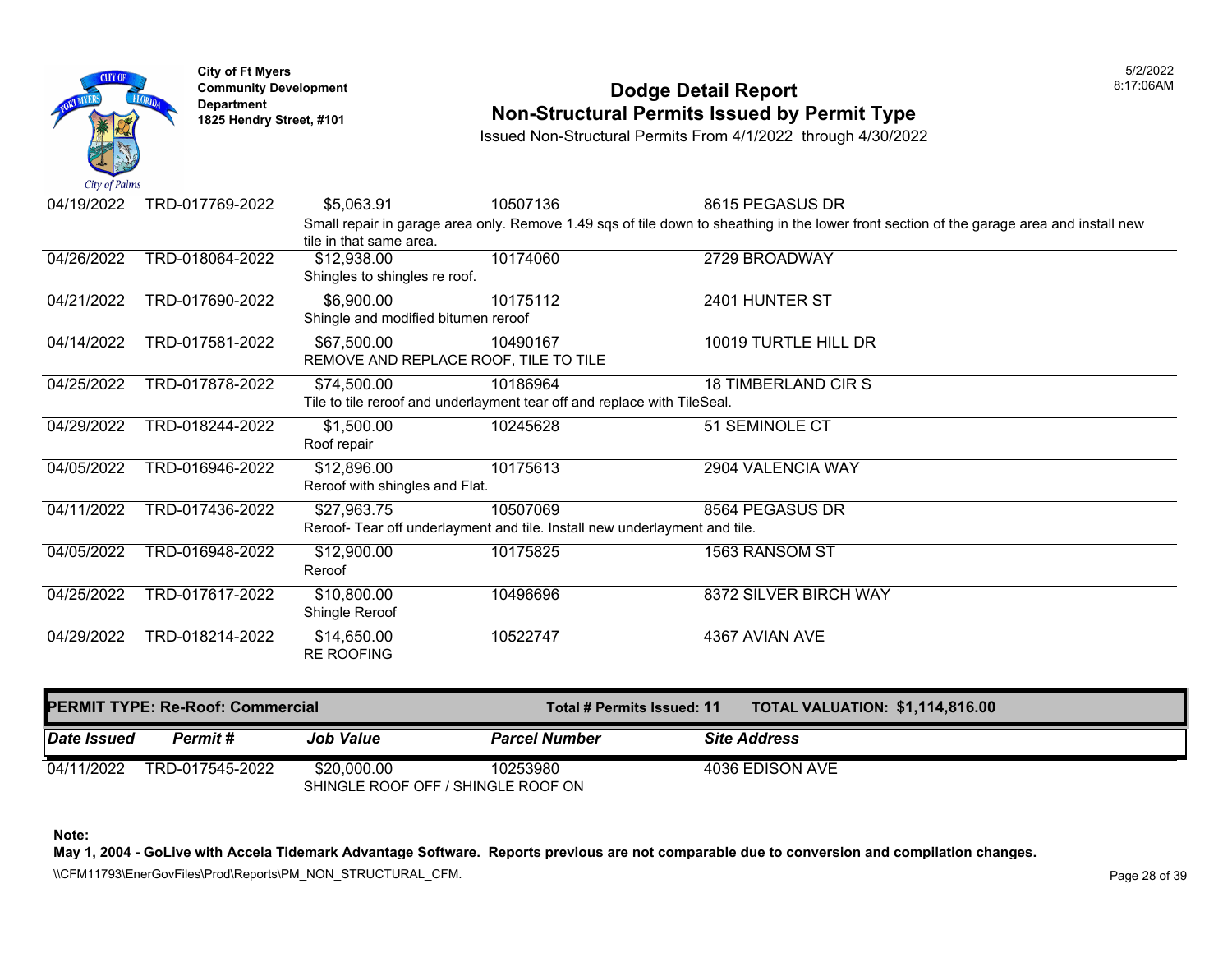**City of Ft Myers**
**Community Development Department**
**1825 Hendry Street, #101**

# Dodge Detail Report
## Non-Structural Permits Issued by Permit Type

Issued Non-Structural Permits From 4/1/2022 through 4/30/2022

| Date Issued | Permit # | Job Value | Parcel Number | Site Address |
|---|---|---|---|---|
| 04/19/2022 | TRD-017769-2022 | $5,063.91 | 10507136 | 8615 PEGASUS DR |
| | | Small repair in garage area only. Remove 1.49 sqs of tile down to sheathing in the lower front section of the garage area and install new tile in that same area. | | |
| 04/26/2022 | TRD-018064-2022 | $12,938.00 | 10174060 | 2729 BROADWAY |
| | | Shingles to shingles re roof. | | |
| 04/21/2022 | TRD-017690-2022 | $6,900.00 | 10175112 | 2401 HUNTER ST |
| | | Shingle and modified bitumen reroof | | |
| 04/14/2022 | TRD-017581-2022 | $67,500.00 | 10490167 | 10019 TURTLE HILL DR |
| | | REMOVE AND REPLACE ROOF, TILE TO TILE | | |
| 04/25/2022 | TRD-017878-2022 | $74,500.00 | 10186964 | 18 TIMBERLAND CIR S |
| | | Tile to tile reroof and underlayment tear off and replace with TileSeal. | | |
| 04/29/2022 | TRD-018244-2022 | $1,500.00 | 10245628 | 51 SEMINOLE CT |
| | | Roof repair | | |
| 04/05/2022 | TRD-016946-2022 | $12,896.00 | 10175613 | 2904 VALENCIA WAY |
| | | Reroof with shingles and Flat. | | |
| 04/11/2022 | TRD-017436-2022 | $27,963.75 | 10507069 | 8564 PEGASUS DR |
| | | Reroof- Tear off underlayment and tile. Install new underlayment and tile. | | |
| 04/05/2022 | TRD-016948-2022 | $12,900.00 | 10175825 | 1563 RANSOM ST |
| | | Reroof | | |
| 04/25/2022 | TRD-017617-2022 | $10,800.00 | 10496696 | 8372 SILVER BIRCH WAY |
| | | Shingle Reroof | | |
| 04/29/2022 | TRD-018214-2022 | $14,650.00 | 10522747 | 4367 AVIAN AVE |
| | | RE ROOFING | | |

**PERMIT TYPE: Re-Roof: Commercial** — **Total # Permits Issued: 11** — **TOTAL VALUATION: $1,114,816.00**

| *Date Issued* | *Permit #* | *Job Value* | *Parcel Number* | *Site Address* |
|---|---|---|---|---|
| 04/11/2022 | TRD-017545-2022 | $20,000.00 | 10253980 | 4036 EDISON AVE |
| | | SHINGLE ROOF OFF / SHINGLE ROOF ON | | |

**Note:**
**May 1, 2004 - GoLive with Accela Tidemark Advantage Software. Reports previous are not comparable due to conversion and compilation changes.**

\\CFM11793\EnerGovFiles\Prod\Reports\PM_NON_STRUCTURAL_CFM.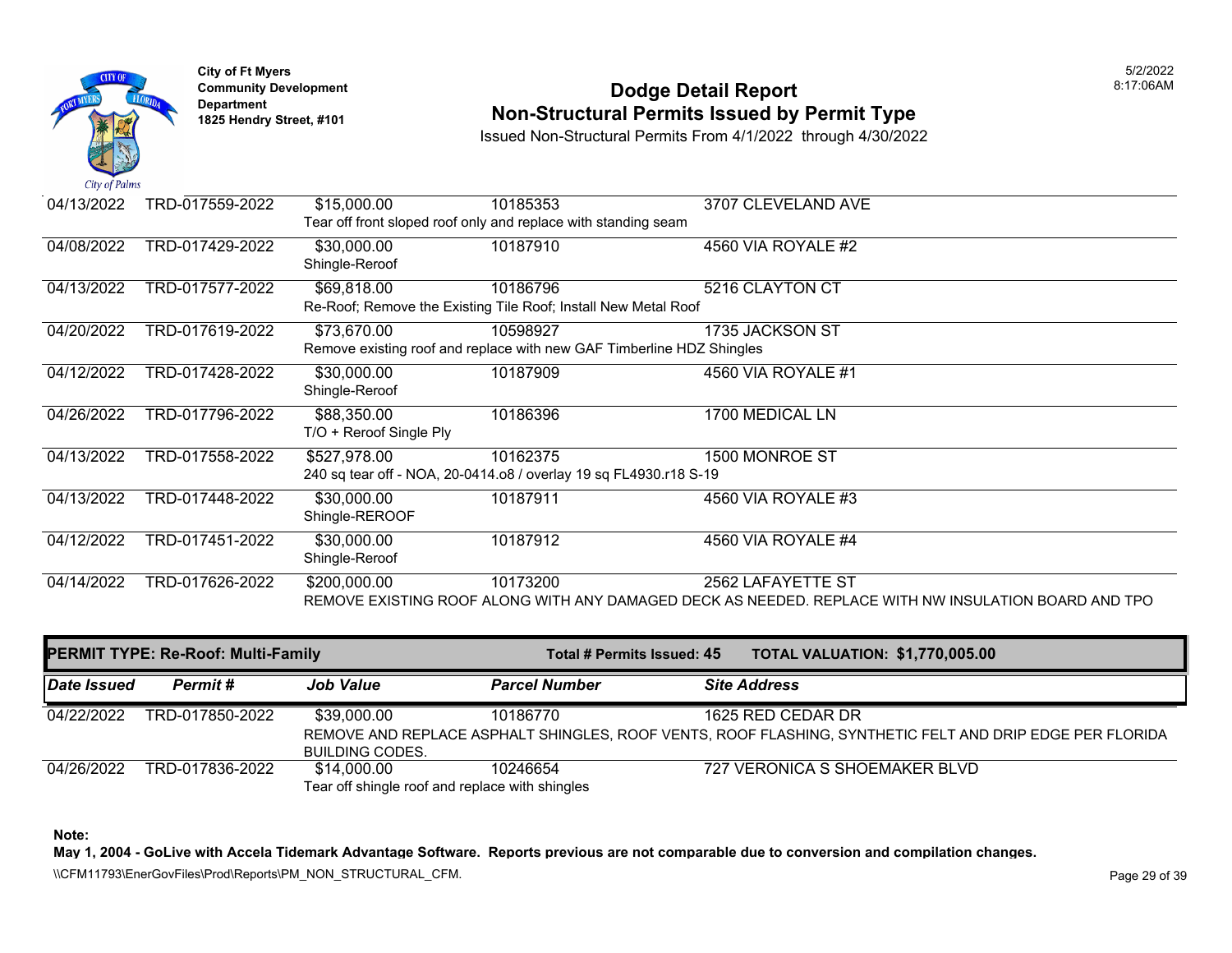| Date Issued | Permit # | Job Value | Parcel Number | Site Address |
|---|---|---|---|---|
| 04/13/2022 | TRD-017559-2022 | $15,000.00 | 10185353 | 3707 CLEVELAND AVE |
| | | Tear off front sloped roof only and replace with standing seam | | |
| 04/08/2022 | TRD-017429-2022 | $30,000.00 | 10187910 | 4560 VIA ROYALE #2 |
| | | Shingle-Reroof | | |
| 04/13/2022 | TRD-017577-2022 | $69,818.00 | 10186796 | 5216 CLAYTON CT |
| | | Re-Roof; Remove the Existing Tile Roof; Install New Metal Roof | | |
| 04/20/2022 | TRD-017619-2022 | $73,670.00 | 10598927 | 1735 JACKSON ST |
| | | Remove existing roof and replace with new GAF Timberline HDZ Shingles | | |
| 04/12/2022 | TRD-017428-2022 | $30,000.00 | 10187909 | 4560 VIA ROYALE #1 |
| | | Shingle-Reroof | | |
| 04/26/2022 | TRD-017796-2022 | $88,350.00 | 10186396 | 1700 MEDICAL LN |
| | | T/O + Reroof Single Ply | | |
| 04/13/2022 | TRD-017558-2022 | $527,978.00 | 10162375 | 1500 MONROE ST |
| | | 240 sq tear off - NOA, 20-0414.o8 / overlay 19 sq FL4930.r18 S-19 | | |
| 04/13/2022 | TRD-017448-2022 | $30,000.00 | 10187911 | 4560 VIA ROYALE #3 |
| | | Shingle-REROOF | | |
| 04/12/2022 | TRD-017451-2022 | $30,000.00 | 10187912 | 4560 VIA ROYALE #4 |
| | | Shingle-Reroof | | |
| 04/14/2022 | TRD-017626-2022 | $200,000.00 | 10173200 | 2562 LAFAYETTE ST |
| | | REMOVE EXISTING ROOF ALONG WITH ANY DAMAGED DECK AS NEEDED. REPLACE WITH NW INSULATION BOARD AND TPO | | |

**PERMIT TYPE: Re-Roof: Multi-Family** — **Total # Permits Issued: 45** — **TOTAL VALUATION: $1,770,005.00**

| *Date Issued* | *Permit #* | *Job Value* | *Parcel Number* | *Site Address* |
|---|---|---|---|---|
| 04/22/2022 | TRD-017850-2022 | $39,000.00 | 10186770 | 1625 RED CEDAR DR |
| | | REMOVE AND REPLACE ASPHALT SHINGLES, ROOF VENTS, ROOF FLASHING, SYNTHETIC FELT AND DRIP EDGE PER FLORIDA BUILDING CODES. | | |
| 04/26/2022 | TRD-017836-2022 | $14,000.00 | 10246654 | 727 VERONICA S SHOEMAKER BLVD |
| | | Tear off shingle roof and replace with shingles | | |

**Note:**

**May 1, 2004 - GoLive with Accela Tidemark Advantage Software. Reports previous are not comparable due to conversion and compilation changes.**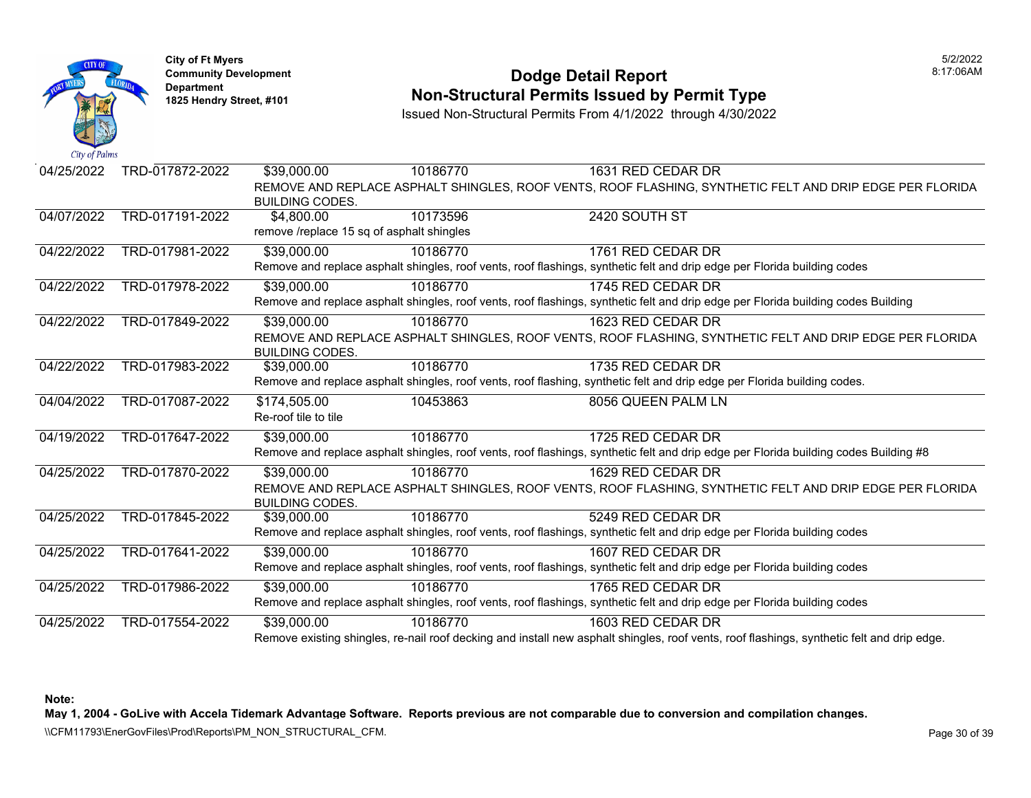City of Ft Myers
Community Development Department
1825 Hendry Street, #101

# Dodge Detail Report
## Non-Structural Permits Issued by Permit Type

Issued Non-Structural Permits From 4/1/2022 through 4/30/2022

| Date | Permit | Value | Parcel | Address |
|---|---|---|---|---|
| 04/25/2022 | TRD-017872-2022 | $39,000.00 | 10186770 | 1631 RED CEDAR DR |
| | REMOVE AND REPLACE ASPHALT SHINGLES, ROOF VENTS, ROOF FLASHING, SYNTHETIC FELT AND DRIP EDGE PER FLORIDA BUILDING CODES. | | | |
| 04/07/2022 | TRD-017191-2022 | $4,800.00 | 10173596 | 2420 SOUTH ST |
| | remove /replace 15 sq of asphalt shingles | | | |
| 04/22/2022 | TRD-017981-2022 | $39,000.00 | 10186770 | 1761 RED CEDAR DR |
| | Remove and replace asphalt shingles, roof vents, roof flashings, synthetic felt and drip edge per Florida building codes | | | |
| 04/22/2022 | TRD-017978-2022 | $39,000.00 | 10186770 | 1745 RED CEDAR DR |
| | Remove and replace asphalt shingles, roof vents, roof flashings, synthetic felt and drip edge per Florida building codes Building | | | |
| 04/22/2022 | TRD-017849-2022 | $39,000.00 | 10186770 | 1623 RED CEDAR DR |
| | REMOVE AND REPLACE ASPHALT SHINGLES, ROOF VENTS, ROOF FLASHING, SYNTHETIC FELT AND DRIP EDGE PER FLORIDA BUILDING CODES. | | | |
| 04/22/2022 | TRD-017983-2022 | $39,000.00 | 10186770 | 1735 RED CEDAR DR |
| | Remove and replace asphalt shingles, roof vents, roof flashing, synthetic felt and drip edge per Florida building codes. | | | |
| 04/04/2022 | TRD-017087-2022 | $174,505.00 | 10453863 | 8056 QUEEN PALM LN |
| | Re-roof tile to tile | | | |
| 04/19/2022 | TRD-017647-2022 | $39,000.00 | 10186770 | 1725 RED CEDAR DR |
| | Remove and replace asphalt shingles, roof vents, roof flashings, synthetic felt and drip edge per Florida building codes Building #8 | | | |
| 04/25/2022 | TRD-017870-2022 | $39,000.00 | 10186770 | 1629 RED CEDAR DR |
| | REMOVE AND REPLACE ASPHALT SHINGLES, ROOF VENTS, ROOF FLASHING, SYNTHETIC FELT AND DRIP EDGE PER FLORIDA BUILDING CODES. | | | |
| 04/25/2022 | TRD-017845-2022 | $39,000.00 | 10186770 | 5249 RED CEDAR DR |
| | Remove and replace asphalt shingles, roof vents, roof flashings, synthetic felt and drip edge per Florida building codes | | | |
| 04/25/2022 | TRD-017641-2022 | $39,000.00 | 10186770 | 1607 RED CEDAR DR |
| | Remove and replace asphalt shingles, roof vents, roof flashings, synthetic felt and drip edge per Florida building codes | | | |
| 04/25/2022 | TRD-017986-2022 | $39,000.00 | 10186770 | 1765 RED CEDAR DR |
| | Remove and replace asphalt shingles, roof vents, roof flashings, synthetic felt and drip edge per Florida building codes | | | |
| 04/25/2022 | TRD-017554-2022 | $39,000.00 | 10186770 | 1603 RED CEDAR DR |
| | Remove existing shingles, re-nail roof decking and install new asphalt shingles, roof vents, roof flashings, synthetic felt and drip edge. | | | |

**Note:**
**May 1, 2004 - GoLive with Accela Tidemark Advantage Software. Reports previous are not comparable due to conversion and compilation changes.**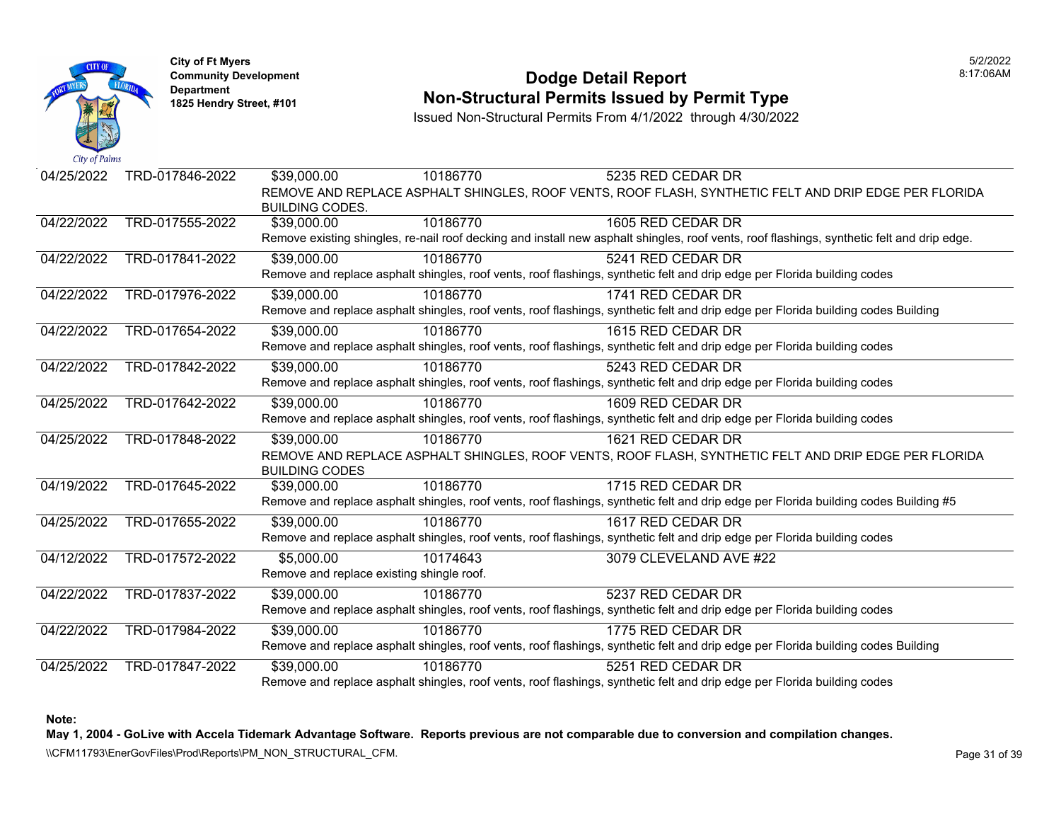City of Ft Myers
Community Development Department
1825 Hendry Street, #101

# Dodge Detail Report
## Non-Structural Permits Issued by Permit Type

Issued Non-Structural Permits From 4/1/2022 through 4/30/2022

| Date | Permit | Value | Parcel | Address |
|---|---|---|---|---|
| 04/25/2022 | TRD-017846-2022 | $39,000.00 | 10186770 | 5235 RED CEDAR DR |
| | | REMOVE AND REPLACE ASPHALT SHINGLES, ROOF VENTS, ROOF FLASH, SYNTHETIC FELT AND DRIP EDGE PER FLORIDA BUILDING CODES. | | |
| 04/22/2022 | TRD-017555-2022 | $39,000.00 | 10186770 | 1605 RED CEDAR DR |
| | | Remove existing shingles, re-nail roof decking and install new asphalt shingles, roof vents, roof flashings, synthetic felt and drip edge. | | |
| 04/22/2022 | TRD-017841-2022 | $39,000.00 | 10186770 | 5241 RED CEDAR DR |
| | | Remove and replace asphalt shingles, roof vents, roof flashings, synthetic felt and drip edge per Florida building codes | | |
| 04/22/2022 | TRD-017976-2022 | $39,000.00 | 10186770 | 1741 RED CEDAR DR |
| | | Remove and replace asphalt shingles, roof vents, roof flashings, synthetic felt and drip edge per Florida building codes Building | | |
| 04/22/2022 | TRD-017654-2022 | $39,000.00 | 10186770 | 1615 RED CEDAR DR |
| | | Remove and replace asphalt shingles, roof vents, roof flashings, synthetic felt and drip edge per Florida building codes | | |
| 04/22/2022 | TRD-017842-2022 | $39,000.00 | 10186770 | 5243 RED CEDAR DR |
| | | Remove and replace asphalt shingles, roof vents, roof flashings, synthetic felt and drip edge per Florida building codes | | |
| 04/25/2022 | TRD-017642-2022 | $39,000.00 | 10186770 | 1609 RED CEDAR DR |
| | | Remove and replace asphalt shingles, roof vents, roof flashings, synthetic felt and drip edge per Florida building codes | | |
| 04/25/2022 | TRD-017848-2022 | $39,000.00 | 10186770 | 1621 RED CEDAR DR |
| | | REMOVE AND REPLACE ASPHALT SHINGLES, ROOF VENTS, ROOF FLASH, SYNTHETIC FELT AND DRIP EDGE PER FLORIDA BUILDING CODES | | |
| 04/19/2022 | TRD-017645-2022 | $39,000.00 | 10186770 | 1715 RED CEDAR DR |
| | | Remove and replace asphalt shingles, roof vents, roof flashings, synthetic felt and drip edge per Florida building codes Building #5 | | |
| 04/25/2022 | TRD-017655-2022 | $39,000.00 | 10186770 | 1617 RED CEDAR DR |
| | | Remove and replace asphalt shingles, roof vents, roof flashings, synthetic felt and drip edge per Florida building codes | | |
| 04/12/2022 | TRD-017572-2022 | $5,000.00 | 10174643 | 3079 CLEVELAND AVE #22 |
| | | Remove and replace existing shingle roof. | | |
| 04/22/2022 | TRD-017837-2022 | $39,000.00 | 10186770 | 5237 RED CEDAR DR |
| | | Remove and replace asphalt shingles, roof vents, roof flashings, synthetic felt and drip edge per Florida building codes | | |
| 04/22/2022 | TRD-017984-2022 | $39,000.00 | 10186770 | 1775 RED CEDAR DR |
| | | Remove and replace asphalt shingles, roof vents, roof flashings, synthetic felt and drip edge per Florida building codes Building | | |
| 04/25/2022 | TRD-017847-2022 | $39,000.00 | 10186770 | 5251 RED CEDAR DR |
| | | Remove and replace asphalt shingles, roof vents, roof flashings, synthetic felt and drip edge per Florida building codes | | |

**Note:**
**May 1, 2004 - GoLive with Accela Tidemark Advantage Software. Reports previous are not comparable due to conversion and compilation changes.**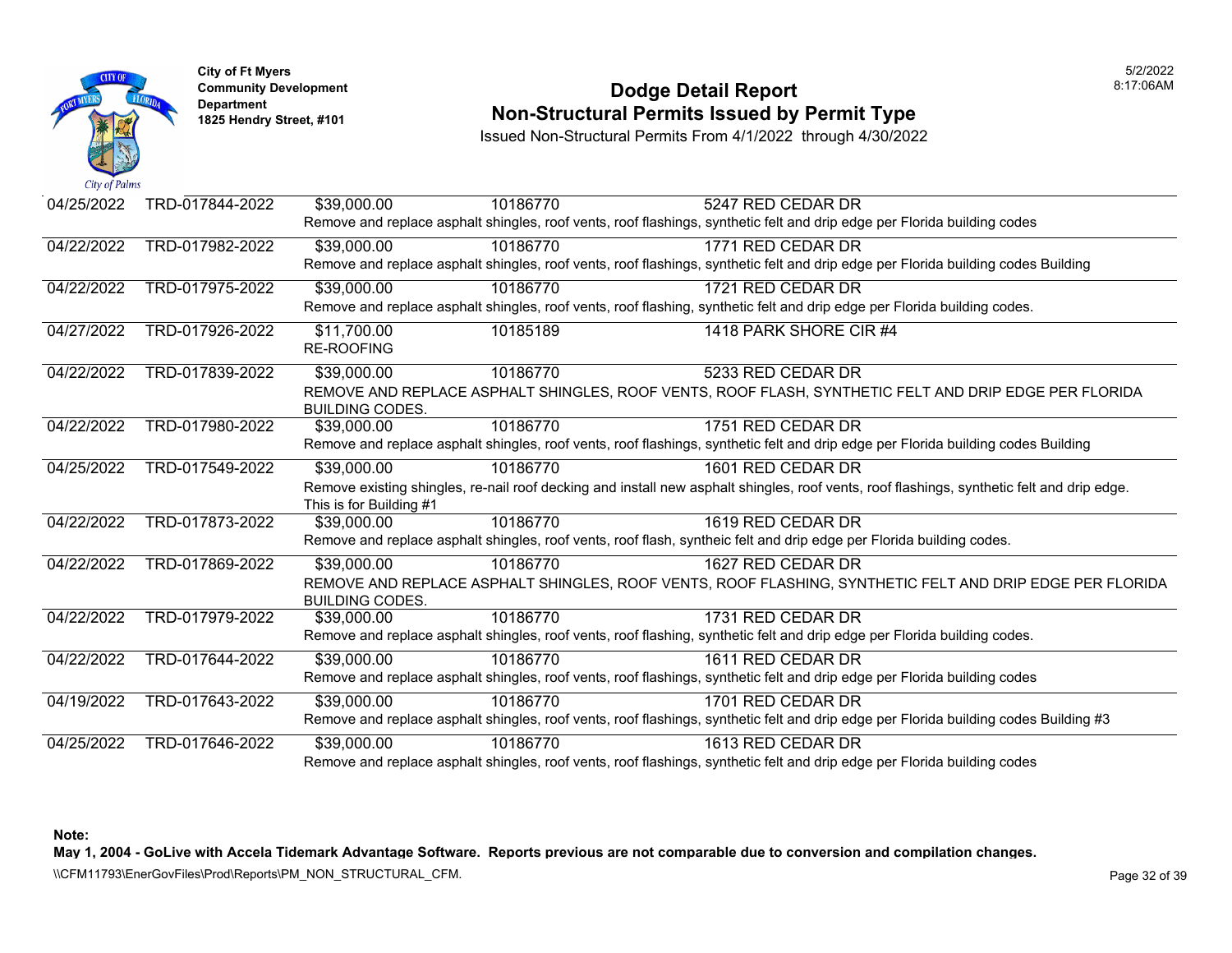**City of Ft Myers**
**Community Development Department**
**1825 Hendry Street, #101**

# Dodge Detail Report
## Non-Structural Permits Issued by Permit Type

Issued Non-Structural Permits From 4/1/2022 through 4/30/2022

5/2/2022
8:17:06AM

| Date | Permit Number | Valuation | Parcel | Address |
|---|---|---|---|---|
| 04/25/2022 | TRD-017844-2022 | $39,000.00 | 10186770 | 5247 RED CEDAR DR |
| | | Remove and replace asphalt shingles, roof vents, roof flashings, synthetic felt and drip edge per Florida building codes | | |
| 04/22/2022 | TRD-017982-2022 | $39,000.00 | 10186770 | 1771 RED CEDAR DR |
| | | Remove and replace asphalt shingles, roof vents, roof flashings, synthetic felt and drip edge per Florida building codes Building | | |
| 04/22/2022 | TRD-017975-2022 | $39,000.00 | 10186770 | 1721 RED CEDAR DR |
| | | Remove and replace asphalt shingles, roof vents, roof flashing, synthetic felt and drip edge per Florida building codes. | | |
| 04/27/2022 | TRD-017926-2022 | $11,700.00 | 10185189 | 1418 PARK SHORE CIR #4 |
| | | RE-ROOFING | | |
| 04/22/2022 | TRD-017839-2022 | $39,000.00 | 10186770 | 5233 RED CEDAR DR |
| | | REMOVE AND REPLACE ASPHALT SHINGLES, ROOF VENTS, ROOF FLASH, SYNTHETIC FELT AND DRIP EDGE PER FLORIDA BUILDING CODES. | | |
| 04/22/2022 | TRD-017980-2022 | $39,000.00 | 10186770 | 1751 RED CEDAR DR |
| | | Remove and replace asphalt shingles, roof vents, roof flashings, synthetic felt and drip edge per Florida building codes Building | | |
| 04/25/2022 | TRD-017549-2022 | $39,000.00 | 10186770 | 1601 RED CEDAR DR |
| | | Remove existing shingles, re-nail roof decking and install new asphalt shingles, roof vents, roof flashings, synthetic felt and drip edge. This is for Building #1 | | |
| 04/22/2022 | TRD-017873-2022 | $39,000.00 | 10186770 | 1619 RED CEDAR DR |
| | | Remove and replace asphalt shingles, roof vents, roof flash, syntheic felt and drip edge per Florida building codes. | | |
| 04/22/2022 | TRD-017869-2022 | $39,000.00 | 10186770 | 1627 RED CEDAR DR |
| | | REMOVE AND REPLACE ASPHALT SHINGLES, ROOF VENTS, ROOF FLASHING, SYNTHETIC FELT AND DRIP EDGE PER FLORIDA BUILDING CODES. | | |
| 04/22/2022 | TRD-017979-2022 | $39,000.00 | 10186770 | 1731 RED CEDAR DR |
| | | Remove and replace asphalt shingles, roof vents, roof flashing, synthetic felt and drip edge per Florida building codes. | | |
| 04/22/2022 | TRD-017644-2022 | $39,000.00 | 10186770 | 1611 RED CEDAR DR |
| | | Remove and replace asphalt shingles, roof vents, roof flashings, synthetic felt and drip edge per Florida building codes | | |
| 04/19/2022 | TRD-017643-2022 | $39,000.00 | 10186770 | 1701 RED CEDAR DR |
| | | Remove and replace asphalt shingles, roof vents, roof flashings, synthetic felt and drip edge per Florida building codes Building #3 | | |
| 04/25/2022 | TRD-017646-2022 | $39,000.00 | 10186770 | 1613 RED CEDAR DR |
| | | Remove and replace asphalt shingles, roof vents, roof flashings, synthetic felt and drip edge per Florida building codes | | |

**Note:**
**May 1, 2004 - GoLive with Accela Tidemark Advantage Software. Reports previous are not comparable due to conversion and compilation changes.**

\\CFM11793\EnerGovFiles\Prod\Reports\PM_NON_STRUCTURAL_CFM.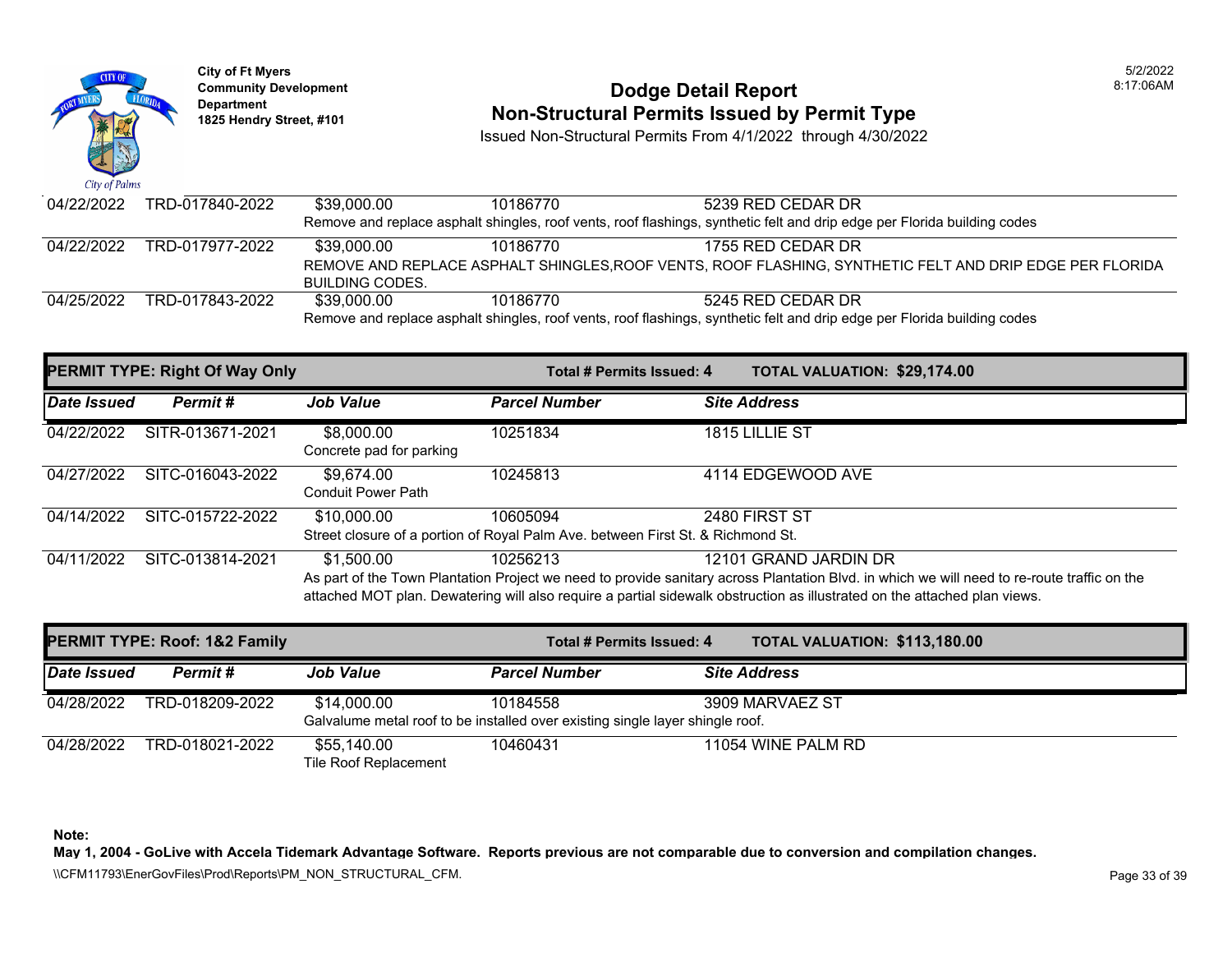**City of Ft Myers**
**Community Development Department**
**1825 Hendry Street, #101**

# Dodge Detail Report
## Non-Structural Permits Issued by Permit Type

Issued Non-Structural Permits From 4/1/2022 through 4/30/2022

| Date Issued | Permit # | Job Value | Parcel Number | Site Address |
|---|---|---|---|---|
| 04/22/2022 | TRD-017840-2022 | $39,000.00 | 10186770 | 5239 RED CEDAR DR |
| | | Remove and replace asphalt shingles, roof vents, roof flashings, synthetic felt and drip edge per Florida building codes | | |
| 04/22/2022 | TRD-017977-2022 | $39,000.00 | 10186770 | 1755 RED CEDAR DR |
| | | REMOVE AND REPLACE ASPHALT SHINGLES,ROOF VENTS, ROOF FLASHING, SYNTHETIC FELT AND DRIP EDGE PER FLORIDA BUILDING CODES. | | |
| 04/25/2022 | TRD-017843-2022 | $39,000.00 | 10186770 | 5245 RED CEDAR DR |
| | | Remove and replace asphalt shingles, roof vents, roof flashings, synthetic felt and drip edge per Florida building codes | | |

**PERMIT TYPE: Right Of Way Only** — **Total # Permits Issued: 4** — **TOTAL VALUATION: $29,174.00**

| Date Issued | Permit # | Job Value | Parcel Number | Site Address |
|---|---|---|---|---|
| 04/22/2022 | SITR-013671-2021 | $8,000.00 | 10251834 | 1815 LILLIE ST |
| | | Concrete pad for parking | | |
| 04/27/2022 | SITC-016043-2022 | $9,674.00 | 10245813 | 4114 EDGEWOOD AVE |
| | | Conduit Power Path | | |
| 04/14/2022 | SITC-015722-2022 | $10,000.00 | 10605094 | 2480 FIRST ST |
| | | Street closure of a portion of Royal Palm Ave. between First St. & Richmond St. | | |
| 04/11/2022 | SITC-013814-2021 | $1,500.00 | 10256213 | 12101 GRAND JARDIN DR |
| | | As part of the Town Plantation Project we need to provide sanitary across Plantation Blvd. in which we will need to re-route traffic on the attached MOT plan. Dewatering will also require a partial sidewalk obstruction as illustrated on the attached plan views. | | |

**PERMIT TYPE: Roof: 1&2 Family** — **Total # Permits Issued: 4** — **TOTAL VALUATION: $113,180.00**

| Date Issued | Permit # | Job Value | Parcel Number | Site Address |
|---|---|---|---|---|
| 04/28/2022 | TRD-018209-2022 | $14,000.00 | 10184558 | 3909 MARVAEZ ST |
| | | Galvalume metal roof to be installed over existing single layer shingle roof. | | |
| 04/28/2022 | TRD-018021-2022 | $55,140.00 | 10460431 | 11054 WINE PALM RD |
| | | Tile Roof Replacement | | |

**Note:**
**May 1, 2004 - GoLive with Accela Tidemark Advantage Software. Reports previous are not comparable due to conversion and compilation changes.**

\\CFM11793\EnerGovFiles\Prod\Reports\PM_NON_STRUCTURAL_CFM.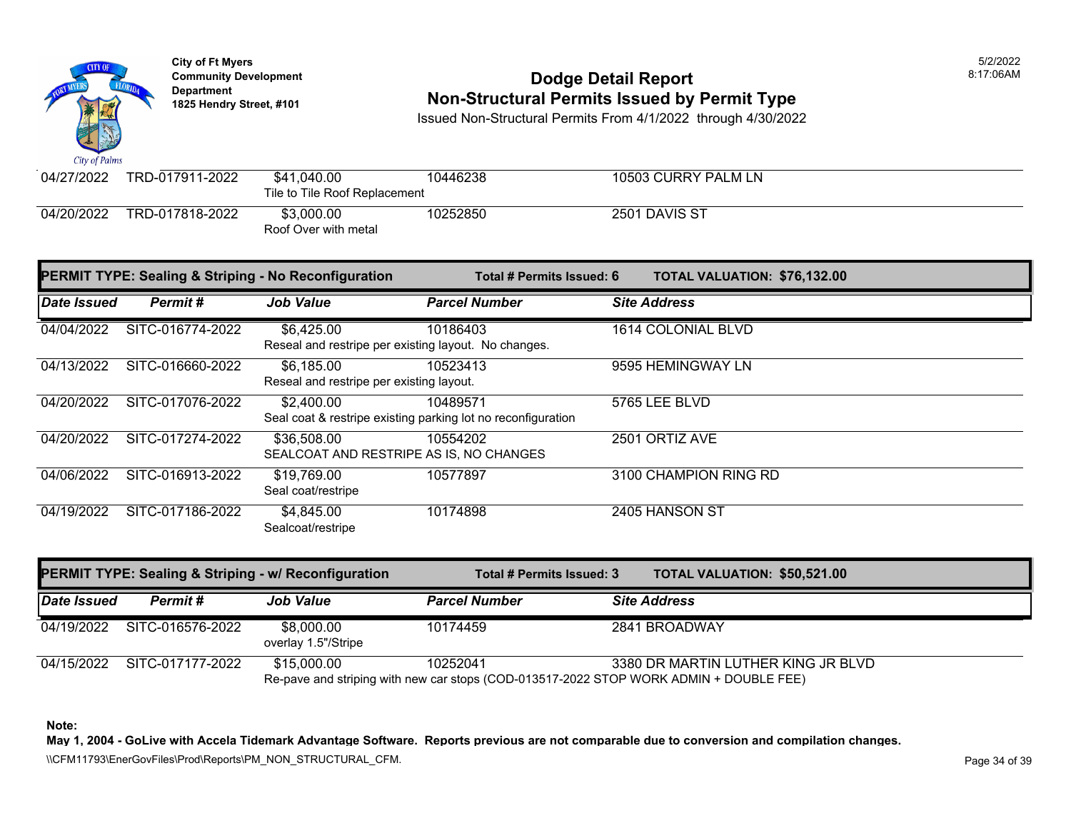City of Ft Myers
Community Development Department
1825 Hendry Street, #101

# Dodge Detail Report
## Non-Structural Permits Issued by Permit Type

Issued Non-Structural Permits From 4/1/2022 through 4/30/2022

| Date Issued | Permit # | Job Value | Parcel Number | Site Address |
|---|---|---|---|---|
| 04/27/2022 | TRD-017911-2022 | $41,040.00<br>Tile to Tile Roof Replacement | 10446238 | 10503 CURRY PALM LN |
| 04/20/2022 | TRD-017818-2022 | $3,000.00<br>Roof Over with metal | 10252850 | 2501 DAVIS ST |

**PERMIT TYPE: Sealing & Striping - No Reconfiguration** — **Total # Permits Issued: 6** — **TOTAL VALUATION: $76,132.00**

| Date Issued | Permit # | Job Value | Parcel Number | Site Address |
|---|---|---|---|---|
| 04/04/2022 | SITC-016774-2022 | $6,425.00<br>Reseal and restripe per existing layout. No changes. | 10186403 | 1614 COLONIAL BLVD |
| 04/13/2022 | SITC-016660-2022 | $6,185.00<br>Reseal and restripe per existing layout. | 10523413 | 9595 HEMINGWAY LN |
| 04/20/2022 | SITC-017076-2022 | $2,400.00<br>Seal coat & restripe existing parking lot no reconfiguration | 10489571 | 5765 LEE BLVD |
| 04/20/2022 | SITC-017274-2022 | $36,508.00<br>SEALCOAT AND RESTRIPE AS IS, NO CHANGES | 10554202 | 2501 ORTIZ AVE |
| 04/06/2022 | SITC-016913-2022 | $19,769.00<br>Seal coat/restripe | 10577897 | 3100 CHAMPION RING RD |
| 04/19/2022 | SITC-017186-2022 | $4,845.00<br>Sealcoat/restripe | 10174898 | 2405 HANSON ST |

**PERMIT TYPE: Sealing & Striping - w/ Reconfiguration** — **Total # Permits Issued: 3** — **TOTAL VALUATION: $50,521.00**

| Date Issued | Permit # | Job Value | Parcel Number | Site Address |
|---|---|---|---|---|
| 04/19/2022 | SITC-016576-2022 | $8,000.00<br>overlay 1.5"/Stripe | 10174459 | 2841 BROADWAY |
| 04/15/2022 | SITC-017177-2022 | $15,000.00<br>Re-pave and striping with new car stops (COD-013517-2022 STOP WORK ADMIN + DOUBLE FEE) | 10252041 | 3380 DR MARTIN LUTHER KING JR BLVD |

**Note:**
**May 1, 2004 - GoLive with Accela Tidemark Advantage Software. Reports previous are not comparable due to conversion and compilation changes.**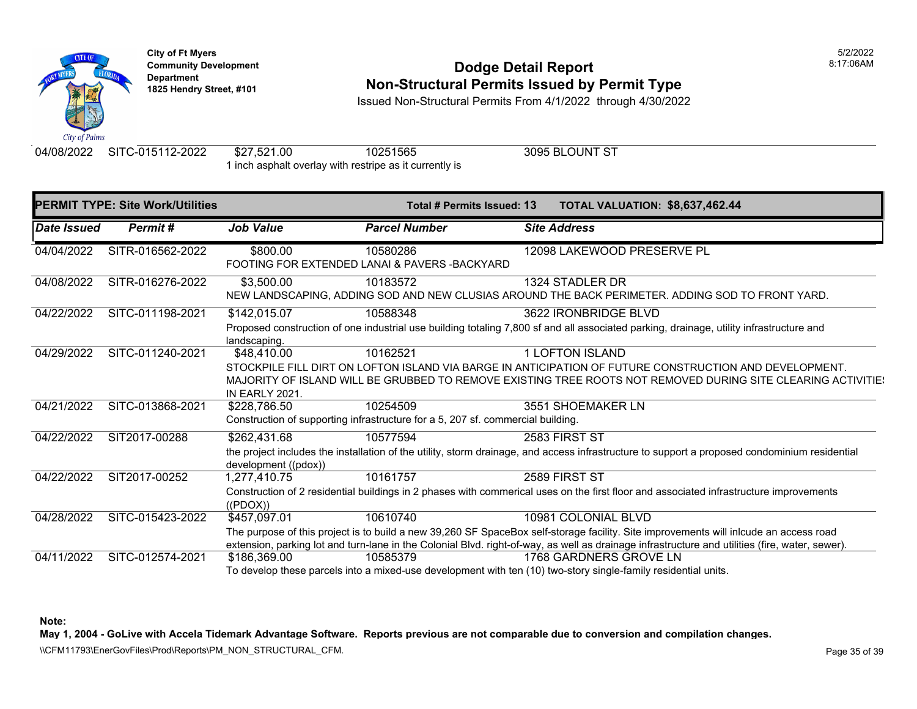| Date Issued | Permit # | Job Value | Parcel Number | Site Address |
|---|---|---|---|---|
| 04/08/2022 | SITC-015112-2022 | $27,521.00 | 10251565 | 3095 BLOUNT ST |
| | | 1 inch asphalt overlay with restripe as it currently is | | |

**PERMIT TYPE: Site Work/Utilities** | **Total # Permits Issued: 13** | **TOTAL VALUATION: $8,637,462.44**

| Date Issued | Permit # | Job Value | Parcel Number | Site Address |
|---|---|---|---|---|
| 04/04/2022 | SITR-016562-2022 | $800.00 | 10580286 | 12098 LAKEWOOD PRESERVE PL |
| | | FOOTING FOR EXTENDED LANAI & PAVERS -BACKYARD | | |
| 04/08/2022 | SITR-016276-2022 | $3,500.00 | 10183572 | 1324 STADLER DR |
| | | NEW LANDSCAPING, ADDING SOD AND NEW CLUSIAS AROUND THE BACK PERIMETER. ADDING SOD TO FRONT YARD. | | |
| 04/22/2022 | SITC-011198-2021 | $142,015.07 | 10588348 | 3622 IRONBRIDGE BLVD |
| | | Proposed construction of one industrial use building totaling 7,800 sf and all associated parking, drainage, utility infrastructure and landscaping. | | |
| 04/29/2022 | SITC-011240-2021 | $48,410.00 | 10162521 | 1 LOFTON ISLAND |
| | | STOCKPILE FILL DIRT ON LOFTON ISLAND VIA BARGE IN ANTICIPATION OF FUTURE CONSTRUCTION AND DEVELOPMENT. MAJORITY OF ISLAND WILL BE GRUBBED TO REMOVE EXISTING TREE ROOTS NOT REMOVED DURING SITE CLEARING ACTIVITIES IN EARLY 2021. | | |
| 04/21/2022 | SITC-013868-2021 | $228,786.50 | 10254509 | 3551 SHOEMAKER LN |
| | | Construction of supporting infrastructure for a 5, 207 sf. commercial building. | | |
| 04/22/2022 | SIT2017-00288 | $262,431.68 | 10577594 | 2583 FIRST ST |
| | | the project includes the installation of the utility, storm drainage, and access infrastructure to support a proposed condominium residential development ((pdox)) | | |
| 04/22/2022 | SIT2017-00252 | 1,277,410.75 | 10161757 | 2589 FIRST ST |
| | | Construction of 2 residential buildings in 2 phases with commerical uses on the first floor and associated infrastructure improvements ((PDOX)) | | |
| 04/28/2022 | SITC-015423-2022 | $457,097.01 | 10610740 | 10981 COLONIAL BLVD |
| | | The purpose of this project is to build a new 39,260 SF SpaceBox self-storage facility. Site improvements will inlcude an access road extension, parking lot and turn-lane in the Colonial Blvd. right-of-way, as well as drainage infrastructure and utilities (fire, water, sewer). | | |
| 04/11/2022 | SITC-012574-2021 | $186,369.00 | 10585379 | 1768 GARDNERS GROVE LN |
| | | To develop these parcels into a mixed-use development with ten (10) two-story single-family residential units. | | |

**Note:**
**May 1, 2004 - GoLive with Accela Tidemark Advantage Software. Reports previous are not comparable due to conversion and compilation changes.**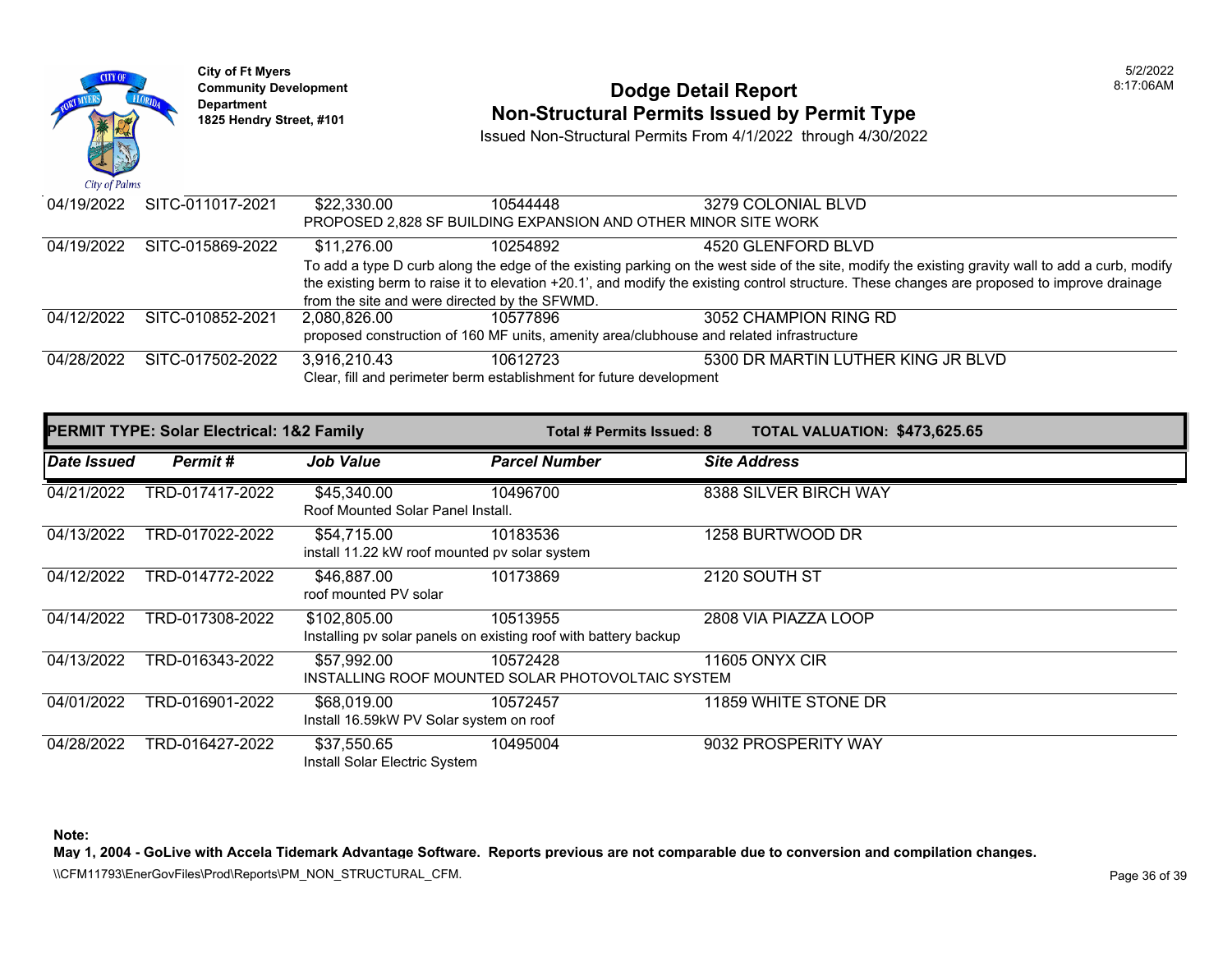| Date Issued | Permit # | Job Value | Parcel Number | Site Address |
|---|---|---|---|---|
| 04/19/2022 | SITC-011017-2021 | $22,330.00 | 10544448 | 3279 COLONIAL BLVD |
| | | PROPOSED 2,828 SF BUILDING EXPANSION AND OTHER MINOR SITE WORK | | |
| 04/19/2022 | SITC-015869-2022 | $11,276.00 | 10254892 | 4520 GLENFORD BLVD |
| | | To add a type D curb along the edge of the existing parking on the west side of the site, modify the existing gravity wall to add a curb, modify the existing berm to raise it to elevation +20.1', and modify the existing control structure. These changes are proposed to improve drainage from the site and were directed by the SFWMD. | | |
| 04/12/2022 | SITC-010852-2021 | 2,080,826.00 | 10577896 | 3052 CHAMPION RING RD |
| | | proposed construction of 160 MF units, amenity area/clubhouse and related infrastructure | | |
| 04/28/2022 | SITC-017502-2022 | 3,916,210.43 | 10612723 | 5300 DR MARTIN LUTHER KING JR BLVD |
| | | Clear, fill and perimeter berm establishment for future development | | |

**PERMIT TYPE: Solar Electrical: 1&2 Family** | **Total # Permits Issued: 8** | **TOTAL VALUATION: $473,625.65**

| *Date Issued* | *Permit #* | *Job Value* | *Parcel Number* | *Site Address* |
|---|---|---|---|---|
| 04/21/2022 | TRD-017417-2022 | $45,340.00 | 10496700 | 8388 SILVER BIRCH WAY |
| | | Roof Mounted Solar Panel Install. | | |
| 04/13/2022 | TRD-017022-2022 | $54,715.00 | 10183536 | 1258 BURTWOOD DR |
| | | install 11.22 kW roof mounted pv solar system | | |
| 04/12/2022 | TRD-014772-2022 | $46,887.00 | 10173869 | 2120 SOUTH ST |
| | | roof mounted PV solar | | |
| 04/14/2022 | TRD-017308-2022 | $102,805.00 | 10513955 | 2808 VIA PIAZZA LOOP |
| | | Installing pv solar panels on existing roof with battery backup | | |
| 04/13/2022 | TRD-016343-2022 | $57,992.00 | 10572428 | 11605 ONYX CIR |
| | | INSTALLING ROOF MOUNTED SOLAR PHOTOVOLTAIC SYSTEM | | |
| 04/01/2022 | TRD-016901-2022 | $68,019.00 | 10572457 | 11859 WHITE STONE DR |
| | | Install 16.59kW PV Solar system on roof | | |
| 04/28/2022 | TRD-016427-2022 | $37,550.65 | 10495004 | 9032 PROSPERITY WAY |
| | | Install Solar Electric System | | |

**Note:**
**May 1, 2004 - GoLive with Accela Tidemark Advantage Software. Reports previous are not comparable due to conversion and compilation changes.**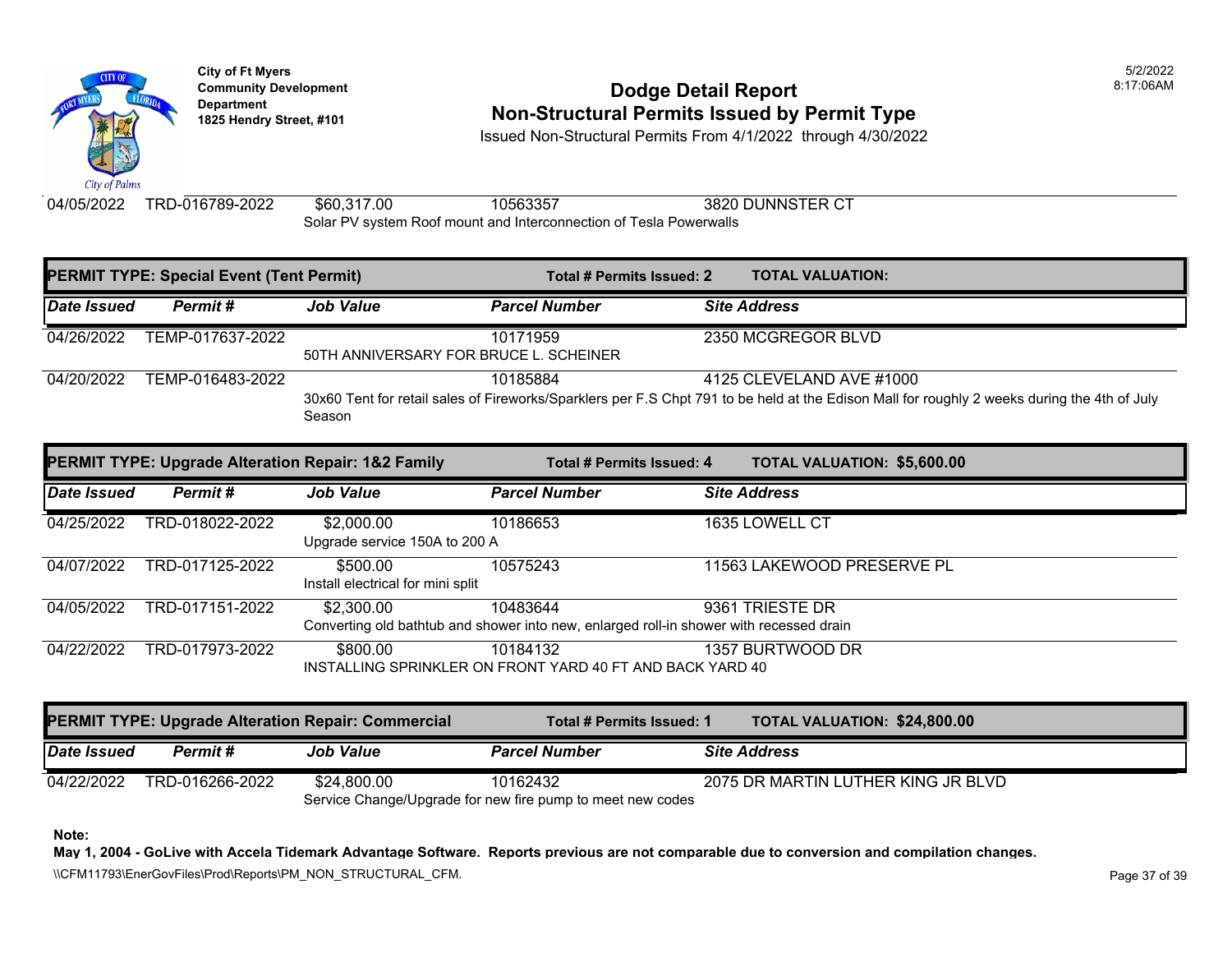| 04/05/2022 | TRD-016789-2022 | $60,317.00 | 10563357 | 3820 DUNNSTER CT |
|---|---|---|---|---|
| | | Solar PV system Roof mount and Interconnection of Tesla Powerwalls | | |

**PERMIT TYPE: Special Event (Tent Permit)** — **Total # Permits Issued: 2** — **TOTAL VALUATION:**

| *Date Issued* | *Permit #* | *Job Value* | *Parcel Number* | *Site Address* |
|---|---|---|---|---|
| 04/26/2022 | TEMP-017637-2022 | | 10171959 | 2350 MCGREGOR BLVD |
| | | 50TH ANNIVERSARY FOR BRUCE L. SCHEINER | | |
| 04/20/2022 | TEMP-016483-2022 | | 10185884 | 4125 CLEVELAND AVE #1000 |
| | | 30x60 Tent for retail sales of Fireworks/Sparklers per F.S Chpt 791 to be held at the Edison Mall for roughly 2 weeks during the 4th of July Season | | |

**PERMIT TYPE: Upgrade Alteration Repair: 1&2 Family** — **Total # Permits Issued: 4** — **TOTAL VALUATION: $5,600.00**

| *Date Issued* | *Permit #* | *Job Value* | *Parcel Number* | *Site Address* |
|---|---|---|---|---|
| 04/25/2022 | TRD-018022-2022 | $2,000.00 | 10186653 | 1635 LOWELL CT |
| | | Upgrade service 150A to 200 A | | |
| 04/07/2022 | TRD-017125-2022 | $500.00 | 10575243 | 11563 LAKEWOOD PRESERVE PL |
| | | Install electrical for mini split | | |
| 04/05/2022 | TRD-017151-2022 | $2,300.00 | 10483644 | 9361 TRIESTE DR |
| | | Converting old bathtub and shower into new, enlarged roll-in shower with recessed drain | | |
| 04/22/2022 | TRD-017973-2022 | $800.00 | 10184132 | 1357 BURTWOOD DR |
| | | INSTALLING SPRINKLER ON FRONT YARD 40 FT AND BACK YARD 40 | | |

**PERMIT TYPE: Upgrade Alteration Repair: Commercial** — **Total # Permits Issued: 1** — **TOTAL VALUATION: $24,800.00**

| *Date Issued* | *Permit #* | *Job Value* | *Parcel Number* | *Site Address* |
|---|---|---|---|---|
| 04/22/2022 | TRD-016266-2022 | $24,800.00 | 10162432 | 2075 DR MARTIN LUTHER KING JR BLVD |
| | | Service Change/Upgrade for new fire pump to meet new codes | | |

**Note:**

**May 1, 2004 - GoLive with Accela Tidemark Advantage Software. Reports previous are not comparable due to conversion and compilation changes.**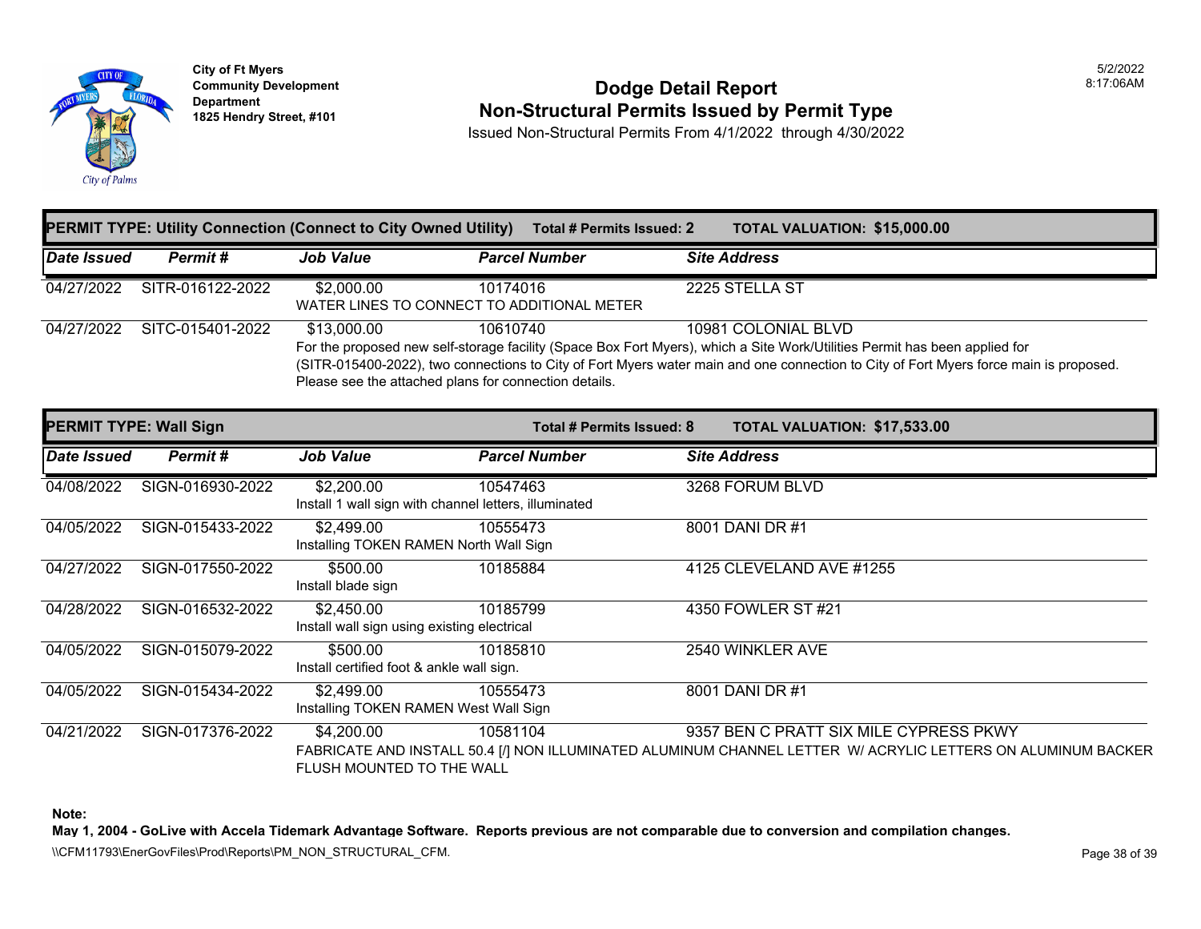City of Ft Myers
Community Development Department
1825 Hendry Street, #101

# Dodge Detail Report
## Non-Structural Permits Issued by Permit Type

Issued Non-Structural Permits From 4/1/2022 through 4/30/2022

5/2/2022
8:17:06AM

**PERMIT TYPE: Utility Connection (Connect to City Owned Utility)** — **Total # Permits Issued: 2** — **TOTAL VALUATION: $15,000.00**

| Date Issued | Permit # | Job Value | Parcel Number | Site Address |
|---|---|---|---|---|
| 04/27/2022 | SITR-016122-2022 | $2,000.00 | 10174016 | 2225 STELLA ST |
| | | WATER LINES TO CONNECT TO ADDITIONAL METER | | |
| 04/27/2022 | SITC-015401-2022 | $13,000.00 | 10610740 | 10981 COLONIAL BLVD |
| | | For the proposed new self-storage facility (Space Box Fort Myers), which a Site Work/Utilities Permit has been applied for (SITR-015400-2022), two connections to City of Fort Myers water main and one connection to City of Fort Myers force main is proposed. Please see the attached plans for connection details. | | |

**PERMIT TYPE: Wall Sign** — **Total # Permits Issued: 8** — **TOTAL VALUATION: $17,533.00**

| Date Issued | Permit # | Job Value | Parcel Number | Site Address |
|---|---|---|---|---|
| 04/08/2022 | SIGN-016930-2022 | $2,200.00 | 10547463 | 3268 FORUM BLVD |
| | | Install 1 wall sign with channel letters, illuminated | | |
| 04/05/2022 | SIGN-015433-2022 | $2,499.00 | 10555473 | 8001 DANI DR #1 |
| | | Installing TOKEN RAMEN North Wall Sign | | |
| 04/27/2022 | SIGN-017550-2022 | $500.00 | 10185884 | 4125 CLEVELAND AVE #1255 |
| | | Install blade sign | | |
| 04/28/2022 | SIGN-016532-2022 | $2,450.00 | 10185799 | 4350 FOWLER ST #21 |
| | | Install wall sign using existing electrical | | |
| 04/05/2022 | SIGN-015079-2022 | $500.00 | 10185810 | 2540 WINKLER AVE |
| | | Install certified foot & ankle wall sign. | | |
| 04/05/2022 | SIGN-015434-2022 | $2,499.00 | 10555473 | 8001 DANI DR #1 |
| | | Installing TOKEN RAMEN West Wall Sign | | |
| 04/21/2022 | SIGN-017376-2022 | $4,200.00 | 10581104 | 9357 BEN C PRATT SIX MILE CYPRESS PKWY |
| | | FABRICATE AND INSTALL 50.4 [/] NON ILLUMINATED ALUMINUM CHANNEL LETTER W/ ACRYLIC LETTERS ON ALUMINUM BACKER FLUSH MOUNTED TO THE WALL | | |

**Note:**
**May 1, 2004 - GoLive with Accela Tidemark Advantage Software. Reports previous are not comparable due to conversion and compilation changes.**

\\CFM11793\EnerGovFiles\Prod\Reports\PM_NON_STRUCTURAL_CFM.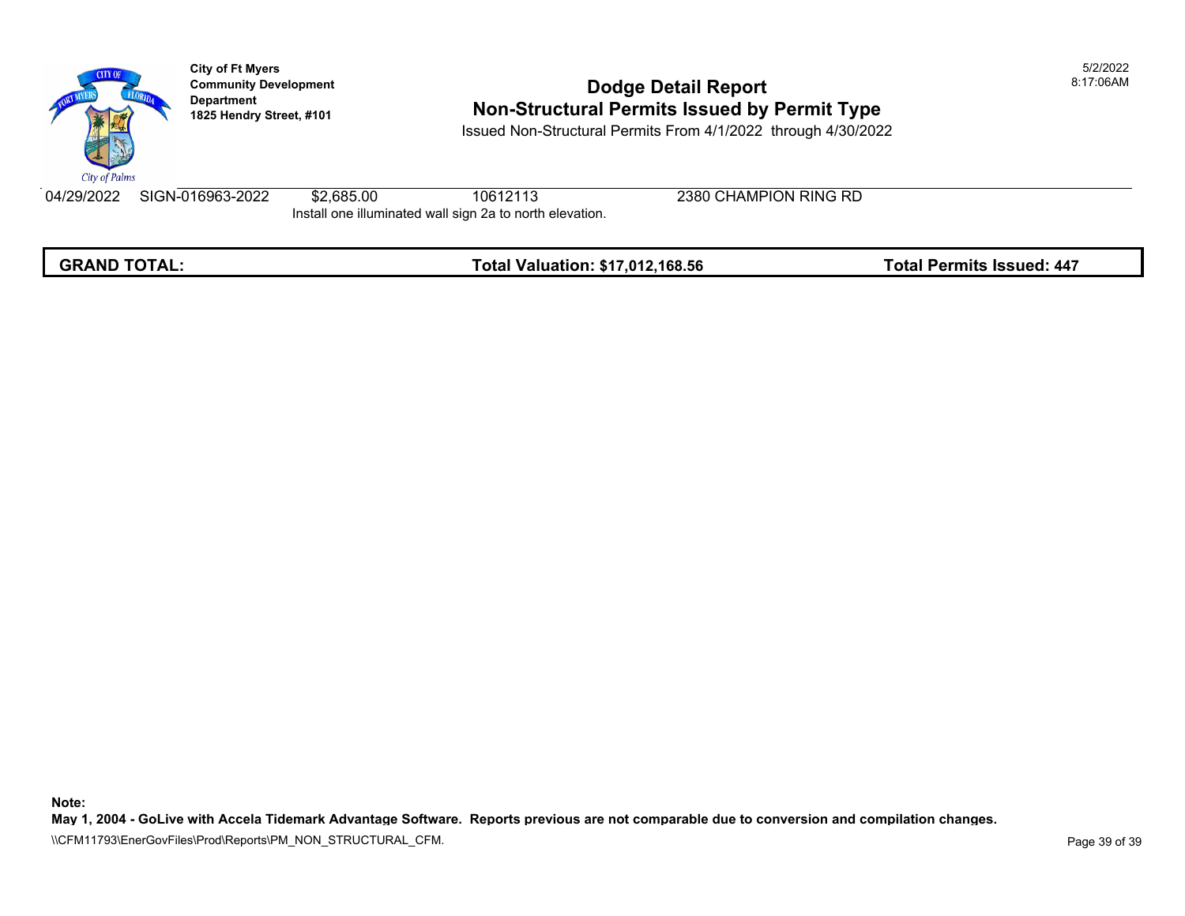| | | | | |
|---|---|---|---|---|
| 04/29/2022 | SIGN-016963-2022 | $2,685.00 | 10612113 | 2380 CHAMPION RING RD |
| | | Install one illuminated wall sign 2a to north elevation. | | |

| | | |
|---|---|---|
| **GRAND TOTAL:** | **Total Valuation: $17,012,168.56** | **Total Permits Issued: 447** |

**Note:**
**May 1, 2004 - GoLive with Accela Tidemark Advantage Software. Reports previous are not comparable due to conversion and compilation changes.**